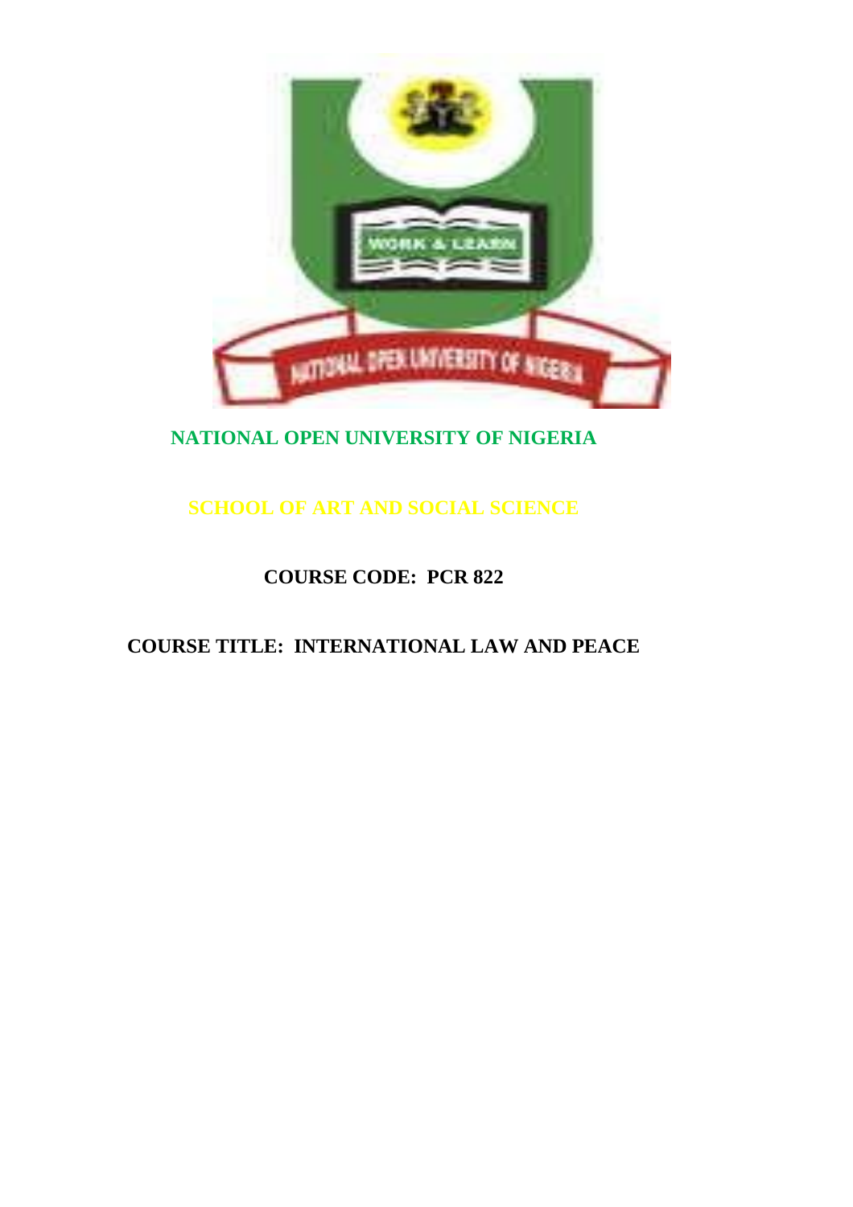# NATIONAL OPEN UNIVERSITY OF NIGERIA

## SCHOOL OF ART AND SOCIAL SCIENCE

**COURSE CODE: PCR 822**

**COURSE TITLE: INTERNATIONAL LAW AND PEACE**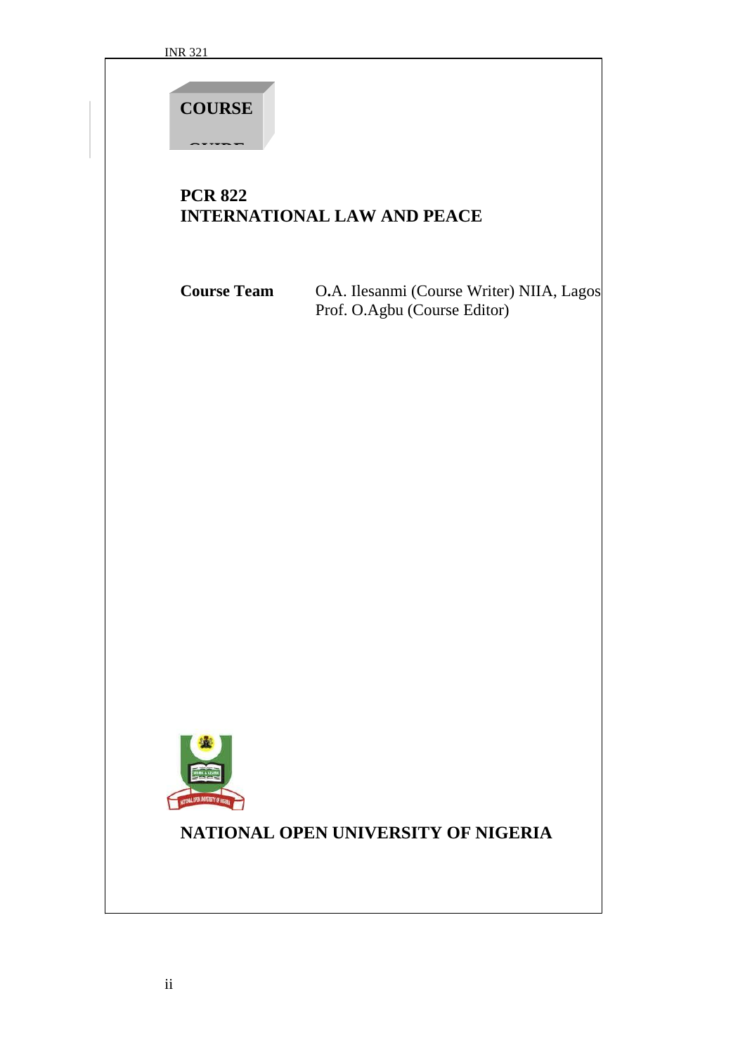**COURSE GUIDE**

# PCR 822
# INTERNATIONAL LAW AND PEACE

**Course Team** O.A. Ilesanmi (Course Writer) NIIA, Lagos
Prof. O.Agbu (Course Editor)

**NATIONAL OPEN UNIVERSITY OF NIGERIA**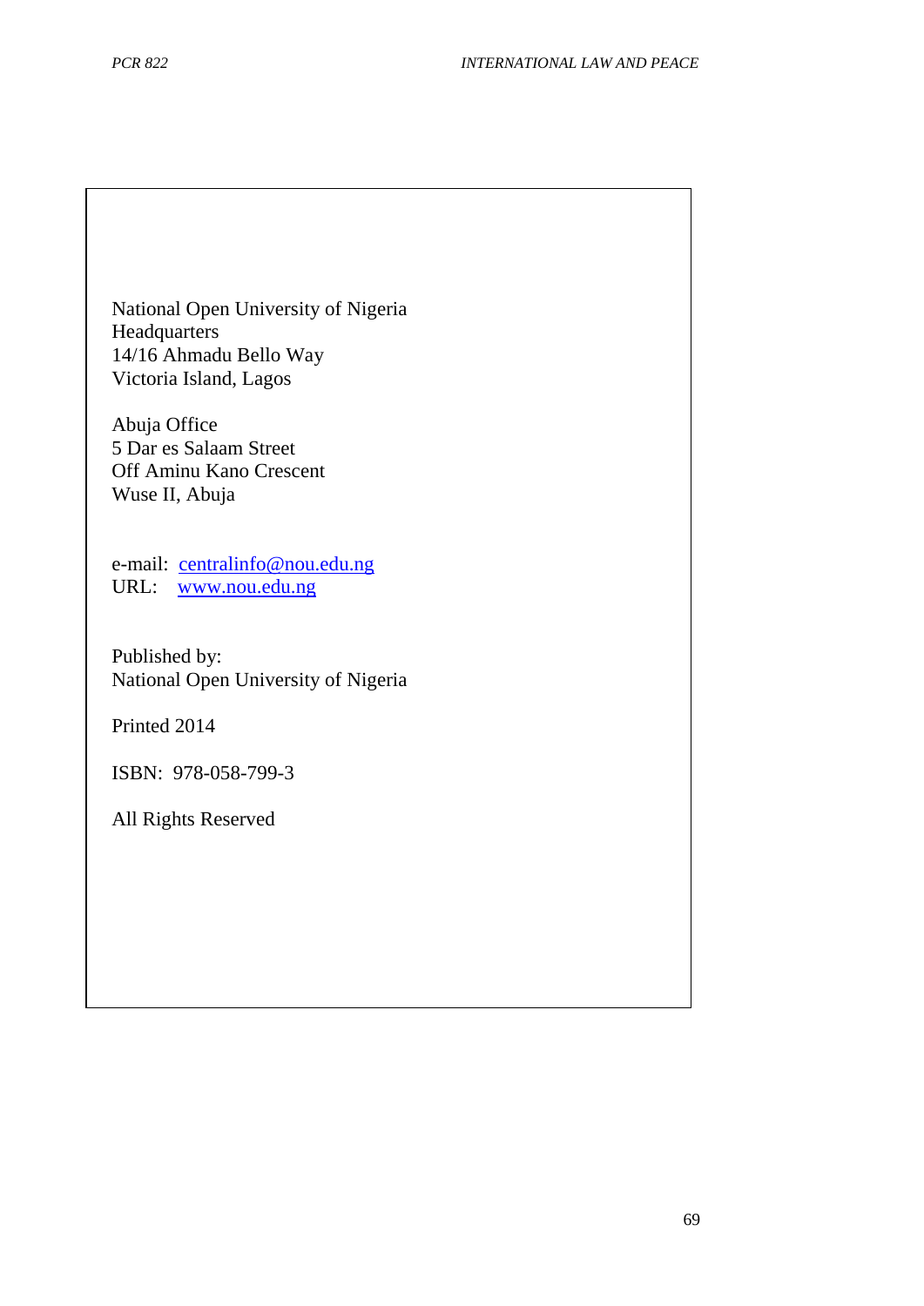National Open University of Nigeria
Headquarters
14/16 Ahmadu Bello Way
Victoria Island, Lagos

Abuja Office
5 Dar es Salaam Street
Off Aminu Kano Crescent
Wuse II, Abuja

e-mail: centralinfo@nou.edu.ng
URL: www.nou.edu.ng

Published by:
National Open University of Nigeria

Printed 2014

ISBN: 978-058-799-3

All Rights Reserved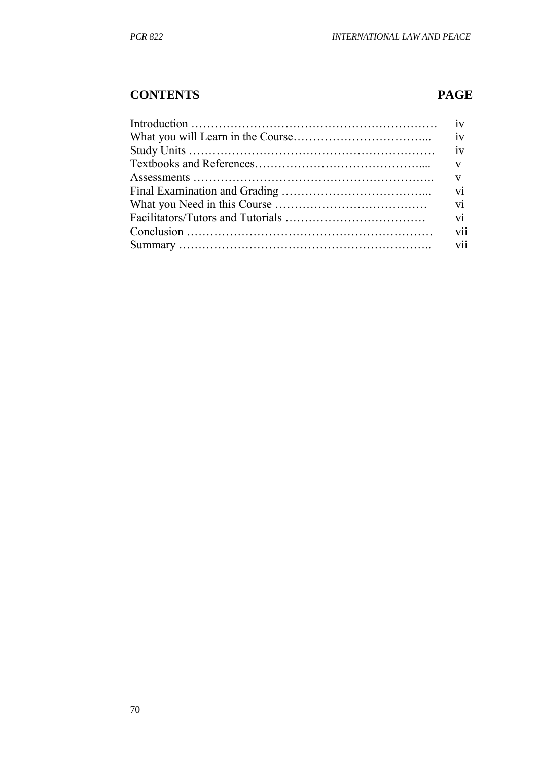## CONTENTS PAGE

| CONTENTS | PAGE |
| --- | --- |
| Introduction | iv |
| What you will Learn in the Course | iv |
| Study Units | iv |
| Textbooks and References | v |
| Assessments | v |
| Final Examination and Grading | vi |
| What you Need in this Course | vi |
| Facilitators/Tutors and Tutorials | vi |
| Conclusion | vii |
| Summary | vii |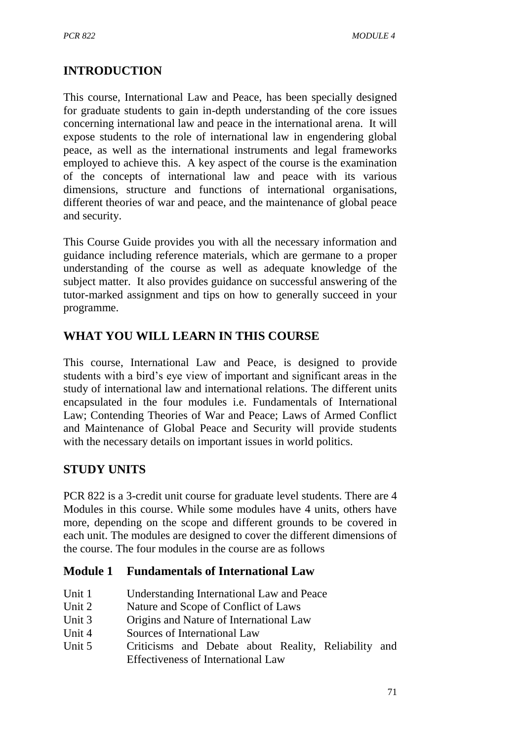## INTRODUCTION

This course, International Law and Peace, has been specially designed for graduate students to gain in-depth understanding of the core issues concerning international law and peace in the international arena. It will expose students to the role of international law in engendering global peace, as well as the international instruments and legal frameworks employed to achieve this. A key aspect of the course is the examination of the concepts of international law and peace with its various dimensions, structure and functions of international organisations, different theories of war and peace, and the maintenance of global peace and security.

This Course Guide provides you with all the necessary information and guidance including reference materials, which are germane to a proper understanding of the course as well as adequate knowledge of the subject matter. It also provides guidance on successful answering of the tutor-marked assignment and tips on how to generally succeed in your programme.

## WHAT YOU WILL LEARN IN THIS COURSE

This course, International Law and Peace, is designed to provide students with a bird's eye view of important and significant areas in the study of international law and international relations. The different units encapsulated in the four modules i.e. Fundamentals of International Law; Contending Theories of War and Peace; Laws of Armed Conflict and Maintenance of Global Peace and Security will provide students with the necessary details on important issues in world politics.

## STUDY UNITS

PCR 822 is a 3-credit unit course for graduate level students. There are 4 Modules in this course. While some modules have 4 units, others have more, depending on the scope and different grounds to be covered in each unit. The modules are designed to cover the different dimensions of the course. The four modules in the course are as follows

### Module 1 Fundamentals of International Law

- Unit 1 Understanding International Law and Peace
- Unit 2 Nature and Scope of Conflict of Laws
- Unit 3 Origins and Nature of International Law
- Unit 4 Sources of International Law
- Unit 5 Criticisms and Debate about Reality, Reliability and Effectiveness of International Law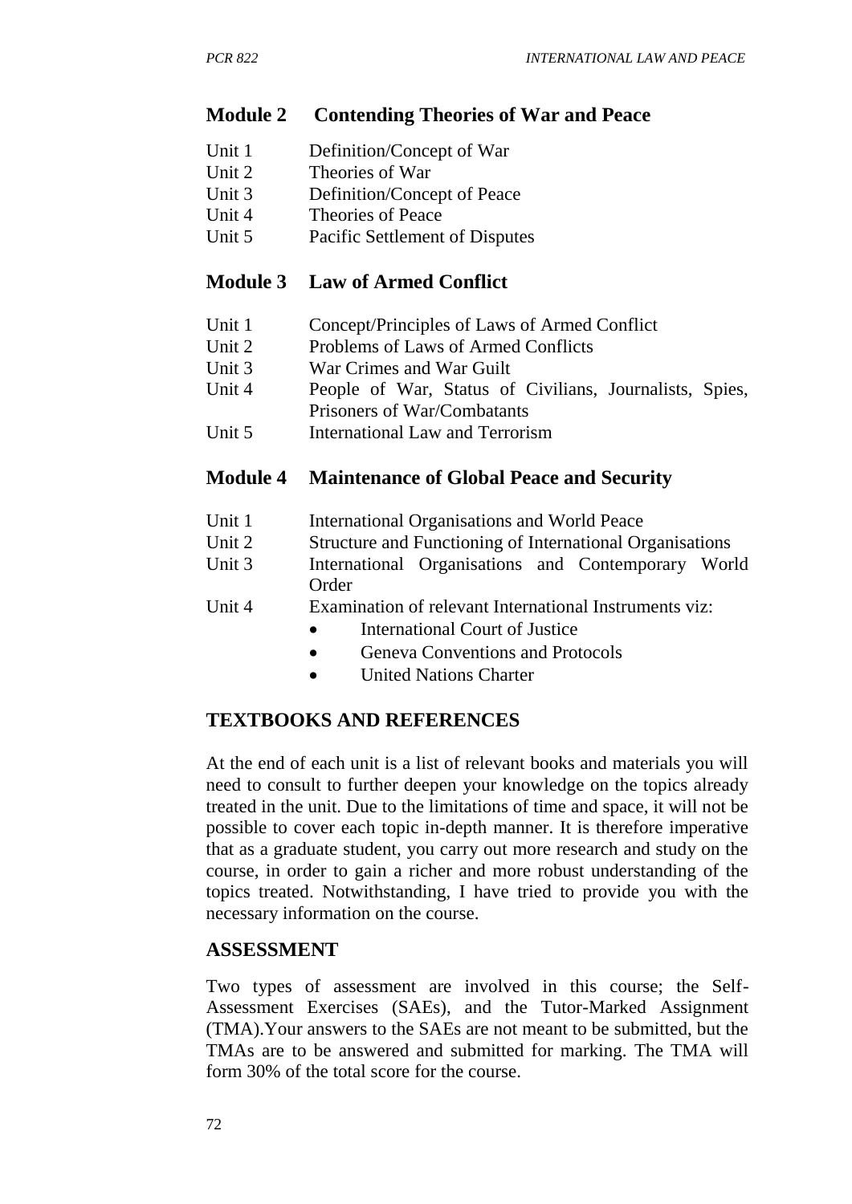## Module 2 Contending Theories of War and Peace

Unit 1 Definition/Concept of War
Unit 2 Theories of War
Unit 3 Definition/Concept of Peace
Unit 4 Theories of Peace
Unit 5 Pacific Settlement of Disputes

## Module 3 Law of Armed Conflict

Unit 1 Concept/Principles of Laws of Armed Conflict
Unit 2 Problems of Laws of Armed Conflicts
Unit 3 War Crimes and War Guilt
Unit 4 People of War, Status of Civilians, Journalists, Spies, Prisoners of War/Combatants
Unit 5 International Law and Terrorism

## Module 4 Maintenance of Global Peace and Security

Unit 1 International Organisations and World Peace
Unit 2 Structure and Functioning of International Organisations
Unit 3 International Organisations and Contemporary World Order
Unit 4 Examination of relevant International Instruments viz:

- International Court of Justice
- Geneva Conventions and Protocols
- United Nations Charter

## TEXTBOOKS AND REFERENCES

At the end of each unit is a list of relevant books and materials you will need to consult to further deepen your knowledge on the topics already treated in the unit. Due to the limitations of time and space, it will not be possible to cover each topic in-depth manner. It is therefore imperative that as a graduate student, you carry out more research and study on the course, in order to gain a richer and more robust understanding of the topics treated. Notwithstanding, I have tried to provide you with the necessary information on the course.

## ASSESSMENT

Two types of assessment are involved in this course; the Self-Assessment Exercises (SAEs), and the Tutor-Marked Assignment (TMA).Your answers to the SAEs are not meant to be submitted, but the TMAs are to be answered and submitted for marking. The TMA will form 30% of the total score for the course.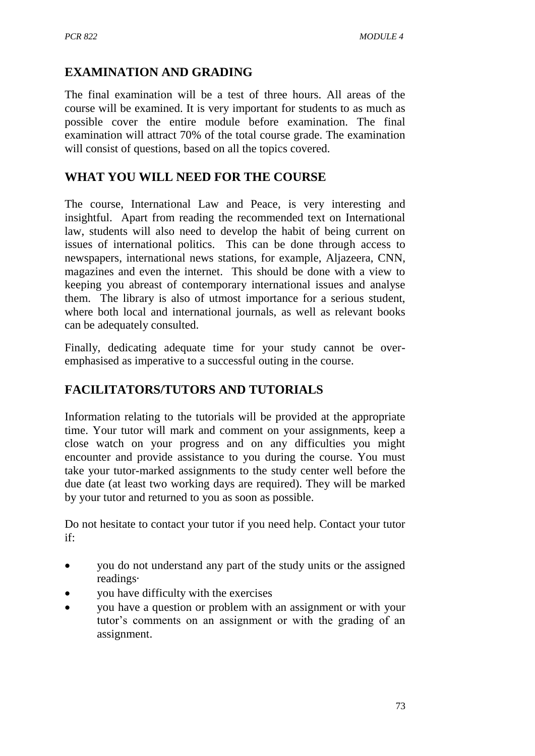## EXAMINATION AND GRADING

The final examination will be a test of three hours. All areas of the course will be examined. It is very important for students to as much as possible cover the entire module before examination. The final examination will attract 70% of the total course grade. The examination will consist of questions, based on all the topics covered.

## WHAT YOU WILL NEED FOR THE COURSE

The course, International Law and Peace, is very interesting and insightful. Apart from reading the recommended text on International law, students will also need to develop the habit of being current on issues of international politics. This can be done through access to newspapers, international news stations, for example, Aljazeera, CNN, magazines and even the internet. This should be done with a view to keeping you abreast of contemporary international issues and analyse them. The library is also of utmost importance for a serious student, where both local and international journals, as well as relevant books can be adequately consulted.

Finally, dedicating adequate time for your study cannot be over-emphasised as imperative to a successful outing in the course.

## FACILITATORS/TUTORS AND TUTORIALS

Information relating to the tutorials will be provided at the appropriate time. Your tutor will mark and comment on your assignments, keep a close watch on your progress and on any difficulties you might encounter and provide assistance to you during the course. You must take your tutor-marked assignments to the study center well before the due date (at least two working days are required). They will be marked by your tutor and returned to you as soon as possible.

Do not hesitate to contact your tutor if you need help. Contact your tutor if:

- you do not understand any part of the study units or the assigned readings·
- you have difficulty with the exercises
- you have a question or problem with an assignment or with your tutor's comments on an assignment or with the grading of an assignment.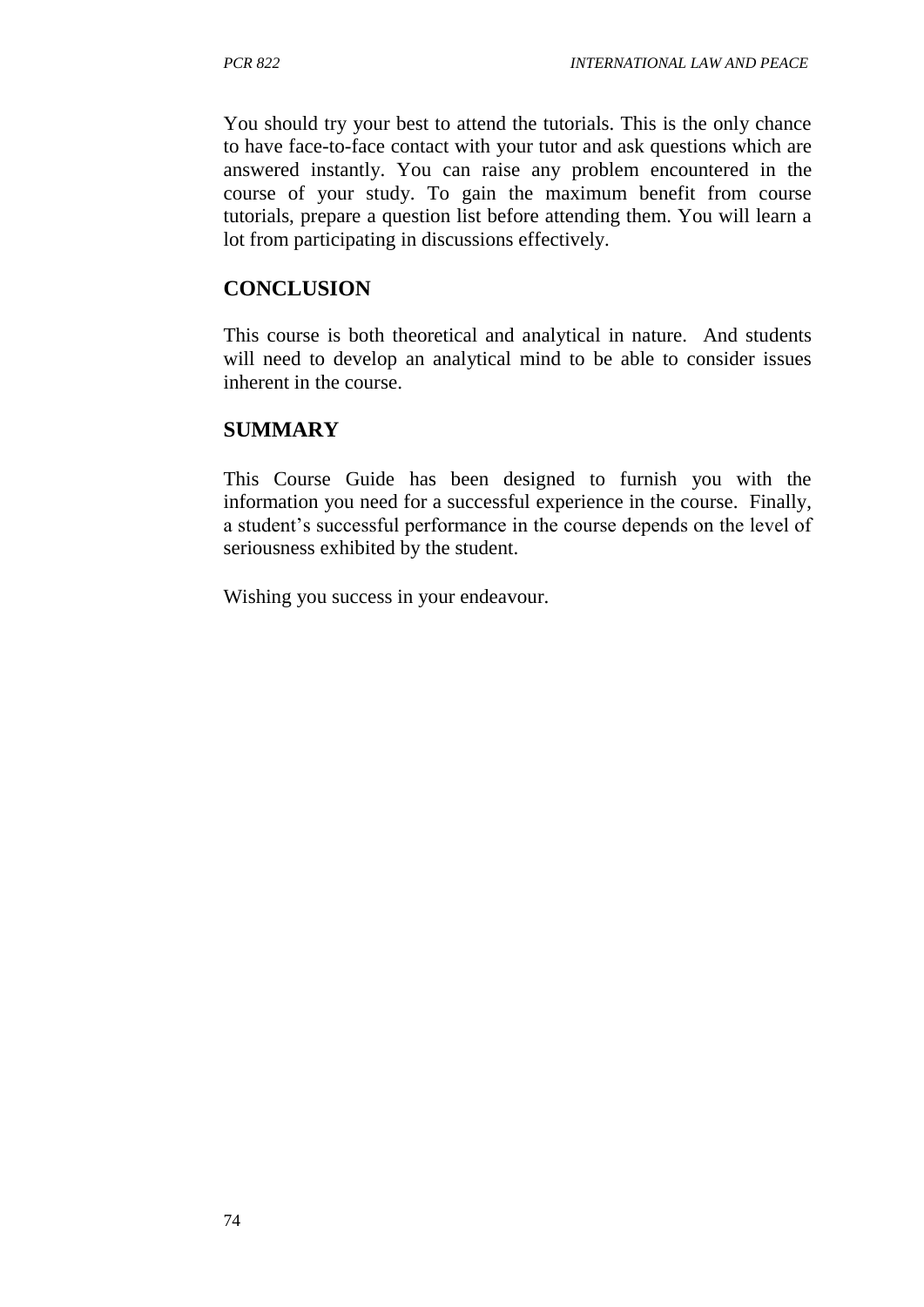You should try your best to attend the tutorials. This is the only chance to have face-to-face contact with your tutor and ask questions which are answered instantly. You can raise any problem encountered in the course of your study. To gain the maximum benefit from course tutorials, prepare a question list before attending them. You will learn a lot from participating in discussions effectively.

## CONCLUSION

This course is both theoretical and analytical in nature. And students will need to develop an analytical mind to be able to consider issues inherent in the course.

## SUMMARY

This Course Guide has been designed to furnish you with the information you need for a successful experience in the course. Finally, a student's successful performance in the course depends on the level of seriousness exhibited by the student.

Wishing you success in your endeavour.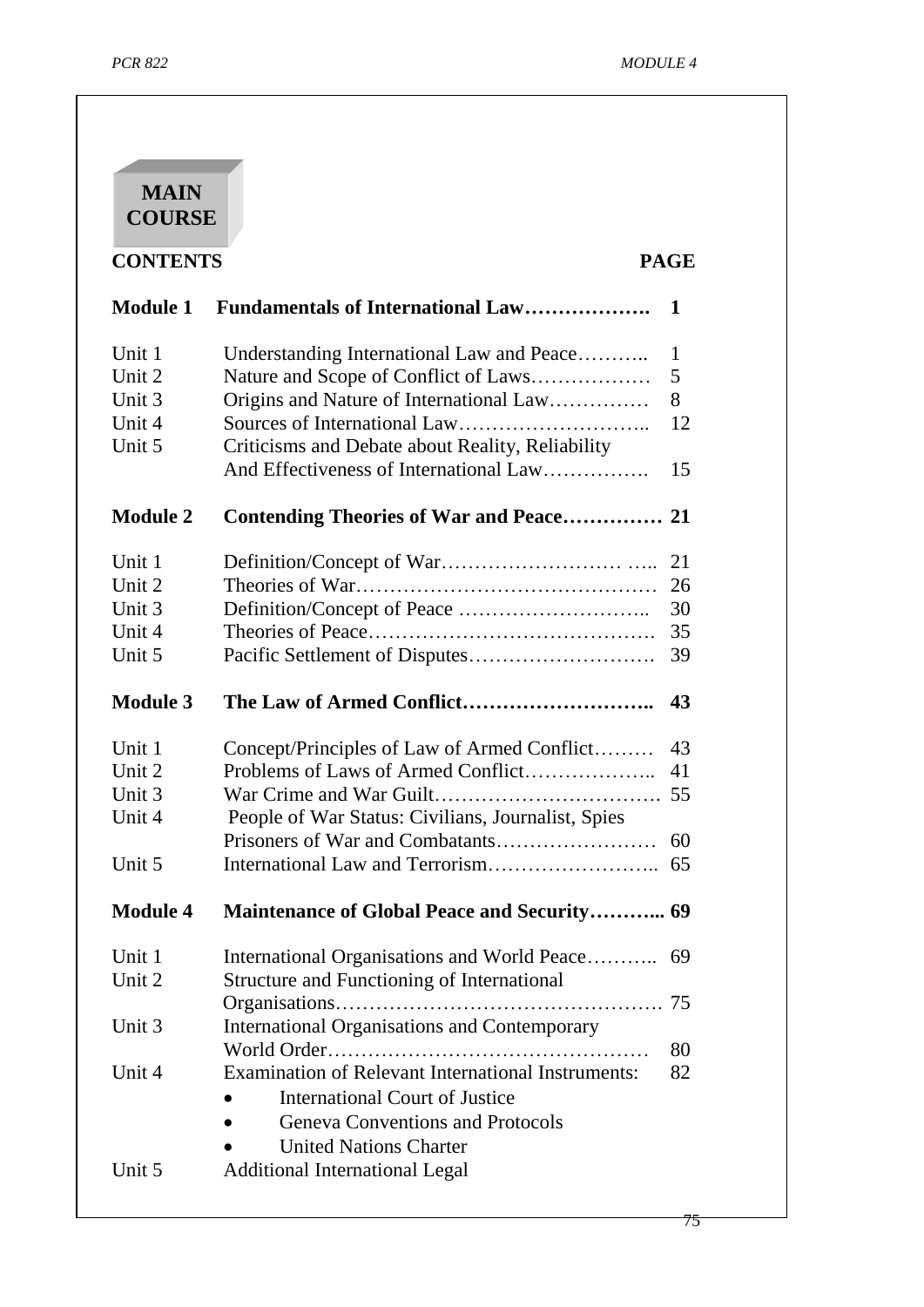# MAIN COURSE

| CONTENTS | | PAGE |
|---|---|---|
| **Module 1** | **Fundamentals of International Law……………….** | **1** |
| Unit 1 | Understanding International Law and Peace……….. | 1 |
| Unit 2 | Nature and Scope of Conflict of Laws……………… | 5 |
| Unit 3 | Origins and Nature of International Law…………… | 8 |
| Unit 4 | Sources of International Law……………………….. | 12 |
| Unit 5 | Criticisms and Debate about Reality, Reliability And Effectiveness of International Law……………. | 15 |
| **Module 2** | **Contending Theories of War and Peace……………** | **21** |
| Unit 1 | Definition/Concept of War……………………… ….. | 21 |
| Unit 2 | Theories of War……………………………………… | 26 |
| Unit 3 | Definition/Concept of Peace ……………………….. | 30 |
| Unit 4 | Theories of Peace……………………………………. | 35 |
| Unit 5 | Pacific Settlement of Disputes………………………. | 39 |
| **Module 3** | **The Law of Armed Conflict………………………..** | **43** |
| Unit 1 | Concept/Principles of Law of Armed Conflict……… | 43 |
| Unit 2 | Problems of Laws of Armed Conflict……………….. | 41 |
| Unit 3 | War Crime and War Guilt……………………………. | 55 |
| Unit 4 | People of War Status: Civilians, Journalist, Spies Prisoners of War and Combatants…………………… | 60 |
| Unit 5 | International Law and Terrorism…………………….. | 65 |
| **Module 4** | **Maintenance of Global Peace and Security………..** | **69** |
| Unit 1 | International Organisations and World Peace……….. | 69 |
| Unit 2 | Structure and Functioning of International Organisations…………………………………………. | 75 |
| Unit 3 | International Organisations and Contemporary World Order………………………………………… | 80 |
| Unit 4 | Examination of Relevant International Instruments: • International Court of Justice • Geneva Conventions and Protocols • United Nations Charter | 82 |
| Unit 5 | Additional International Legal | |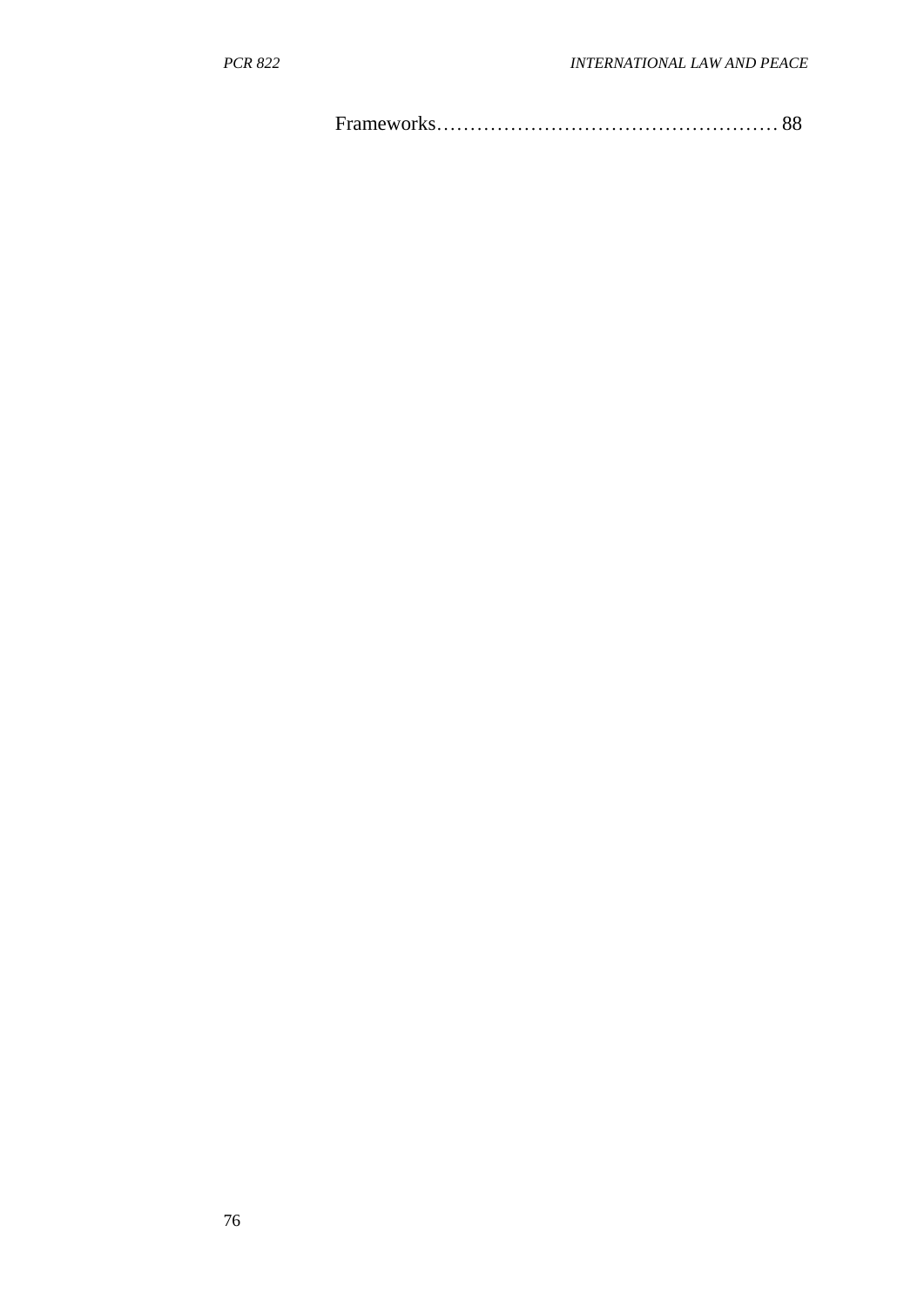Frameworks…………………………………………… 88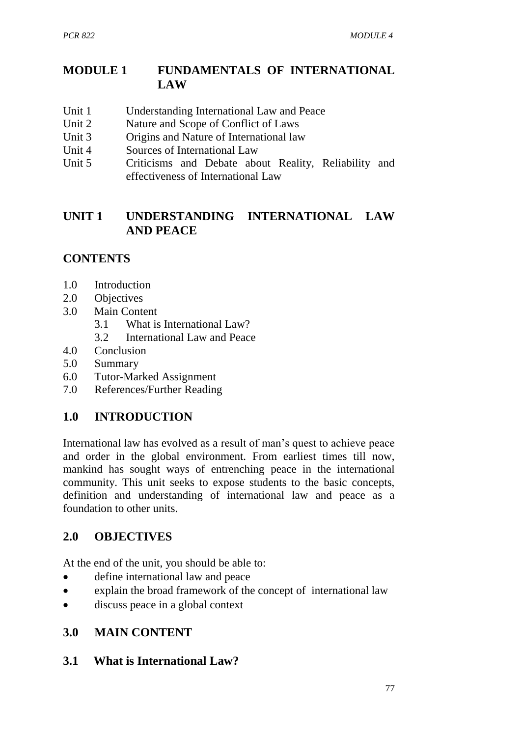# MODULE 1 FUNDAMENTALS OF INTERNATIONAL LAW

- Unit 1 Understanding International Law and Peace
- Unit 2 Nature and Scope of Conflict of Laws
- Unit 3 Origins and Nature of International law
- Unit 4 Sources of International Law
- Unit 5 Criticisms and Debate about Reality, Reliability and effectiveness of International Law

## UNIT 1 UNDERSTANDING INTERNATIONAL LAW AND PEACE

### CONTENTS

- 1.0 Introduction
- 2.0 Objectives
- 3.0 Main Content
    - 3.1 What is International Law?
    - 3.2 International Law and Peace
- 4.0 Conclusion
- 5.0 Summary
- 6.0 Tutor-Marked Assignment
- 7.0 References/Further Reading

### 1.0 INTRODUCTION

International law has evolved as a result of man's quest to achieve peace and order in the global environment. From earliest times till now, mankind has sought ways of entrenching peace in the international community. This unit seeks to expose students to the basic concepts, definition and understanding of international law and peace as a foundation to other units.

### 2.0 OBJECTIVES

At the end of the unit, you should be able to:

- define international law and peace
- explain the broad framework of the concept of international law
- discuss peace in a global context

### 3.0 MAIN CONTENT

### 3.1 What is International Law?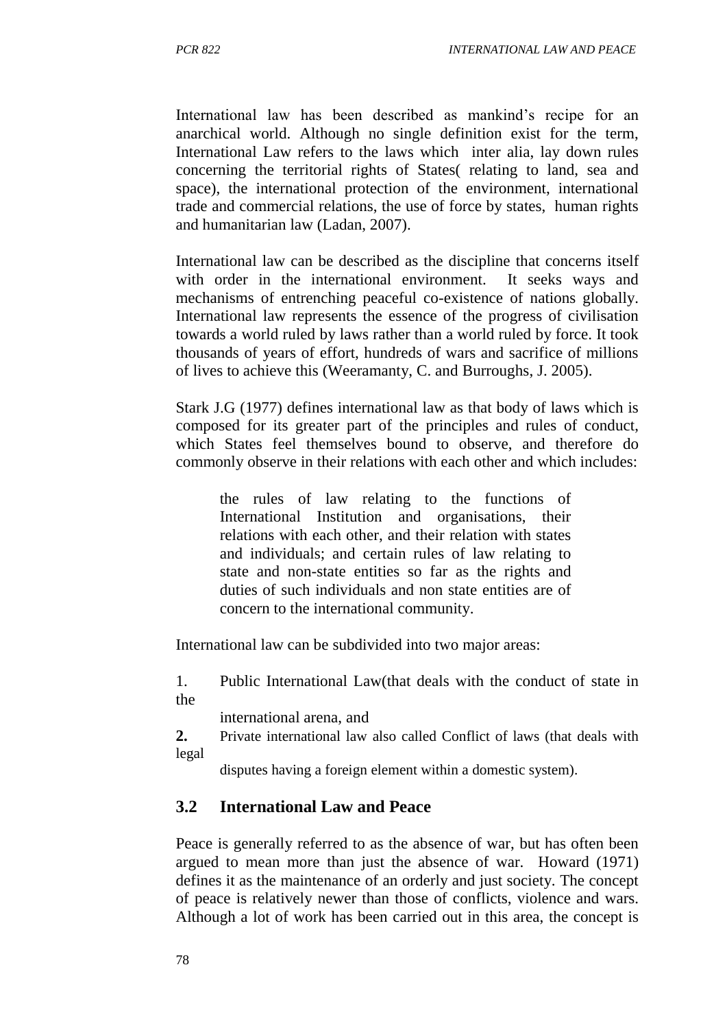International law has been described as mankind's recipe for an anarchical world. Although no single definition exist for the term, International Law refers to the laws which inter alia, lay down rules concerning the territorial rights of States( relating to land, sea and space), the international protection of the environment, international trade and commercial relations, the use of force by states, human rights and humanitarian law (Ladan, 2007).

International law can be described as the discipline that concerns itself with order in the international environment. It seeks ways and mechanisms of entrenching peaceful co-existence of nations globally. International law represents the essence of the progress of civilisation towards a world ruled by laws rather than a world ruled by force. It took thousands of years of effort, hundreds of wars and sacrifice of millions of lives to achieve this (Weeramanty, C. and Burroughs, J. 2005).

Stark J.G (1977) defines international law as that body of laws which is composed for its greater part of the principles and rules of conduct, which States feel themselves bound to observe, and therefore do commonly observe in their relations with each other and which includes:

> the rules of law relating to the functions of International Institution and organisations, their relations with each other, and their relation with states and individuals; and certain rules of law relating to state and non-state entities so far as the rights and duties of such individuals and non state entities are of concern to the international community.

International law can be subdivided into two major areas:

1. Public International Law(that deals with the conduct of state in the international arena, and
2. Private international law also called Conflict of laws (that deals with legal disputes having a foreign element within a domestic system).

## 3.2 International Law and Peace

Peace is generally referred to as the absence of war, but has often been argued to mean more than just the absence of war. Howard (1971) defines it as the maintenance of an orderly and just society. The concept of peace is relatively newer than those of conflicts, violence and wars. Although a lot of work has been carried out in this area, the concept is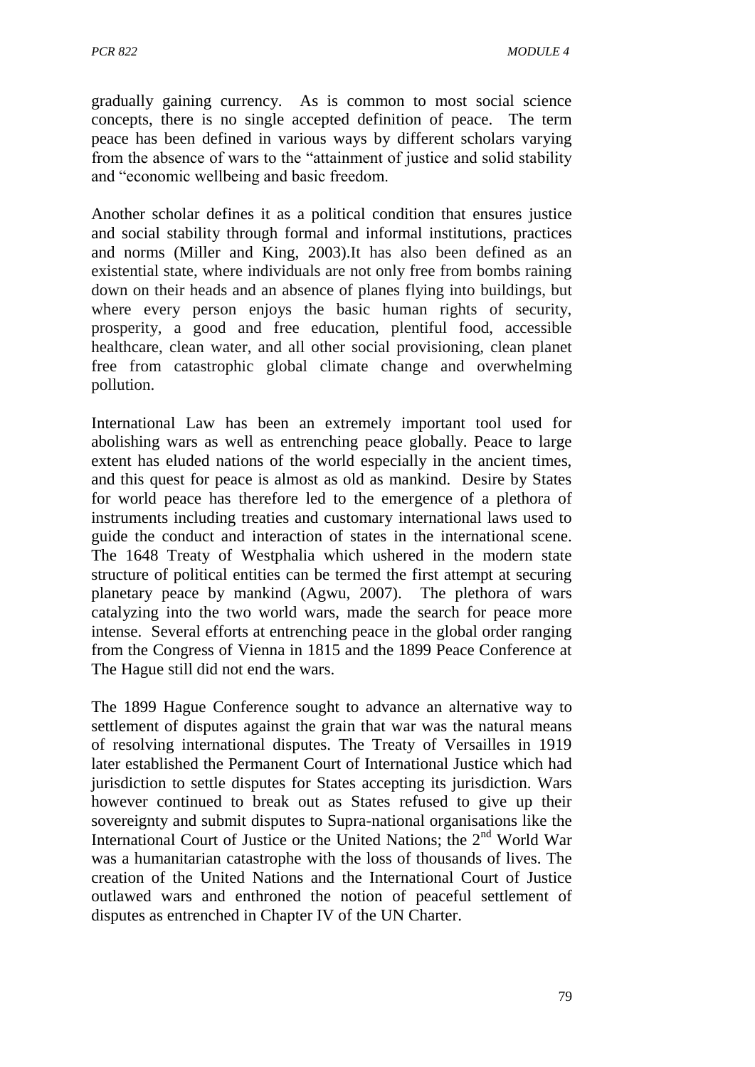gradually gaining currency. As is common to most social science concepts, there is no single accepted definition of peace. The term peace has been defined in various ways by different scholars varying from the absence of wars to the "attainment of justice and solid stability and "economic wellbeing and basic freedom.

Another scholar defines it as a political condition that ensures justice and social stability through formal and informal institutions, practices and norms (Miller and King, 2003).It has also been defined as an existential state, where individuals are not only free from bombs raining down on their heads and an absence of planes flying into buildings, but where every person enjoys the basic human rights of security, prosperity, a good and free education, plentiful food, accessible healthcare, clean water, and all other social provisioning, clean planet free from catastrophic global climate change and overwhelming pollution.

International Law has been an extremely important tool used for abolishing wars as well as entrenching peace globally. Peace to large extent has eluded nations of the world especially in the ancient times, and this quest for peace is almost as old as mankind. Desire by States for world peace has therefore led to the emergence of a plethora of instruments including treaties and customary international laws used to guide the conduct and interaction of states in the international scene. The 1648 Treaty of Westphalia which ushered in the modern state structure of political entities can be termed the first attempt at securing planetary peace by mankind (Agwu, 2007). The plethora of wars catalyzing into the two world wars, made the search for peace more intense. Several efforts at entrenching peace in the global order ranging from the Congress of Vienna in 1815 and the 1899 Peace Conference at The Hague still did not end the wars.

The 1899 Hague Conference sought to advance an alternative way to settlement of disputes against the grain that war was the natural means of resolving international disputes. The Treaty of Versailles in 1919 later established the Permanent Court of International Justice which had jurisdiction to settle disputes for States accepting its jurisdiction. Wars however continued to break out as States refused to give up their sovereignty and submit disputes to Supra-national organisations like the International Court of Justice or the United Nations; the 2nd World War was a humanitarian catastrophe with the loss of thousands of lives. The creation of the United Nations and the International Court of Justice outlawed wars and enthroned the notion of peaceful settlement of disputes as entrenched in Chapter IV of the UN Charter.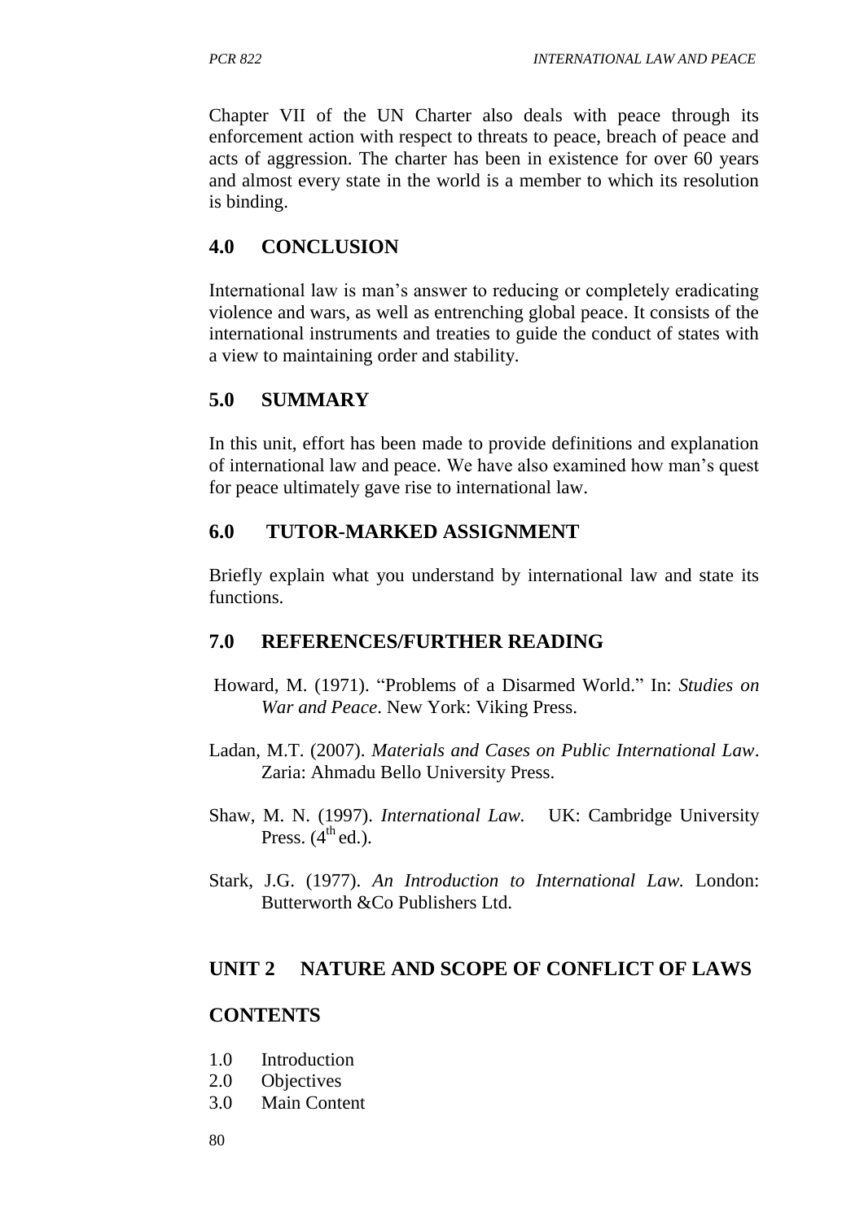Chapter VII of the UN Charter also deals with peace through its enforcement action with respect to threats to peace, breach of peace and acts of aggression. The charter has been in existence for over 60 years and almost every state in the world is a member to which its resolution is binding.

## 4.0 CONCLUSION

International law is man's answer to reducing or completely eradicating violence and wars, as well as entrenching global peace. It consists of the international instruments and treaties to guide the conduct of states with a view to maintaining order and stability.

## 5.0 SUMMARY

In this unit, effort has been made to provide definitions and explanation of international law and peace. We have also examined how man's quest for peace ultimately gave rise to international law.

## 6.0 TUTOR-MARKED ASSIGNMENT

Briefly explain what you understand by international law and state its functions.

## 7.0 REFERENCES/FURTHER READING

Howard, M. (1971). "Problems of a Disarmed World." In: *Studies on War and Peace*. New York: Viking Press.

Ladan, M.T. (2007). *Materials and Cases on Public International Law*. Zaria: Ahmadu Bello University Press.

Shaw, M. N. (1997). *International Law.* UK: Cambridge University Press. (4th ed.).

Stark, J.G. (1977). *An Introduction to International Law.* London: Butterworth &Co Publishers Ltd.

# UNIT 2 NATURE AND SCOPE OF CONFLICT OF LAWS

## CONTENTS

1.0 Introduction
2.0 Objectives
3.0 Main Content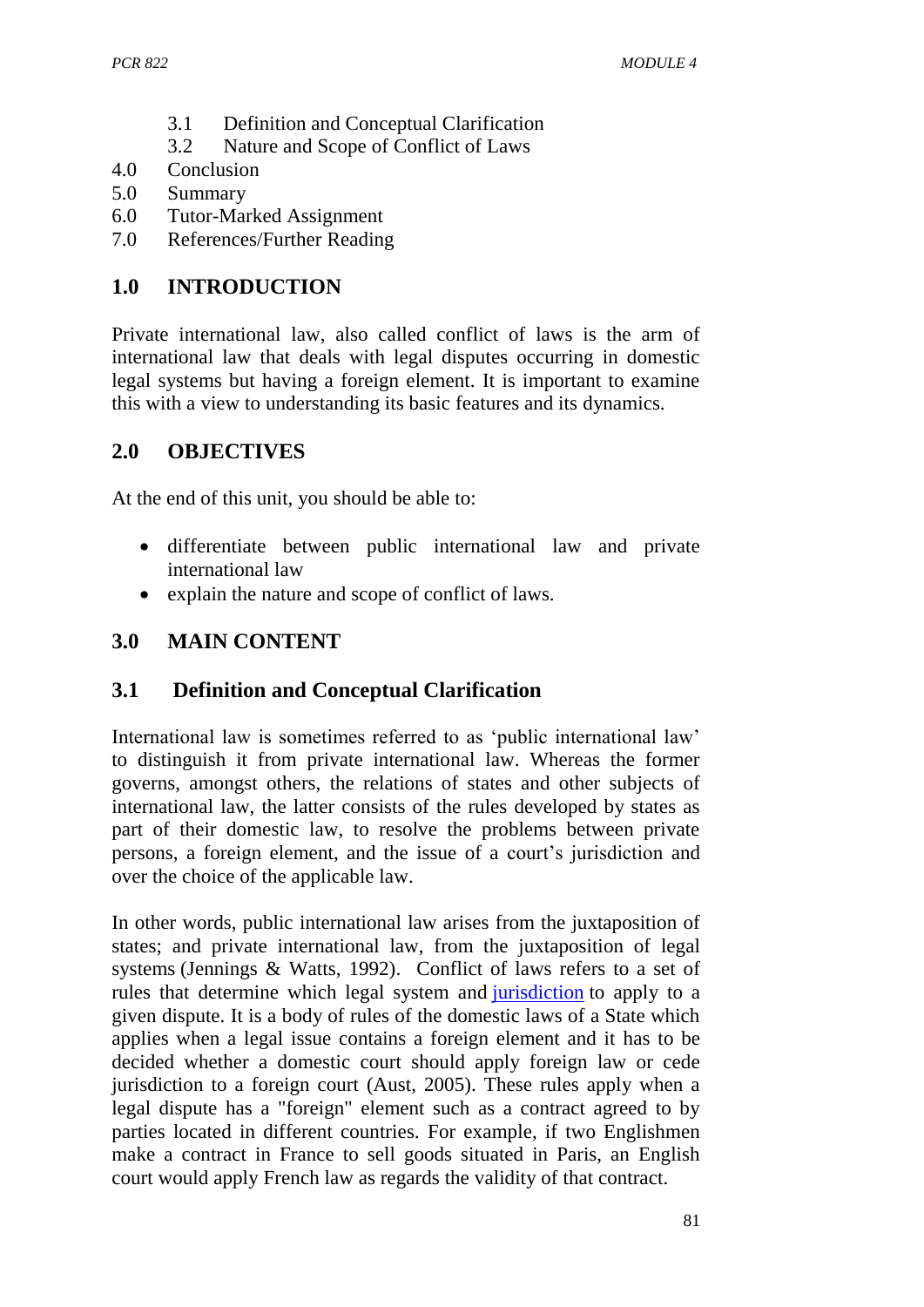- 3.1 Definition and Conceptual Clarification
- 3.2 Nature and Scope of Conflict of Laws

4.0 Conclusion
5.0 Summary
6.0 Tutor-Marked Assignment
7.0 References/Further Reading

## 1.0 INTRODUCTION

Private international law, also called conflict of laws is the arm of international law that deals with legal disputes occurring in domestic legal systems but having a foreign element. It is important to examine this with a view to understanding its basic features and its dynamics.

## 2.0 OBJECTIVES

At the end of this unit, you should be able to:

- differentiate between public international law and private international law
- explain the nature and scope of conflict of laws.

## 3.0 MAIN CONTENT

### 3.1 Definition and Conceptual Clarification

International law is sometimes referred to as 'public international law' to distinguish it from private international law. Whereas the former governs, amongst others, the relations of states and other subjects of international law, the latter consists of the rules developed by states as part of their domestic law, to resolve the problems between private persons, a foreign element, and the issue of a court's jurisdiction and over the choice of the applicable law.

In other words, public international law arises from the juxtaposition of states; and private international law, from the juxtaposition of legal systems (Jennings & Watts, 1992). Conflict of laws refers to a set of rules that determine which legal system and jurisdiction to apply to a given dispute. It is a body of rules of the domestic laws of a State which applies when a legal issue contains a foreign element and it has to be decided whether a domestic court should apply foreign law or cede jurisdiction to a foreign court (Aust, 2005). These rules apply when a legal dispute has a "foreign" element such as a contract agreed to by parties located in different countries. For example, if two Englishmen make a contract in France to sell goods situated in Paris, an English court would apply French law as regards the validity of that contract.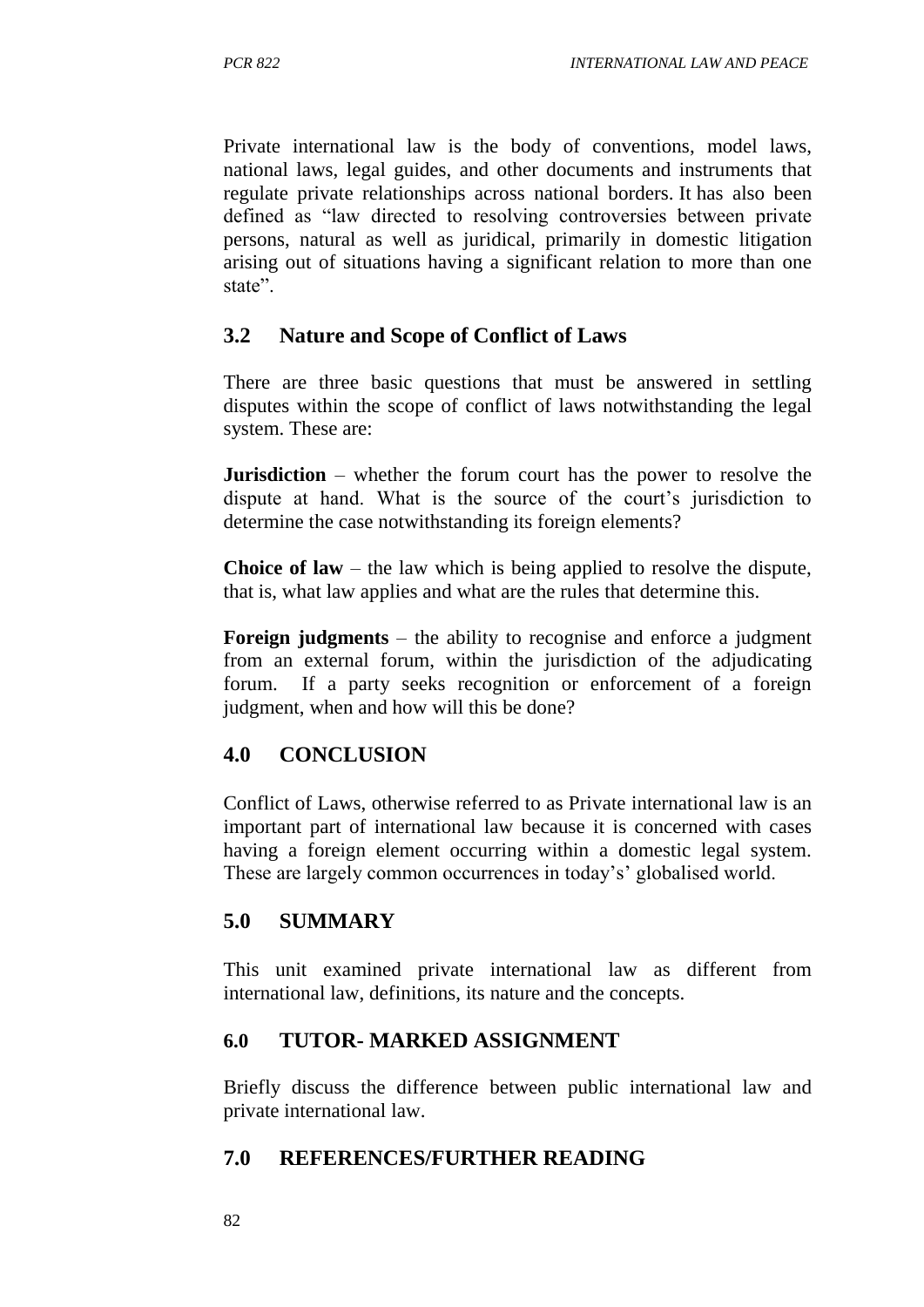Private international law is the body of conventions, model laws, national laws, legal guides, and other documents and instruments that regulate private relationships across national borders. It has also been defined as "law directed to resolving controversies between private persons, natural as well as juridical, primarily in domestic litigation arising out of situations having a significant relation to more than one state".

## 3.2 Nature and Scope of Conflict of Laws

There are three basic questions that must be answered in settling disputes within the scope of conflict of laws notwithstanding the legal system. These are:

**Jurisdiction** – whether the forum court has the power to resolve the dispute at hand. What is the source of the court's jurisdiction to determine the case notwithstanding its foreign elements?

**Choice of law** – the law which is being applied to resolve the dispute, that is, what law applies and what are the rules that determine this.

**Foreign judgments** – the ability to recognise and enforce a judgment from an external forum, within the jurisdiction of the adjudicating forum. If a party seeks recognition or enforcement of a foreign judgment, when and how will this be done?

## 4.0 CONCLUSION

Conflict of Laws, otherwise referred to as Private international law is an important part of international law because it is concerned with cases having a foreign element occurring within a domestic legal system. These are largely common occurrences in today's' globalised world.

## 5.0 SUMMARY

This unit examined private international law as different from international law, definitions, its nature and the concepts.

## 6.0 TUTOR- MARKED ASSIGNMENT

Briefly discuss the difference between public international law and private international law.

## 7.0 REFERENCES/FURTHER READING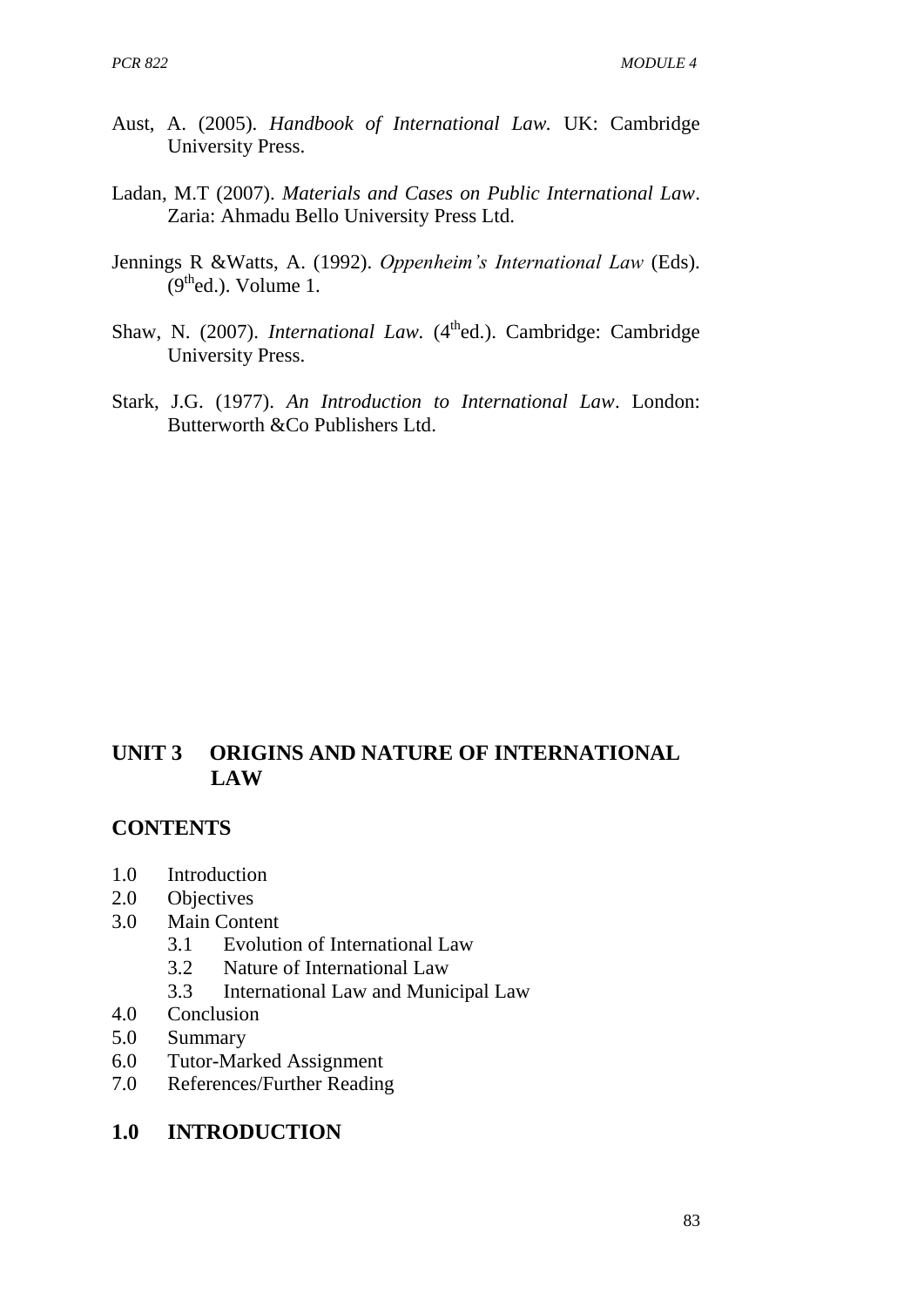Aust, A. (2005). *Handbook of International Law.* UK: Cambridge University Press.

Ladan, M.T (2007). *Materials and Cases on Public International Law*. Zaria: Ahmadu Bello University Press Ltd.

Jennings R &Watts, A. (1992). *Oppenheim's International Law* (Eds). (9[th]ed.). Volume 1.

Shaw, N. (2007). *International Law.* (4[th]ed.). Cambridge: Cambridge University Press.

Stark, J.G. (1977). *An Introduction to International Law*. London: Butterworth &Co Publishers Ltd.

# UNIT 3 ORIGINS AND NATURE OF INTERNATIONAL LAW

## CONTENTS

- 1.0 Introduction
- 2.0 Objectives
- 3.0 Main Content
  - 3.1 Evolution of International Law
  - 3.2 Nature of International Law
  - 3.3 International Law and Municipal Law
- 4.0 Conclusion
- 5.0 Summary
- 6.0 Tutor-Marked Assignment
- 7.0 References/Further Reading

## 1.0 INTRODUCTION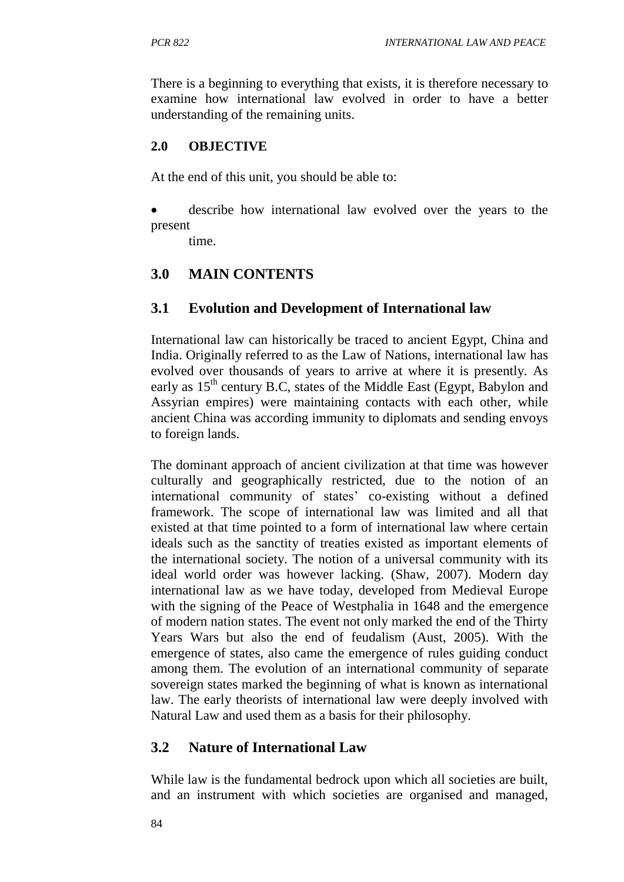There is a beginning to everything that exists, it is therefore necessary to examine how international law evolved in order to have a better understanding of the remaining units.

## 2.0 OBJECTIVE

At the end of this unit, you should be able to:

- describe how international law evolved over the years to the present time.

## 3.0 MAIN CONTENTS

### 3.1 Evolution and Development of International law

International law can historically be traced to ancient Egypt, China and India. Originally referred to as the Law of Nations, international law has evolved over thousands of years to arrive at where it is presently. As early as 15th century B.C, states of the Middle East (Egypt, Babylon and Assyrian empires) were maintaining contacts with each other, while ancient China was according immunity to diplomats and sending envoys to foreign lands.

The dominant approach of ancient civilization at that time was however culturally and geographically restricted, due to the notion of an international community of states' co-existing without a defined framework. The scope of international law was limited and all that existed at that time pointed to a form of international law where certain ideals such as the sanctity of treaties existed as important elements of the international society. The notion of a universal community with its ideal world order was however lacking. (Shaw, 2007). Modern day international law as we have today, developed from Medieval Europe with the signing of the Peace of Westphalia in 1648 and the emergence of modern nation states. The event not only marked the end of the Thirty Years Wars but also the end of feudalism (Aust, 2005). With the emergence of states, also came the emergence of rules guiding conduct among them. The evolution of an international community of separate sovereign states marked the beginning of what is known as international law. The early theorists of international law were deeply involved with Natural Law and used them as a basis for their philosophy.

### 3.2 Nature of International Law

While law is the fundamental bedrock upon which all societies are built, and an instrument with which societies are organised and managed,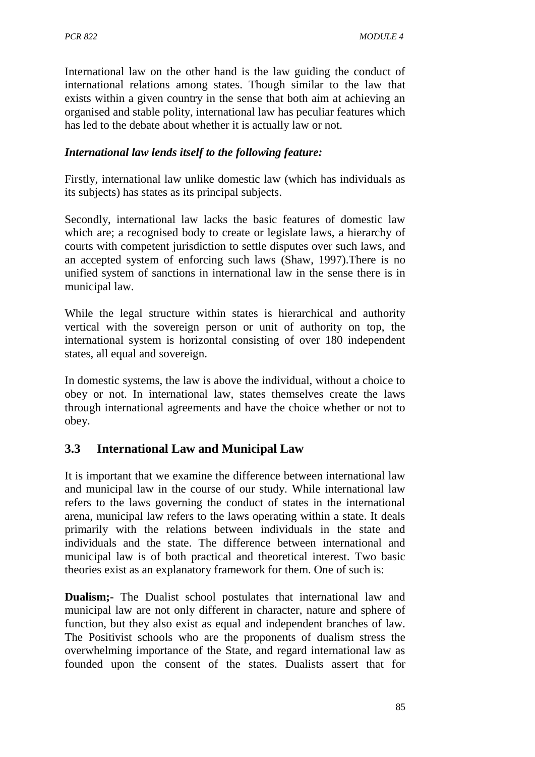International law on the other hand is the law guiding the conduct of international relations among states. Though similar to the law that exists within a given country in the sense that both aim at achieving an organised and stable polity, international law has peculiar features which has led to the debate about whether it is actually law or not.

***International law lends itself to the following feature:***

Firstly, international law unlike domestic law (which has individuals as its subjects) has states as its principal subjects.

Secondly, international law lacks the basic features of domestic law which are; a recognised body to create or legislate laws, a hierarchy of courts with competent jurisdiction to settle disputes over such laws, and an accepted system of enforcing such laws (Shaw, 1997).There is no unified system of sanctions in international law in the sense there is in municipal law.

While the legal structure within states is hierarchical and authority vertical with the sovereign person or unit of authority on top, the international system is horizontal consisting of over 180 independent states, all equal and sovereign.

In domestic systems, the law is above the individual, without a choice to obey or not. In international law, states themselves create the laws through international agreements and have the choice whether or not to obey.

## 3.3 International Law and Municipal Law

It is important that we examine the difference between international law and municipal law in the course of our study. While international law refers to the laws governing the conduct of states in the international arena, municipal law refers to the laws operating within a state. It deals primarily with the relations between individuals in the state and individuals and the state. The difference between international and municipal law is of both practical and theoretical interest. Two basic theories exist as an explanatory framework for them. One of such is:

**Dualism;-** The Dualist school postulates that international law and municipal law are not only different in character, nature and sphere of function, but they also exist as equal and independent branches of law. The Positivist schools who are the proponents of dualism stress the overwhelming importance of the State, and regard international law as founded upon the consent of the states. Dualists assert that for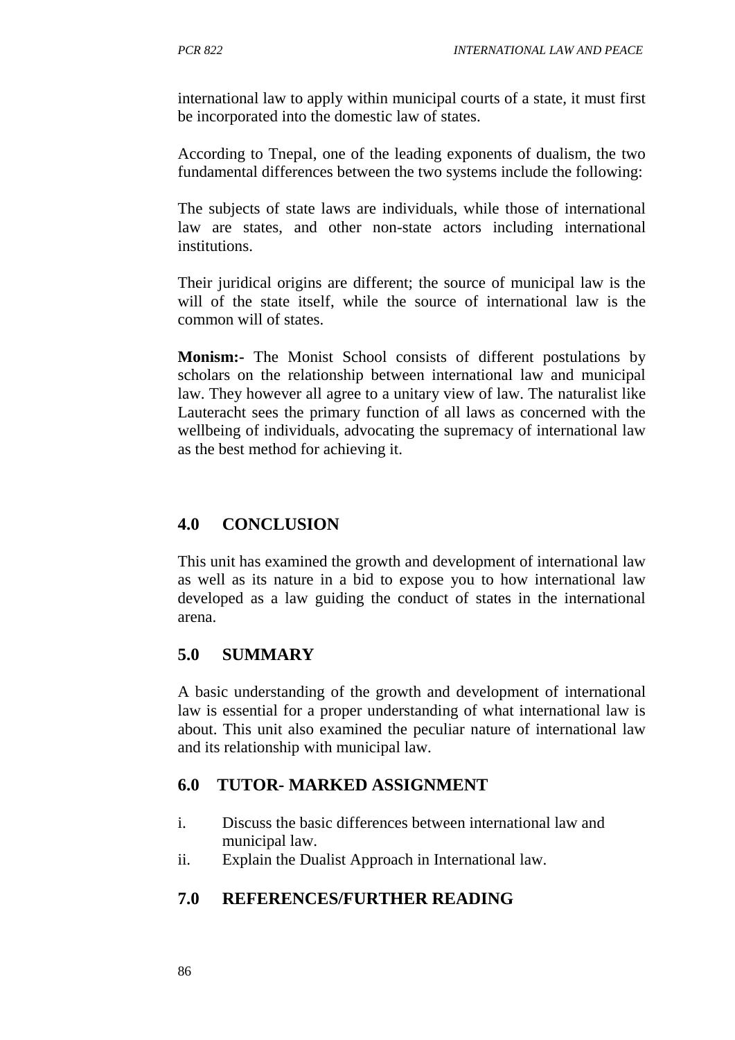international law to apply within municipal courts of a state, it must first be incorporated into the domestic law of states.

According to Tnepal, one of the leading exponents of dualism, the two fundamental differences between the two systems include the following:

The subjects of state laws are individuals, while those of international law are states, and other non-state actors including international institutions.

Their juridical origins are different; the source of municipal law is the will of the state itself, while the source of international law is the common will of states.

**Monism:-** The Monist School consists of different postulations by scholars on the relationship between international law and municipal law. They however all agree to a unitary view of law. The naturalist like Lauteracht sees the primary function of all laws as concerned with the wellbeing of individuals, advocating the supremacy of international law as the best method for achieving it.

## 4.0 CONCLUSION

This unit has examined the growth and development of international law as well as its nature in a bid to expose you to how international law developed as a law guiding the conduct of states in the international arena.

## 5.0 SUMMARY

A basic understanding of the growth and development of international law is essential for a proper understanding of what international law is about. This unit also examined the peculiar nature of international law and its relationship with municipal law.

## 6.0 TUTOR- MARKED ASSIGNMENT

i. Discuss the basic differences between international law and municipal law.
ii. Explain the Dualist Approach in International law.

## 7.0 REFERENCES/FURTHER READING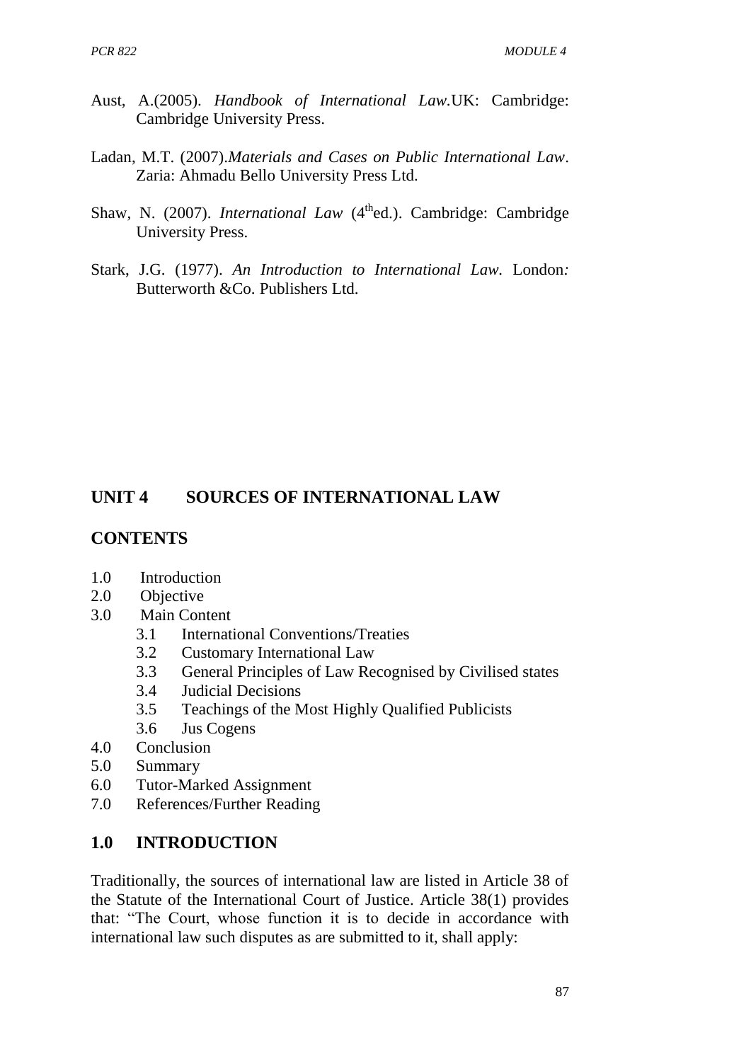Aust, A.(2005). *Handbook of International Law*.UK: Cambridge: Cambridge University Press.

Ladan, M.T. (2007).*Materials and Cases on Public International Law*. Zaria: Ahmadu Bello University Press Ltd.

Shaw, N. (2007). *International Law* (4th ed.). Cambridge: Cambridge University Press.

Stark, J.G. (1977). *An Introduction to International Law*. London*:* Butterworth &Co. Publishers Ltd.

## UNIT 4 SOURCES OF INTERNATIONAL LAW

### CONTENTS

1.0 Introduction
2.0 Objective
3.0 Main Content
    3.1 International Conventions/Treaties
    3.2 Customary International Law
    3.3 General Principles of Law Recognised by Civilised states
    3.4 Judicial Decisions
    3.5 Teachings of the Most Highly Qualified Publicists
    3.6 Jus Cogens
4.0 Conclusion
5.0 Summary
6.0 Tutor-Marked Assignment
7.0 References/Further Reading

### 1.0 INTRODUCTION

Traditionally, the sources of international law are listed in Article 38 of the Statute of the International Court of Justice. Article 38(1) provides that: "The Court, whose function it is to decide in accordance with international law such disputes as are submitted to it, shall apply: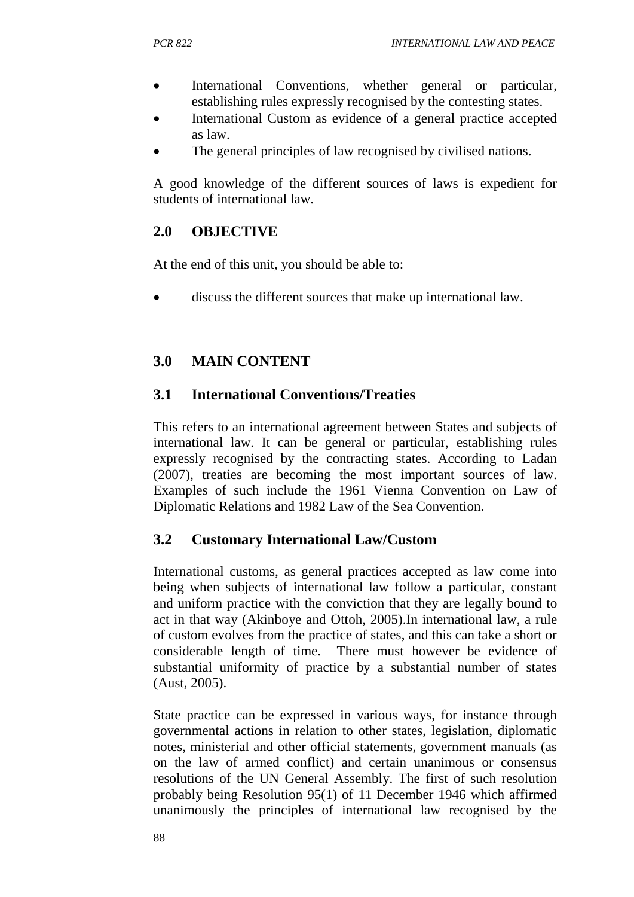- International Conventions, whether general or particular, establishing rules expressly recognised by the contesting states.
- International Custom as evidence of a general practice accepted as law.
- The general principles of law recognised by civilised nations.

A good knowledge of the different sources of laws is expedient for students of international law.

## 2.0 OBJECTIVE

At the end of this unit, you should be able to:

- discuss the different sources that make up international law.

## 3.0 MAIN CONTENT

### 3.1 International Conventions/Treaties

This refers to an international agreement between States and subjects of international law. It can be general or particular, establishing rules expressly recognised by the contracting states. According to Ladan (2007), treaties are becoming the most important sources of law. Examples of such include the 1961 Vienna Convention on Law of Diplomatic Relations and 1982 Law of the Sea Convention.

### 3.2 Customary International Law/Custom

International customs, as general practices accepted as law come into being when subjects of international law follow a particular, constant and uniform practice with the conviction that they are legally bound to act in that way (Akinboye and Ottoh, 2005).In international law, a rule of custom evolves from the practice of states, and this can take a short or considerable length of time. There must however be evidence of substantial uniformity of practice by a substantial number of states (Aust, 2005).

State practice can be expressed in various ways, for instance through governmental actions in relation to other states, legislation, diplomatic notes, ministerial and other official statements, government manuals (as on the law of armed conflict) and certain unanimous or consensus resolutions of the UN General Assembly. The first of such resolution probably being Resolution 95(1) of 11 December 1946 which affirmed unanimously the principles of international law recognised by the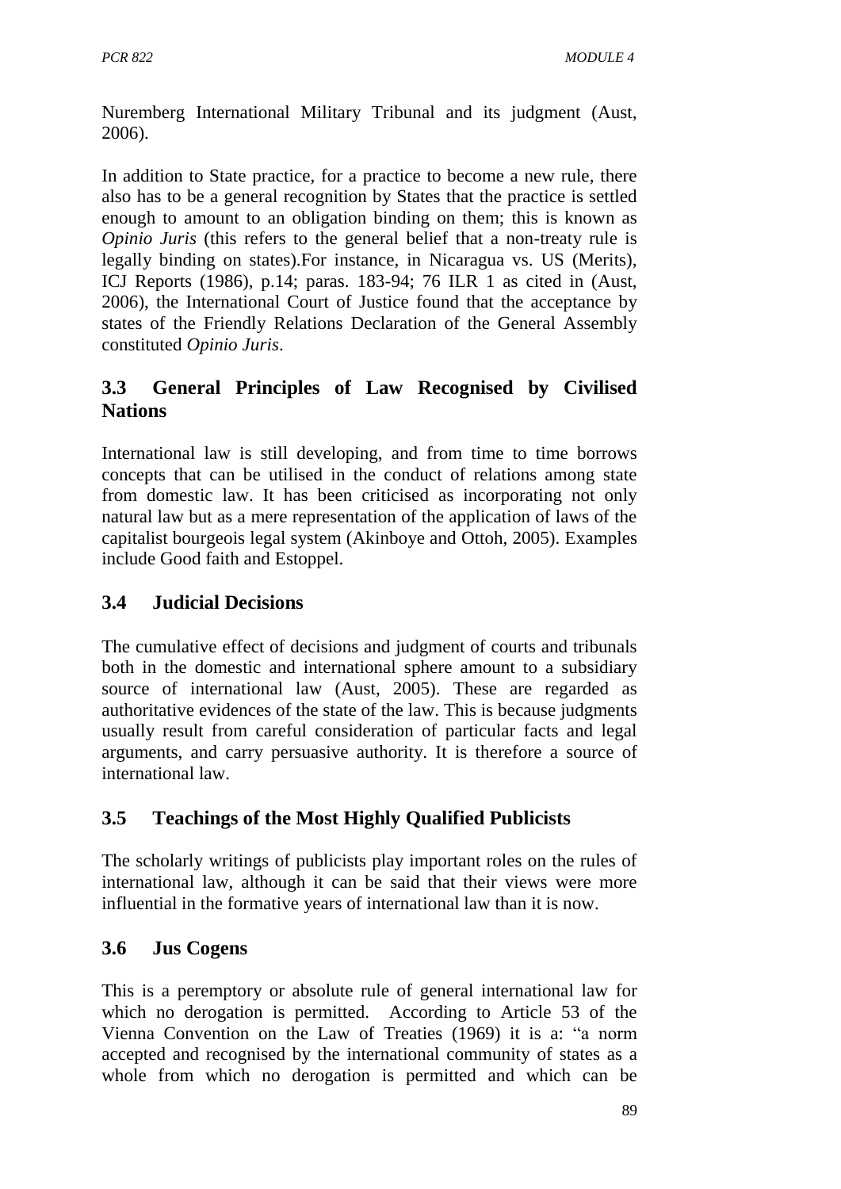Nuremberg International Military Tribunal and its judgment (Aust, 2006).

In addition to State practice, for a practice to become a new rule, there also has to be a general recognition by States that the practice is settled enough to amount to an obligation binding on them; this is known as *Opinio Juris* (this refers to the general belief that a non-treaty rule is legally binding on states).For instance, in Nicaragua vs. US (Merits), ICJ Reports (1986), p.14; paras. 183-94; 76 ILR 1 as cited in (Aust, 2006), the International Court of Justice found that the acceptance by states of the Friendly Relations Declaration of the General Assembly constituted *Opinio Juris*.

## 3.3 General Principles of Law Recognised by Civilised Nations

International law is still developing, and from time to time borrows concepts that can be utilised in the conduct of relations among state from domestic law. It has been criticised as incorporating not only natural law but as a mere representation of the application of laws of the capitalist bourgeois legal system (Akinboye and Ottoh, 2005). Examples include Good faith and Estoppel.

## 3.4 Judicial Decisions

The cumulative effect of decisions and judgment of courts and tribunals both in the domestic and international sphere amount to a subsidiary source of international law (Aust, 2005). These are regarded as authoritative evidences of the state of the law. This is because judgments usually result from careful consideration of particular facts and legal arguments, and carry persuasive authority. It is therefore a source of international law.

## 3.5 Teachings of the Most Highly Qualified Publicists

The scholarly writings of publicists play important roles on the rules of international law, although it can be said that their views were more influential in the formative years of international law than it is now.

## 3.6 Jus Cogens

This is a peremptory or absolute rule of general international law for which no derogation is permitted. According to Article 53 of the Vienna Convention on the Law of Treaties (1969) it is a: "a norm accepted and recognised by the international community of states as a whole from which no derogation is permitted and which can be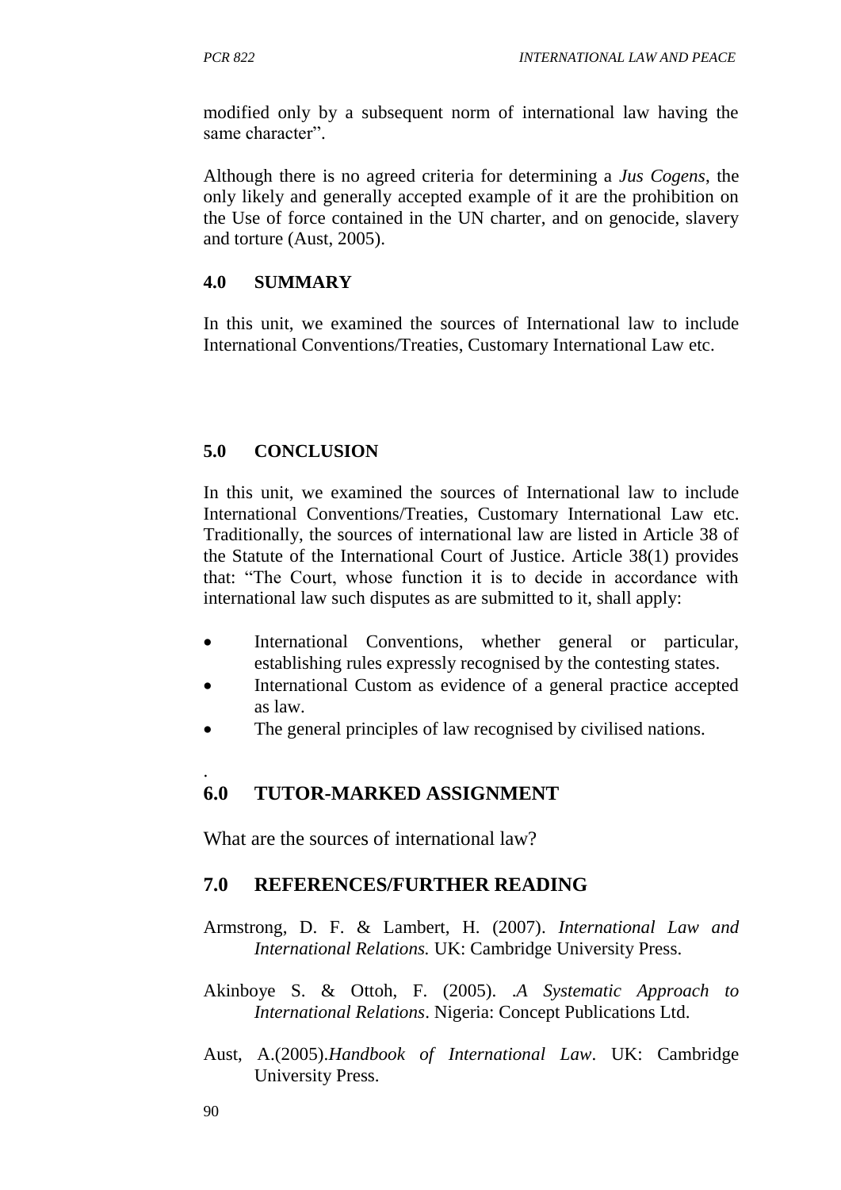modified only by a subsequent norm of international law having the same character".

Although there is no agreed criteria for determining a *Jus Cogens*, the only likely and generally accepted example of it are the prohibition on the Use of force contained in the UN charter, and on genocide, slavery and torture (Aust, 2005).

## 4.0 SUMMARY

In this unit, we examined the sources of International law to include International Conventions/Treaties, Customary International Law etc.

## 5.0 CONCLUSION

In this unit, we examined the sources of International law to include International Conventions/Treaties, Customary International Law etc. Traditionally, the sources of international law are listed in Article 38 of the Statute of the International Court of Justice. Article 38(1) provides that: "The Court, whose function it is to decide in accordance with international law such disputes as are submitted to it, shall apply:

- International Conventions, whether general or particular, establishing rules expressly recognised by the contesting states.
- International Custom as evidence of a general practice accepted as law.
- The general principles of law recognised by civilised nations.

.

## 6.0 TUTOR-MARKED ASSIGNMENT

What are the sources of international law?

## 7.0 REFERENCES/FURTHER READING

Armstrong, D. F. & Lambert, H. (2007). *International Law and International Relations.* UK: Cambridge University Press.

Akinboye S. & Ottoh, F. (2005). .*A Systematic Approach to International Relations*. Nigeria: Concept Publications Ltd.

Aust, A.(2005).*Handbook of International Law*. UK: Cambridge University Press.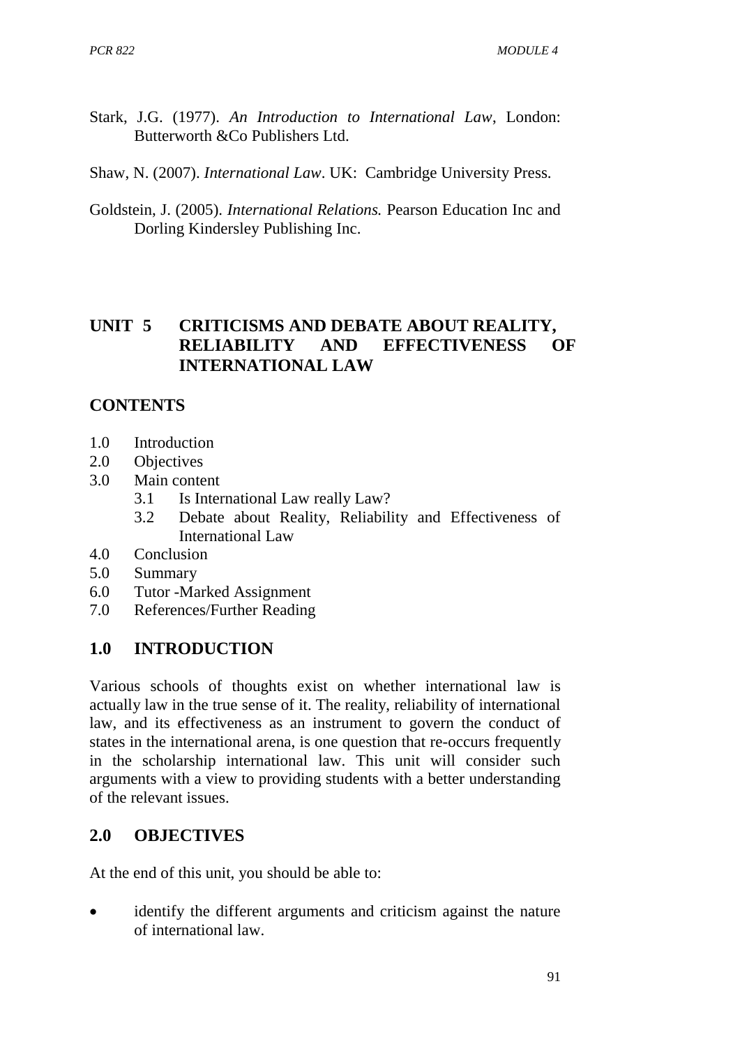Stark, J.G. (1977). *An Introduction to International Law*, London: Butterworth &Co Publishers Ltd.

Shaw, N. (2007). *International Law*. UK: Cambridge University Press.

Goldstein, J. (2005). *International Relations.* Pearson Education Inc and Dorling Kindersley Publishing Inc.

## UNIT 5 CRITICISMS AND DEBATE ABOUT REALITY, RELIABILITY AND EFFECTIVENESS OF INTERNATIONAL LAW

### CONTENTS

- 1.0 Introduction
- 2.0 Objectives
- 3.0 Main content
  - 3.1 Is International Law really Law?
  - 3.2 Debate about Reality, Reliability and Effectiveness of International Law
- 4.0 Conclusion
- 5.0 Summary
- 6.0 Tutor -Marked Assignment
- 7.0 References/Further Reading

### 1.0 INTRODUCTION

Various schools of thoughts exist on whether international law is actually law in the true sense of it. The reality, reliability of international law, and its effectiveness as an instrument to govern the conduct of states in the international arena, is one question that re-occurs frequently in the scholarship international law. This unit will consider such arguments with a view to providing students with a better understanding of the relevant issues.

### 2.0 OBJECTIVES

At the end of this unit, you should be able to:

- identify the different arguments and criticism against the nature of international law.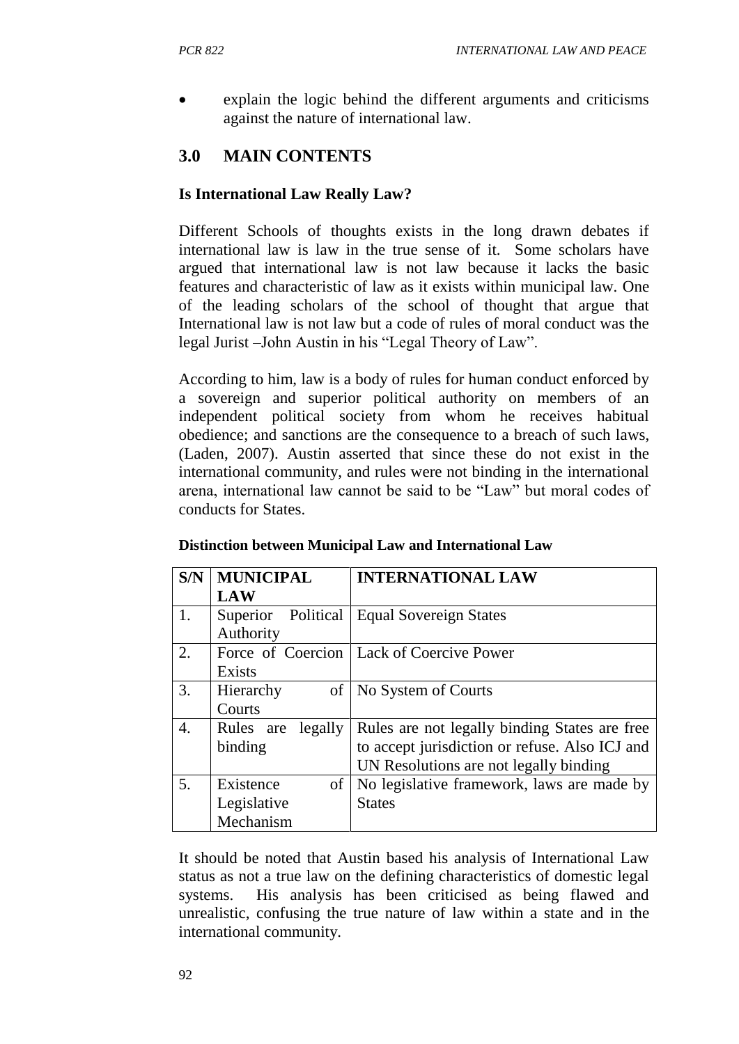- explain the logic behind the different arguments and criticisms against the nature of international law.

## 3.0 MAIN CONTENTS

### Is International Law Really Law?

Different Schools of thoughts exists in the long drawn debates if international law is law in the true sense of it. Some scholars have argued that international law is not law because it lacks the basic features and characteristic of law as it exists within municipal law. One of the leading scholars of the school of thought that argue that International law is not law but a code of rules of moral conduct was the legal Jurist –John Austin in his "Legal Theory of Law".

According to him, law is a body of rules for human conduct enforced by a sovereign and superior political authority on members of an independent political society from whom he receives habitual obedience; and sanctions are the consequence to a breach of such laws, (Laden, 2007). Austin asserted that since these do not exist in the international community, and rules were not binding in the international arena, international law cannot be said to be "Law" but moral codes of conducts for States.

**Distinction between Municipal Law and International Law**

| S/N | MUNICIPAL LAW | INTERNATIONAL LAW |
|---|---|---|
| 1. | Superior Political Authority | Equal Sovereign States |
| 2. | Force of Coercion Exists | Lack of Coercive Power |
| 3. | Hierarchy of Courts | No System of Courts |
| 4. | Rules are legally binding | Rules are not legally binding States are free to accept jurisdiction or refuse. Also ICJ and UN Resolutions are not legally binding |
| 5. | Existence of Legislative Mechanism | No legislative framework, laws are made by States |

It should be noted that Austin based his analysis of International Law status as not a true law on the defining characteristics of domestic legal systems. His analysis has been criticised as being flawed and unrealistic, confusing the true nature of law within a state and in the international community.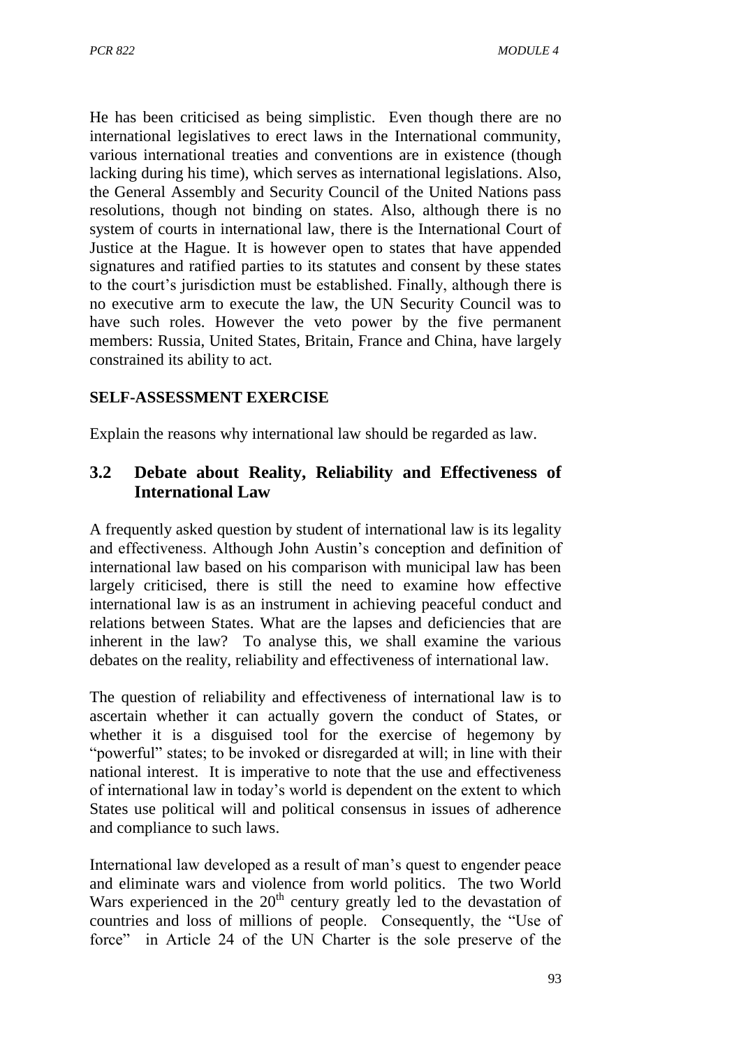He has been criticised as being simplistic. Even though there are no international legislatives to erect laws in the International community, various international treaties and conventions are in existence (though lacking during his time), which serves as international legislations. Also, the General Assembly and Security Council of the United Nations pass resolutions, though not binding on states. Also, although there is no system of courts in international law, there is the International Court of Justice at the Hague. It is however open to states that have appended signatures and ratified parties to its statutes and consent by these states to the court's jurisdiction must be established. Finally, although there is no executive arm to execute the law, the UN Security Council was to have such roles. However the veto power by the five permanent members: Russia, United States, Britain, France and China, have largely constrained its ability to act.

**SELF-ASSESSMENT EXERCISE**

Explain the reasons why international law should be regarded as law.

## 3.2 Debate about Reality, Reliability and Effectiveness of International Law

A frequently asked question by student of international law is its legality and effectiveness. Although John Austin's conception and definition of international law based on his comparison with municipal law has been largely criticised, there is still the need to examine how effective international law is as an instrument in achieving peaceful conduct and relations between States. What are the lapses and deficiencies that are inherent in the law? To analyse this, we shall examine the various debates on the reality, reliability and effectiveness of international law.

The question of reliability and effectiveness of international law is to ascertain whether it can actually govern the conduct of States, or whether it is a disguised tool for the exercise of hegemony by "powerful" states; to be invoked or disregarded at will; in line with their national interest. It is imperative to note that the use and effectiveness of international law in today's world is dependent on the extent to which States use political will and political consensus in issues of adherence and compliance to such laws.

International law developed as a result of man's quest to engender peace and eliminate wars and violence from world politics. The two World Wars experienced in the 20th century greatly led to the devastation of countries and loss of millions of people. Consequently, the "Use of force" in Article 24 of the UN Charter is the sole preserve of the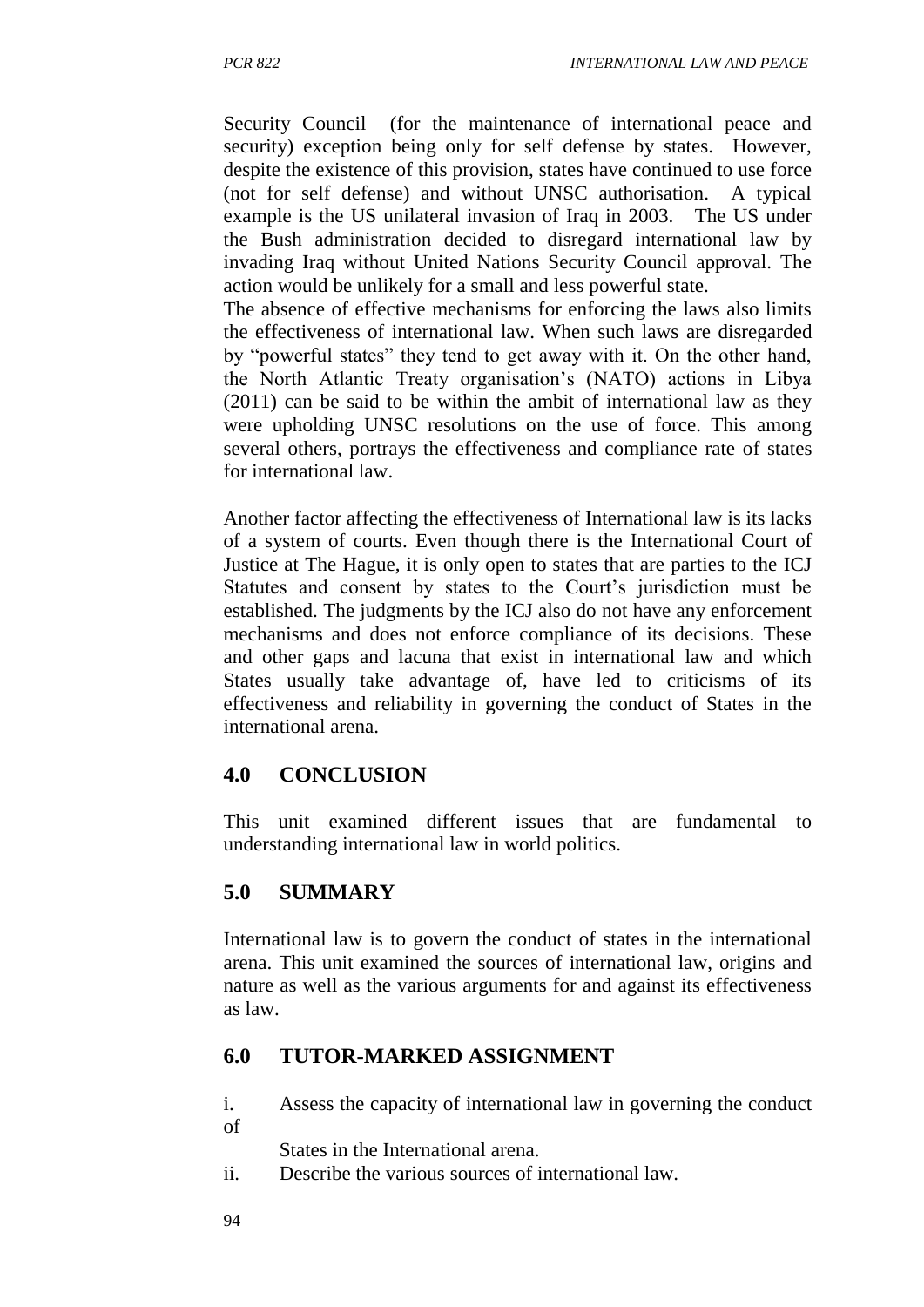Security Council (for the maintenance of international peace and security) exception being only for self defense by states. However, despite the existence of this provision, states have continued to use force (not for self defense) and without UNSC authorisation. A typical example is the US unilateral invasion of Iraq in 2003. The US under the Bush administration decided to disregard international law by invading Iraq without United Nations Security Council approval. The action would be unlikely for a small and less powerful state.

The absence of effective mechanisms for enforcing the laws also limits the effectiveness of international law. When such laws are disregarded by "powerful states" they tend to get away with it. On the other hand, the North Atlantic Treaty organisation's (NATO) actions in Libya (2011) can be said to be within the ambit of international law as they were upholding UNSC resolutions on the use of force. This among several others, portrays the effectiveness and compliance rate of states for international law.

Another factor affecting the effectiveness of International law is its lacks of a system of courts. Even though there is the International Court of Justice at The Hague, it is only open to states that are parties to the ICJ Statutes and consent by states to the Court's jurisdiction must be established. The judgments by the ICJ also do not have any enforcement mechanisms and does not enforce compliance of its decisions. These and other gaps and lacuna that exist in international law and which States usually take advantage of, have led to criticisms of its effectiveness and reliability in governing the conduct of States in the international arena.

## 4.0 CONCLUSION

This unit examined different issues that are fundamental to understanding international law in world politics.

## 5.0 SUMMARY

International law is to govern the conduct of states in the international arena. This unit examined the sources of international law, origins and nature as well as the various arguments for and against its effectiveness as law.

## 6.0 TUTOR-MARKED ASSIGNMENT

i. Assess the capacity of international law in governing the conduct of States in the International arena.

ii. Describe the various sources of international law.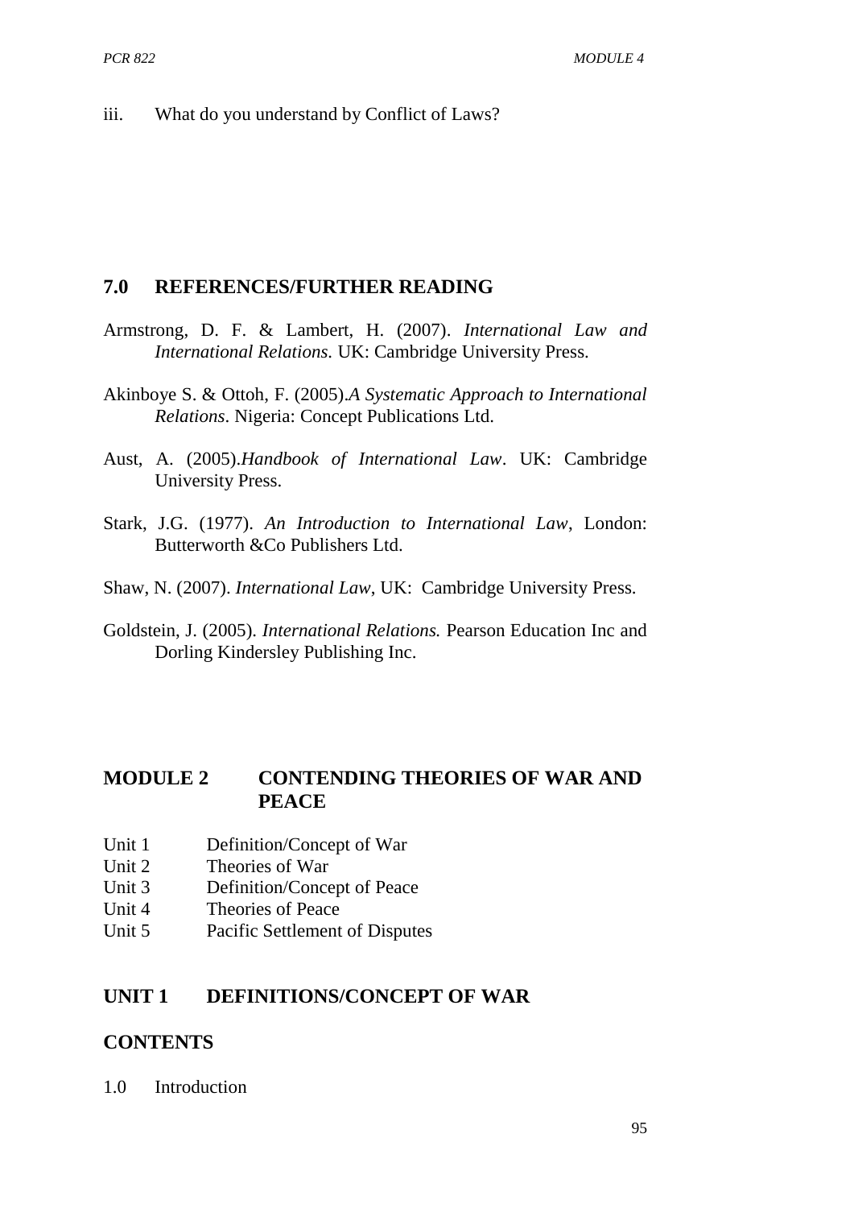iii. What do you understand by Conflict of Laws?

## 7.0 REFERENCES/FURTHER READING

Armstrong, D. F. & Lambert, H. (2007). *International Law and International Relations.* UK: Cambridge University Press.

Akinboye S. & Ottoh, F. (2005).*A Systematic Approach to International Relations*. Nigeria: Concept Publications Ltd.

Aust, A. (2005).*Handbook of International Law*. UK: Cambridge University Press.

Stark, J.G. (1977). *An Introduction to International Law*, London: Butterworth &Co Publishers Ltd.

Shaw, N. (2007). *International Law*, UK: Cambridge University Press.

Goldstein, J. (2005). *International Relations.* Pearson Education Inc and Dorling Kindersley Publishing Inc.

# MODULE 2 CONTENDING THEORIES OF WAR AND PEACE

- Unit 1 Definition/Concept of War
- Unit 2 Theories of War
- Unit 3 Definition/Concept of Peace
- Unit 4 Theories of Peace
- Unit 5 Pacific Settlement of Disputes

## UNIT 1 DEFINITIONS/CONCEPT OF WAR

## CONTENTS

1.0 Introduction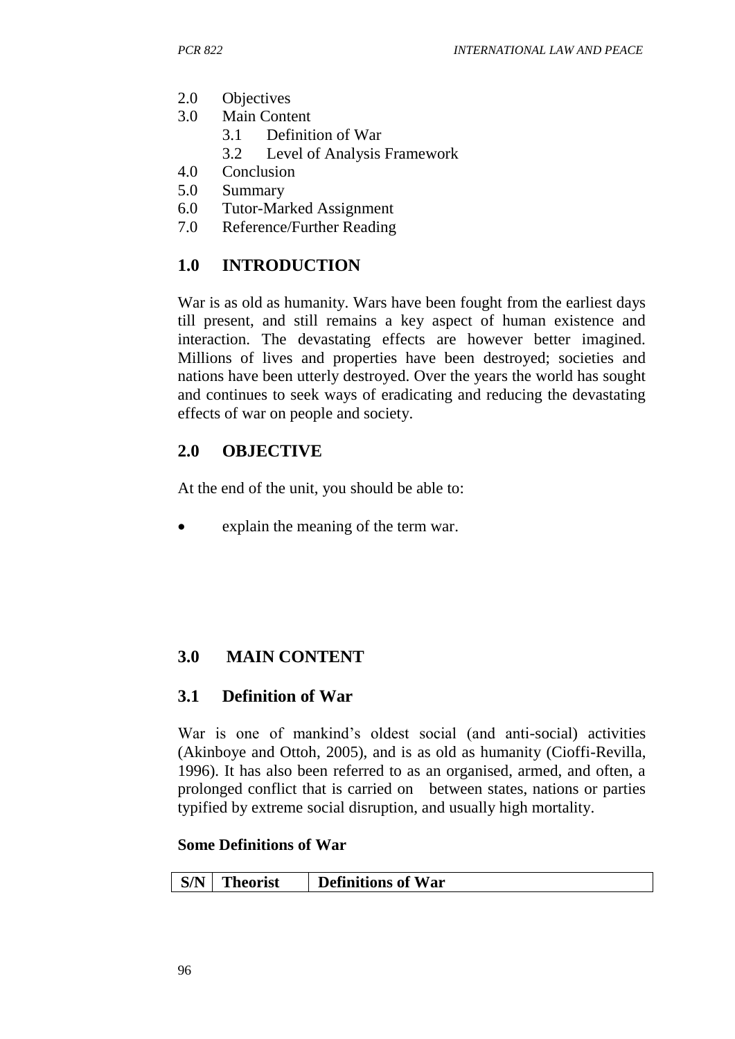2.0 Objectives
3.0 Main Content
    3.1 Definition of War
    3.2 Level of Analysis Framework
4.0 Conclusion
5.0 Summary
6.0 Tutor-Marked Assignment
7.0 Reference/Further Reading

## 1.0 INTRODUCTION

War is as old as humanity. Wars have been fought from the earliest days till present, and still remains a key aspect of human existence and interaction. The devastating effects are however better imagined. Millions of lives and properties have been destroyed; societies and nations have been utterly destroyed. Over the years the world has sought and continues to seek ways of eradicating and reducing the devastating effects of war on people and society.

## 2.0 OBJECTIVE

At the end of the unit, you should be able to:

- explain the meaning of the term war.

## 3.0 MAIN CONTENT

### 3.1 Definition of War

War is one of mankind's oldest social (and anti-social) activities (Akinboye and Ottoh, 2005), and is as old as humanity (Cioffi-Revilla, 1996). It has also been referred to as an organised, armed, and often, a prolonged conflict that is carried on between states, nations or parties typified by extreme social disruption, and usually high mortality.

**Some Definitions of War**

| S/N | Theorist | Definitions of War |
|---|---|---|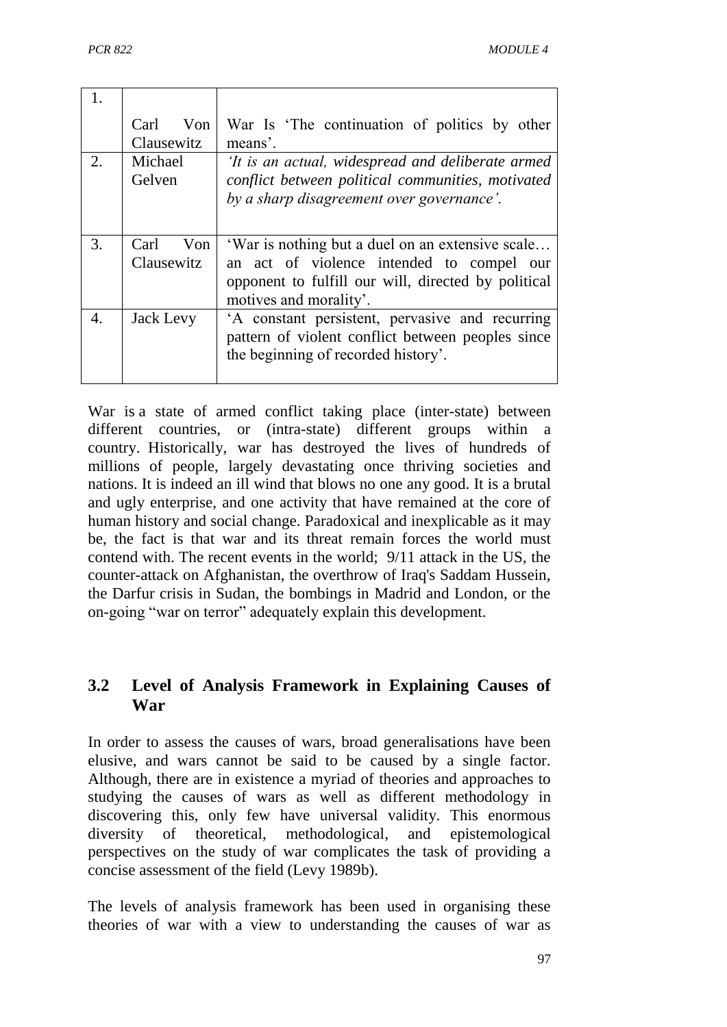| 1. | Carl Von Clausewitz | War Is 'The continuation of politics by other means'. |
|---|---|---|
| 2. | Michael Gelven | *'It is an actual, widespread and deliberate armed conflict between political communities, motivated by a sharp disagreement over governance'.* |
| 3. | Carl Von Clausewitz | 'War is nothing but a duel on an extensive scale… an act of violence intended to compel our opponent to fulfill our will, directed by political motives and morality'. |
| 4. | Jack Levy | 'A constant persistent, pervasive and recurring pattern of violent conflict between peoples since the beginning of recorded history'. |

War is a state of armed conflict taking place (inter-state) between different countries, or (intra-state) different groups within a country. Historically, war has destroyed the lives of hundreds of millions of people, largely devastating once thriving societies and nations. It is indeed an ill wind that blows no one any good. It is a brutal and ugly enterprise, and one activity that have remained at the core of human history and social change. Paradoxical and inexplicable as it may be, the fact is that war and its threat remain forces the world must contend with. The recent events in the world; 9/11 attack in the US, the counter-attack on Afghanistan, the overthrow of Iraq's Saddam Hussein, the Darfur crisis in Sudan, the bombings in Madrid and London, or the on-going "war on terror" adequately explain this development.

## 3.2 Level of Analysis Framework in Explaining Causes of War

In order to assess the causes of wars, broad generalisations have been elusive, and wars cannot be said to be caused by a single factor. Although, there are in existence a myriad of theories and approaches to studying the causes of wars as well as different methodology in discovering this, only few have universal validity. This enormous diversity of theoretical, methodological, and epistemological perspectives on the study of war complicates the task of providing a concise assessment of the field (Levy 1989b).

The levels of analysis framework has been used in organising these theories of war with a view to understanding the causes of war as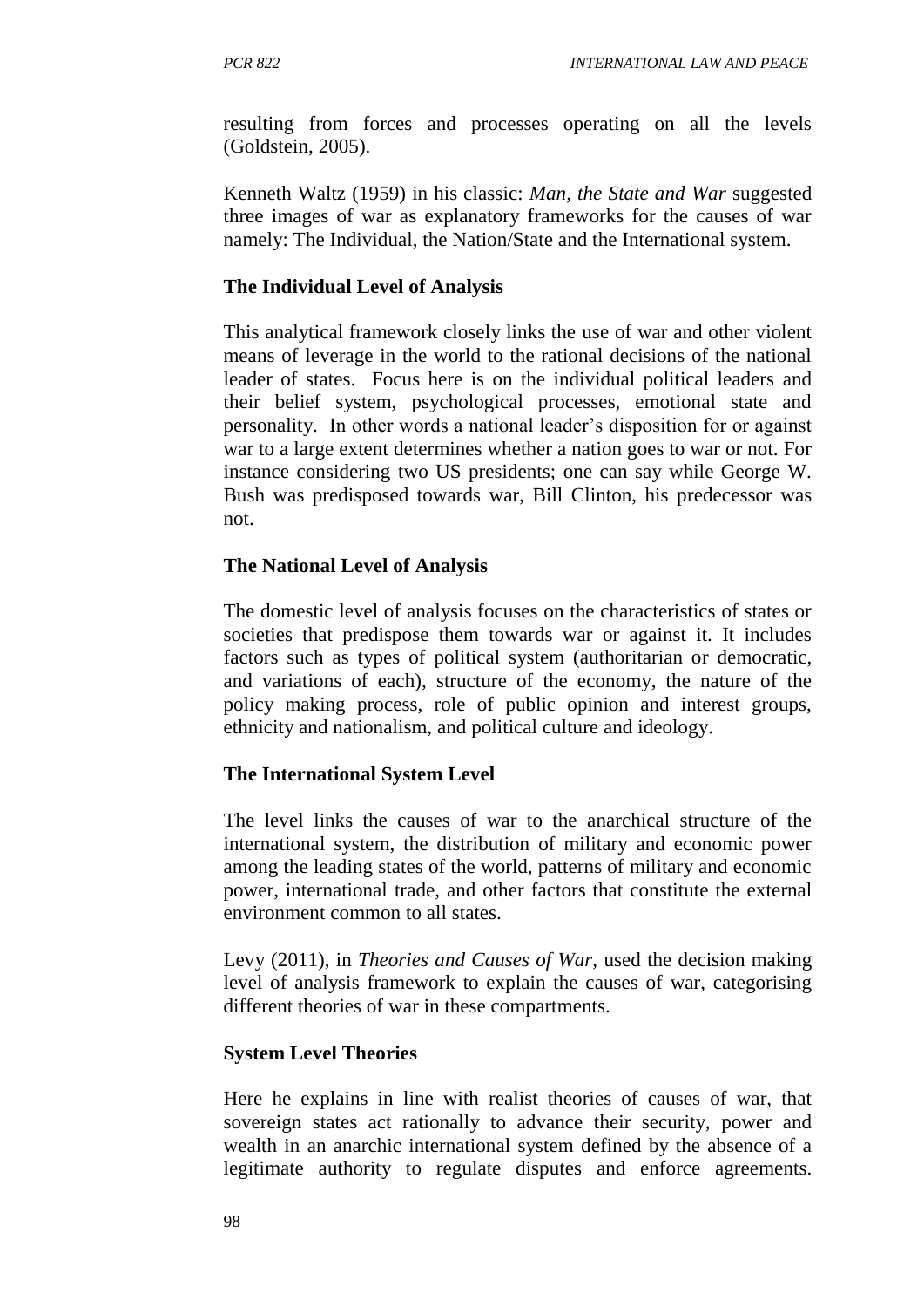resulting from forces and processes operating on all the levels (Goldstein, 2005).

Kenneth Waltz (1959) in his classic: *Man, the State and War* suggested three images of war as explanatory frameworks for the causes of war namely: The Individual, the Nation/State and the International system.

**The Individual Level of Analysis**

This analytical framework closely links the use of war and other violent means of leverage in the world to the rational decisions of the national leader of states. Focus here is on the individual political leaders and their belief system, psychological processes, emotional state and personality. In other words a national leader's disposition for or against war to a large extent determines whether a nation goes to war or not. For instance considering two US presidents; one can say while George W. Bush was predisposed towards war, Bill Clinton, his predecessor was not.

**The National Level of Analysis**

The domestic level of analysis focuses on the characteristics of states or societies that predispose them towards war or against it. It includes factors such as types of political system (authoritarian or democratic, and variations of each), structure of the economy, the nature of the policy making process, role of public opinion and interest groups, ethnicity and nationalism, and political culture and ideology.

**The International System Level**

The level links the causes of war to the anarchical structure of the international system, the distribution of military and economic power among the leading states of the world, patterns of military and economic power, international trade, and other factors that constitute the external environment common to all states.

Levy (2011), in *Theories and Causes of War*, used the decision making level of analysis framework to explain the causes of war, categorising different theories of war in these compartments.

**System Level Theories**

Here he explains in line with realist theories of causes of war, that sovereign states act rationally to advance their security, power and wealth in an anarchic international system defined by the absence of a legitimate authority to regulate disputes and enforce agreements.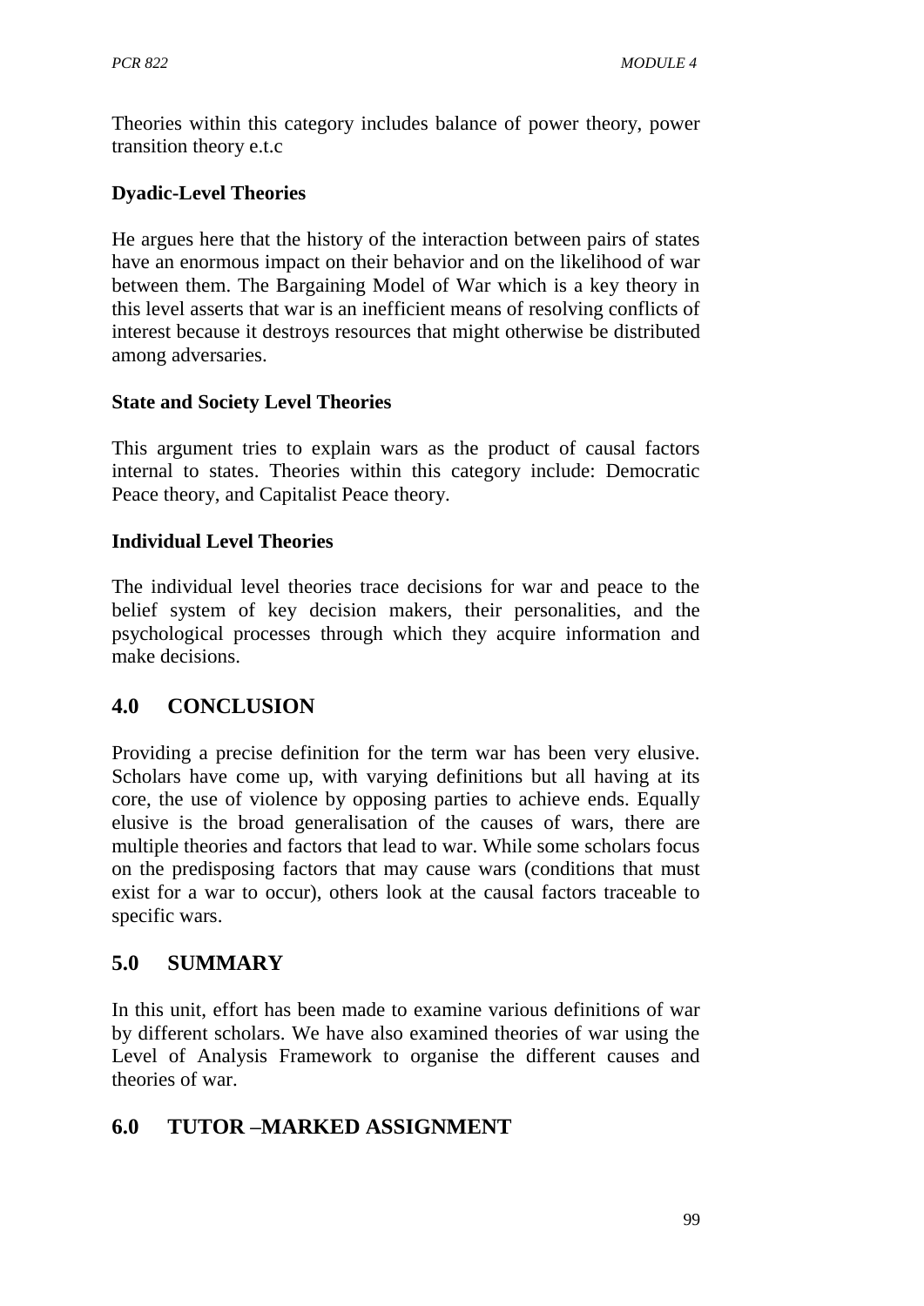Theories within this category includes balance of power theory, power transition theory e.t.c

**Dyadic-Level Theories**

He argues here that the history of the interaction between pairs of states have an enormous impact on their behavior and on the likelihood of war between them. The Bargaining Model of War which is a key theory in this level asserts that war is an inefficient means of resolving conflicts of interest because it destroys resources that might otherwise be distributed among adversaries.

**State and Society Level Theories**

This argument tries to explain wars as the product of causal factors internal to states. Theories within this category include: Democratic Peace theory, and Capitalist Peace theory.

**Individual Level Theories**

The individual level theories trace decisions for war and peace to the belief system of key decision makers, their personalities, and the psychological processes through which they acquire information and make decisions.

## 4.0 CONCLUSION

Providing a precise definition for the term war has been very elusive. Scholars have come up, with varying definitions but all having at its core, the use of violence by opposing parties to achieve ends. Equally elusive is the broad generalisation of the causes of wars, there are multiple theories and factors that lead to war. While some scholars focus on the predisposing factors that may cause wars (conditions that must exist for a war to occur), others look at the causal factors traceable to specific wars.

## 5.0 SUMMARY

In this unit, effort has been made to examine various definitions of war by different scholars. We have also examined theories of war using the Level of Analysis Framework to organise the different causes and theories of war.

## 6.0 TUTOR –MARKED ASSIGNMENT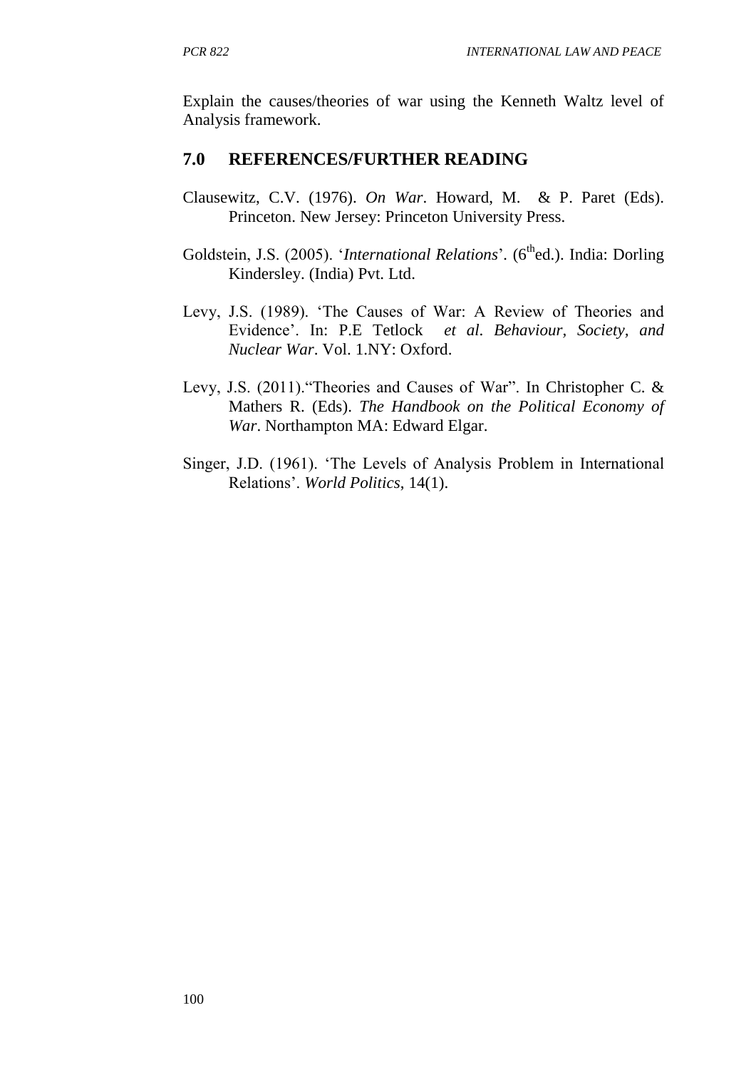Explain the causes/theories of war using the Kenneth Waltz level of Analysis framework.

## 7.0 REFERENCES/FURTHER READING

Clausewitz, C.V. (1976). *On War*. Howard, M. & P. Paret (Eds). Princeton. New Jersey: Princeton University Press.

Goldstein, J.S. (2005). '*International Relations*'. (6th ed.). India: Dorling Kindersley. (India) Pvt. Ltd.

Levy, J.S. (1989). 'The Causes of War: A Review of Theories and Evidence'. In: P.E Tetlock *et al*. *Behaviour, Society, and Nuclear War*. Vol. 1.NY: Oxford.

Levy, J.S. (2011)."Theories and Causes of War". In Christopher C. & Mathers R. (Eds). *The Handbook on the Political Economy of War*. Northampton MA: Edward Elgar.

Singer, J.D. (1961). 'The Levels of Analysis Problem in International Relations'. *World Politics*, 14(1).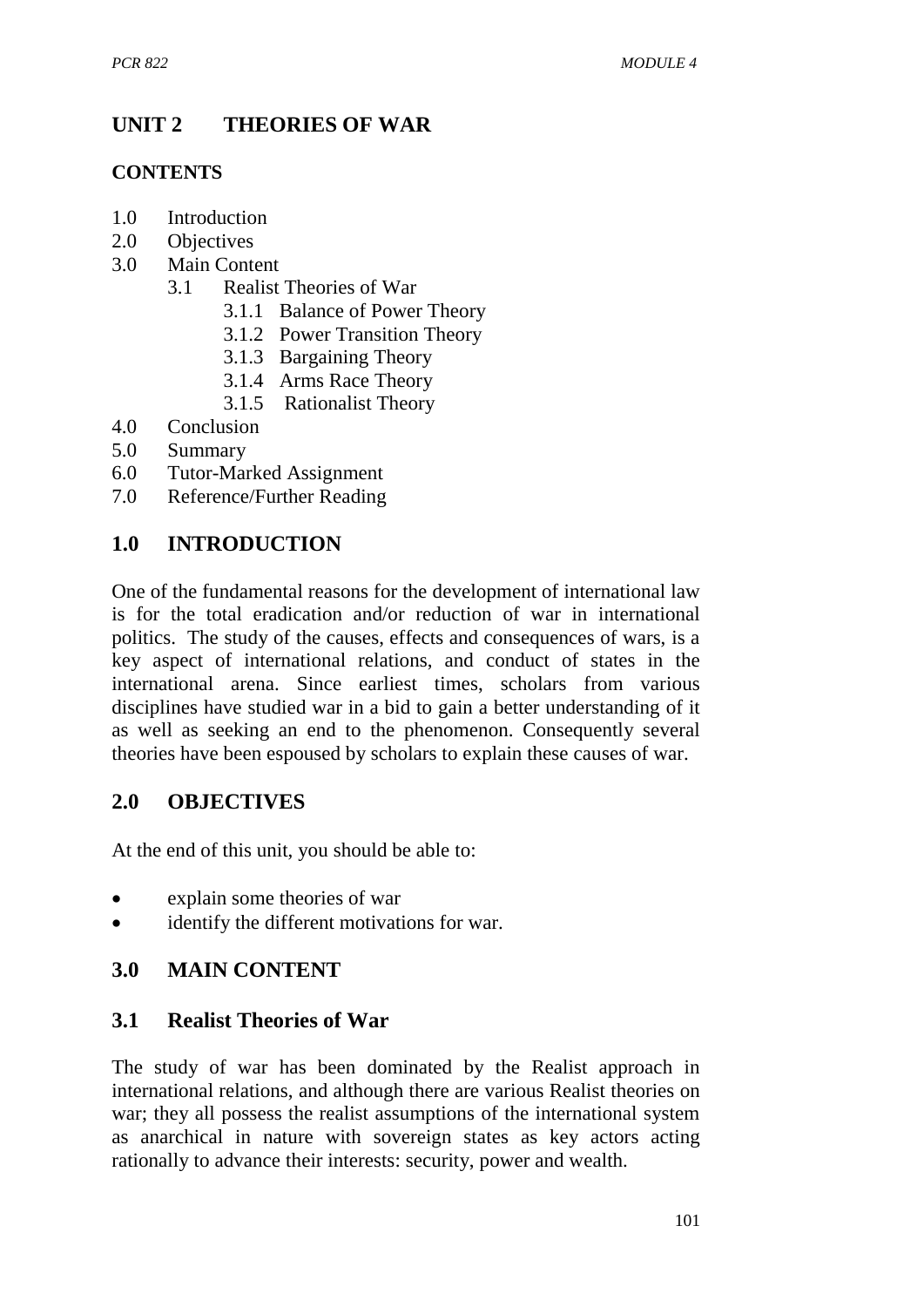# UNIT 2 THEORIES OF WAR

## CONTENTS

1.0 Introduction
2.0 Objectives
3.0 Main Content
   - 3.1 Realist Theories of War
      - 3.1.1 Balance of Power Theory
      - 3.1.2 Power Transition Theory
      - 3.1.3 Bargaining Theory
      - 3.1.4 Arms Race Theory
      - 3.1.5 Rationalist Theory

4.0 Conclusion
5.0 Summary
6.0 Tutor-Marked Assignment
7.0 Reference/Further Reading

## 1.0 INTRODUCTION

One of the fundamental reasons for the development of international law is for the total eradication and/or reduction of war in international politics. The study of the causes, effects and consequences of wars, is a key aspect of international relations, and conduct of states in the international arena. Since earliest times, scholars from various disciplines have studied war in a bid to gain a better understanding of it as well as seeking an end to the phenomenon. Consequently several theories have been espoused by scholars to explain these causes of war.

## 2.0 OBJECTIVES

At the end of this unit, you should be able to:

- explain some theories of war
- identify the different motivations for war.

## 3.0 MAIN CONTENT

### 3.1 Realist Theories of War

The study of war has been dominated by the Realist approach in international relations, and although there are various Realist theories on war; they all possess the realist assumptions of the international system as anarchical in nature with sovereign states as key actors acting rationally to advance their interests: security, power and wealth.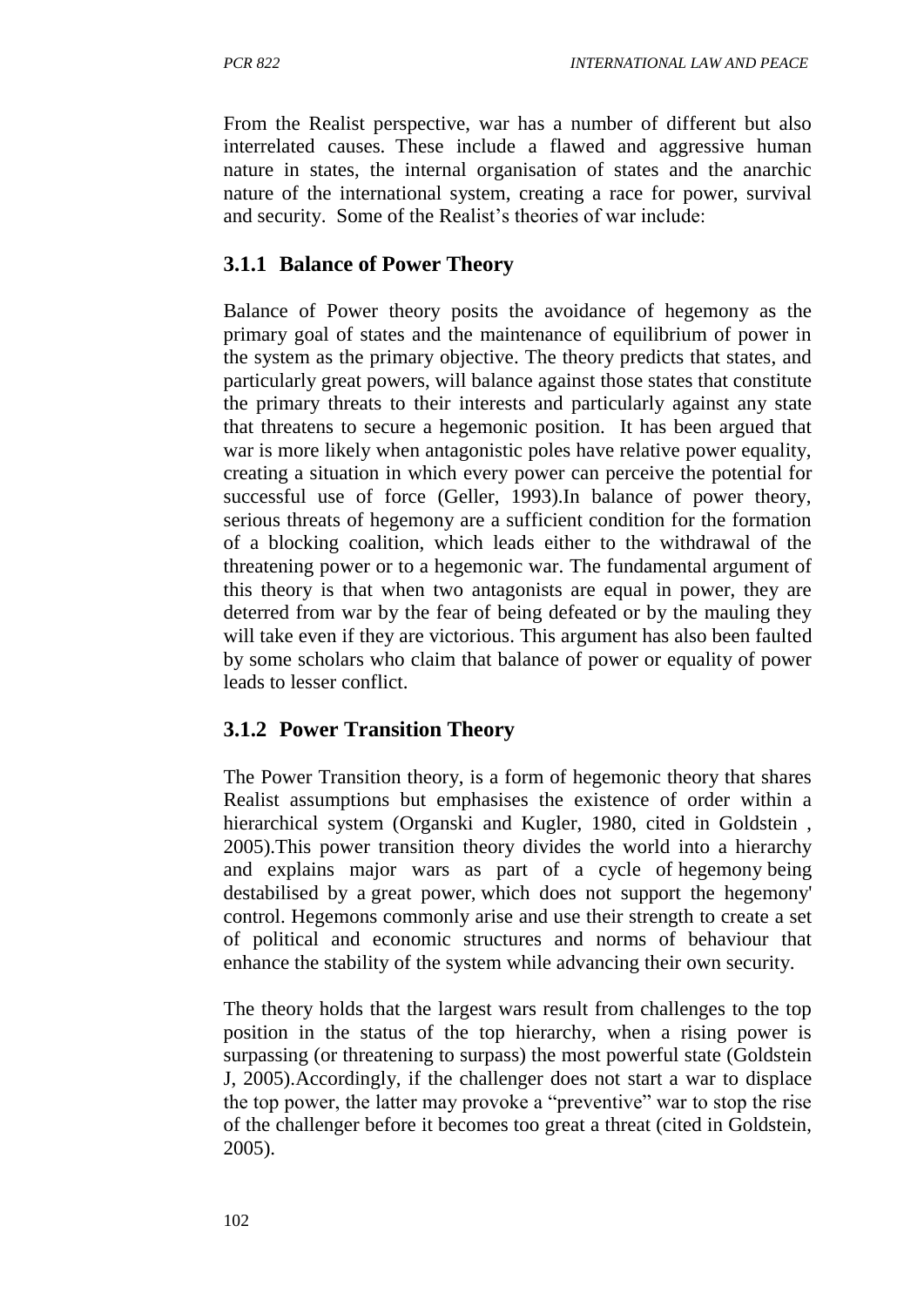From the Realist perspective, war has a number of different but also interrelated causes. These include a flawed and aggressive human nature in states, the internal organisation of states and the anarchic nature of the international system, creating a race for power, survival and security. Some of the Realist's theories of war include:

### 3.1.1 Balance of Power Theory

Balance of Power theory posits the avoidance of hegemony as the primary goal of states and the maintenance of equilibrium of power in the system as the primary objective. The theory predicts that states, and particularly great powers, will balance against those states that constitute the primary threats to their interests and particularly against any state that threatens to secure a hegemonic position. It has been argued that war is more likely when antagonistic poles have relative power equality, creating a situation in which every power can perceive the potential for successful use of force (Geller, 1993).In balance of power theory, serious threats of hegemony are a sufficient condition for the formation of a blocking coalition, which leads either to the withdrawal of the threatening power or to a hegemonic war. The fundamental argument of this theory is that when two antagonists are equal in power, they are deterred from war by the fear of being defeated or by the mauling they will take even if they are victorious. This argument has also been faulted by some scholars who claim that balance of power or equality of power leads to lesser conflict.

### 3.1.2 Power Transition Theory

The Power Transition theory, is a form of hegemonic theory that shares Realist assumptions but emphasises the existence of order within a hierarchical system (Organski and Kugler, 1980, cited in Goldstein , 2005).This power transition theory divides the world into a hierarchy and explains major wars as part of a cycle of hegemony being destabilised by a great power, which does not support the hegemony' control. Hegemons commonly arise and use their strength to create a set of political and economic structures and norms of behaviour that enhance the stability of the system while advancing their own security.

The theory holds that the largest wars result from challenges to the top position in the status of the top hierarchy, when a rising power is surpassing (or threatening to surpass) the most powerful state (Goldstein J, 2005).Accordingly, if the challenger does not start a war to displace the top power, the latter may provoke a "preventive" war to stop the rise of the challenger before it becomes too great a threat (cited in Goldstein, 2005).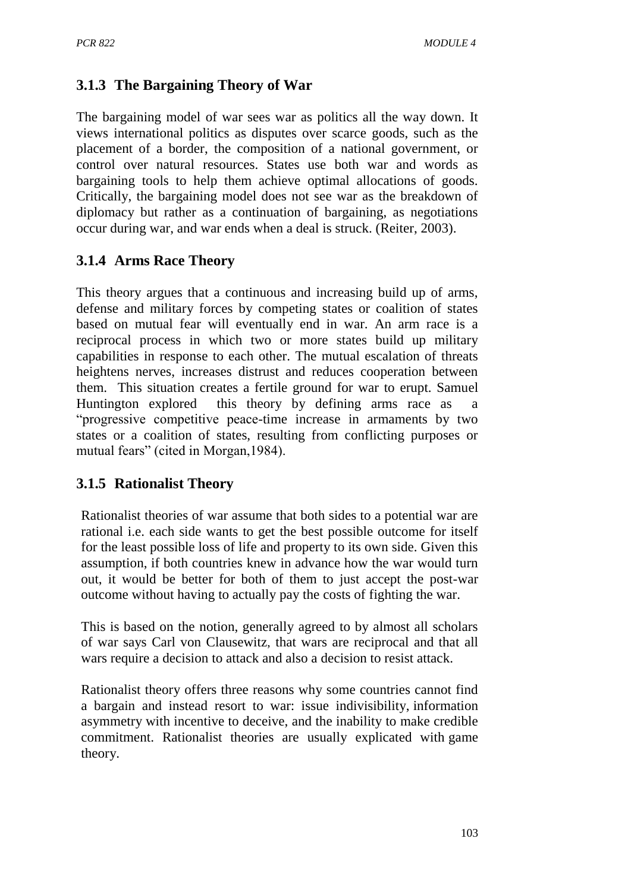### 3.1.3 The Bargaining Theory of War

The bargaining model of war sees war as politics all the way down. It views international politics as disputes over scarce goods, such as the placement of a border, the composition of a national government, or control over natural resources. States use both war and words as bargaining tools to help them achieve optimal allocations of goods. Critically, the bargaining model does not see war as the breakdown of diplomacy but rather as a continuation of bargaining, as negotiations occur during war, and war ends when a deal is struck. (Reiter, 2003).

### 3.1.4 Arms Race Theory

This theory argues that a continuous and increasing build up of arms, defense and military forces by competing states or coalition of states based on mutual fear will eventually end in war. An arm race is a reciprocal process in which two or more states build up military capabilities in response to each other. The mutual escalation of threats heightens nerves, increases distrust and reduces cooperation between them. This situation creates a fertile ground for war to erupt. Samuel Huntington explored this theory by defining arms race as a "progressive competitive peace-time increase in armaments by two states or a coalition of states, resulting from conflicting purposes or mutual fears" (cited in Morgan,1984).

### 3.1.5 Rationalist Theory

Rationalist theories of war assume that both sides to a potential war are rational i.e. each side wants to get the best possible outcome for itself for the least possible loss of life and property to its own side. Given this assumption, if both countries knew in advance how the war would turn out, it would be better for both of them to just accept the post-war outcome without having to actually pay the costs of fighting the war.

This is based on the notion, generally agreed to by almost all scholars of war says Carl von Clausewitz, that wars are reciprocal and that all wars require a decision to attack and also a decision to resist attack.

Rationalist theory offers three reasons why some countries cannot find a bargain and instead resort to war: issue indivisibility, information asymmetry with incentive to deceive, and the inability to make credible commitment. Rationalist theories are usually explicated with game theory.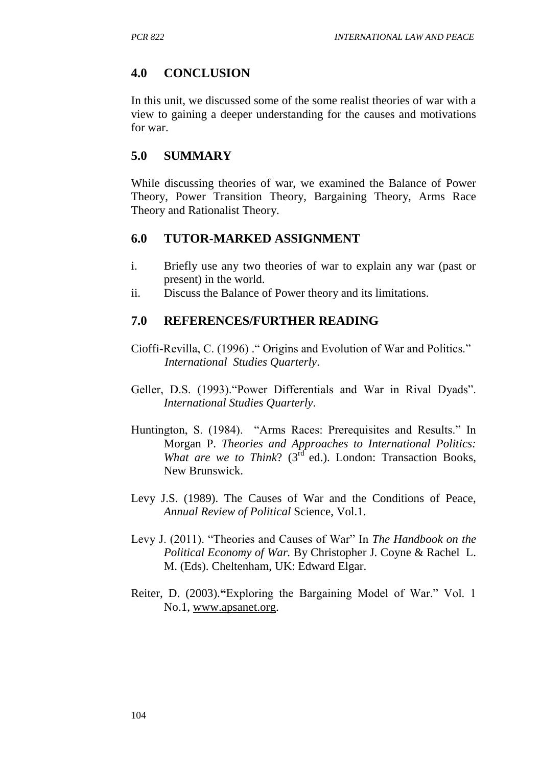## 4.0 CONCLUSION

In this unit, we discussed some of the some realist theories of war with a view to gaining a deeper understanding for the causes and motivations for war.

## 5.0 SUMMARY

While discussing theories of war, we examined the Balance of Power Theory, Power Transition Theory, Bargaining Theory, Arms Race Theory and Rationalist Theory.

## 6.0 TUTOR-MARKED ASSIGNMENT

i. Briefly use any two theories of war to explain any war (past or present) in the world.
ii. Discuss the Balance of Power theory and its limitations.

## 7.0 REFERENCES/FURTHER READING

Cioffi-Revilla, C. (1996) ." Origins and Evolution of War and Politics." *International Studies Quarterly*.

Geller, D.S. (1993)."Power Differentials and War in Rival Dyads". *International Studies Quarterly*.

Huntington, S. (1984). "Arms Races: Prerequisites and Results." In Morgan P. *Theories and Approaches to International Politics: What are we to Think*? (3rd ed.). London: Transaction Books, New Brunswick.

Levy J.S. (1989). The Causes of War and the Conditions of Peace, *Annual Review of Political* Science, Vol.1.

Levy J. (2011). "Theories and Causes of War" In *The Handbook on the Political Economy of War.* By Christopher J. Coyne & Rachel L. M. (Eds). Cheltenham, UK: Edward Elgar.

Reiter, D. (2003).**"**Exploring the Bargaining Model of War." Vol. 1 No.1, www.apsanet.org.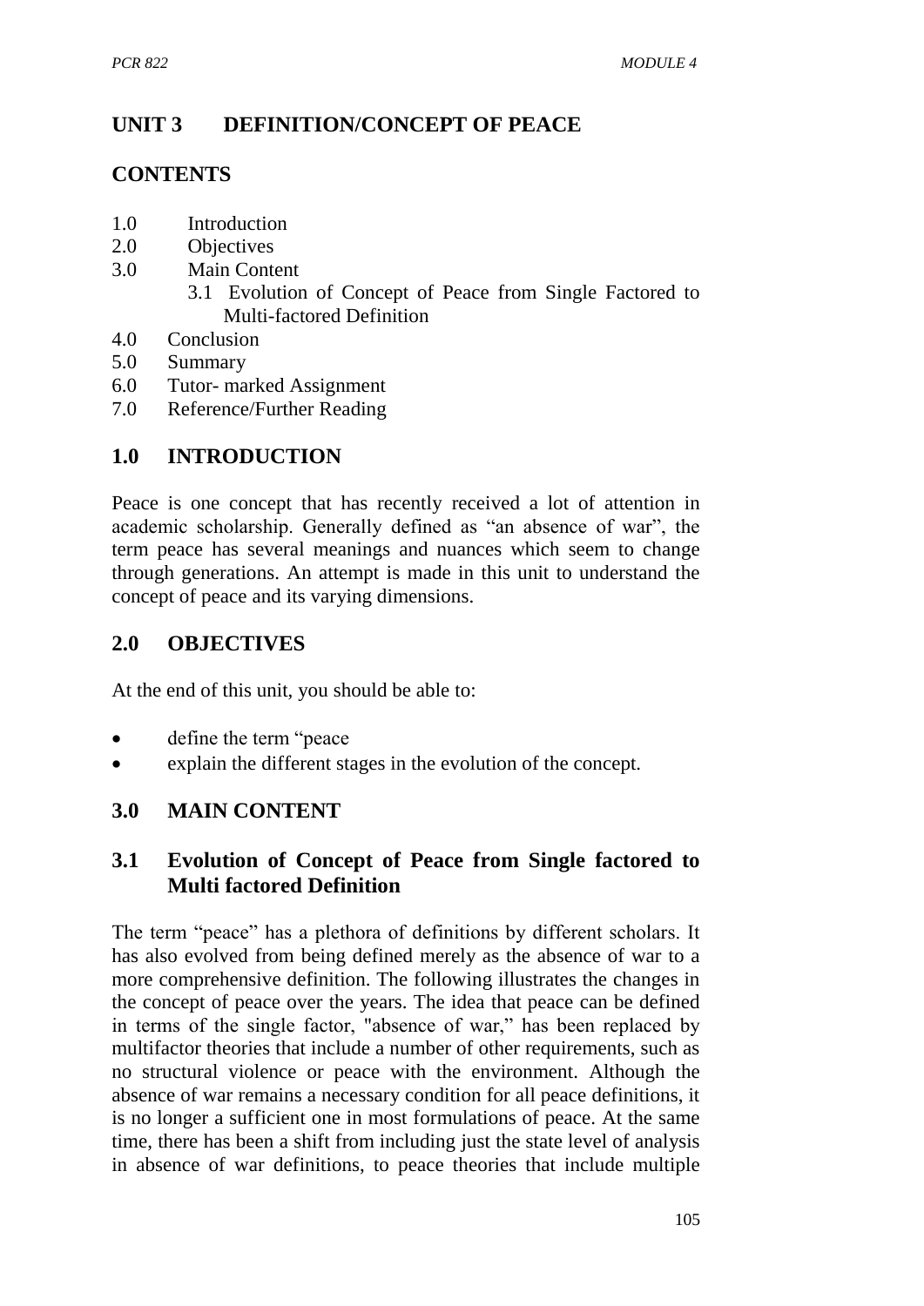# UNIT 3 DEFINITION/CONCEPT OF PEACE

## CONTENTS

1.0 Introduction
2.0 Objectives
3.0 Main Content
   3.1 Evolution of Concept of Peace from Single Factored to Multi-factored Definition
4.0 Conclusion
5.0 Summary
6.0 Tutor- marked Assignment
7.0 Reference/Further Reading

## 1.0 INTRODUCTION

Peace is one concept that has recently received a lot of attention in academic scholarship. Generally defined as "an absence of war", the term peace has several meanings and nuances which seem to change through generations. An attempt is made in this unit to understand the concept of peace and its varying dimensions.

## 2.0 OBJECTIVES

At the end of this unit, you should be able to:

- define the term "peace
- explain the different stages in the evolution of the concept.

## 3.0 MAIN CONTENT

### 3.1 Evolution of Concept of Peace from Single factored to Multi factored Definition

The term "peace" has a plethora of definitions by different scholars. It has also evolved from being defined merely as the absence of war to a more comprehensive definition. The following illustrates the changes in the concept of peace over the years. The idea that peace can be defined in terms of the single factor, "absence of war," has been replaced by multifactor theories that include a number of other requirements, such as no structural violence or peace with the environment. Although the absence of war remains a necessary condition for all peace definitions, it is no longer a sufficient one in most formulations of peace. At the same time, there has been a shift from including just the state level of analysis in absence of war definitions, to peace theories that include multiple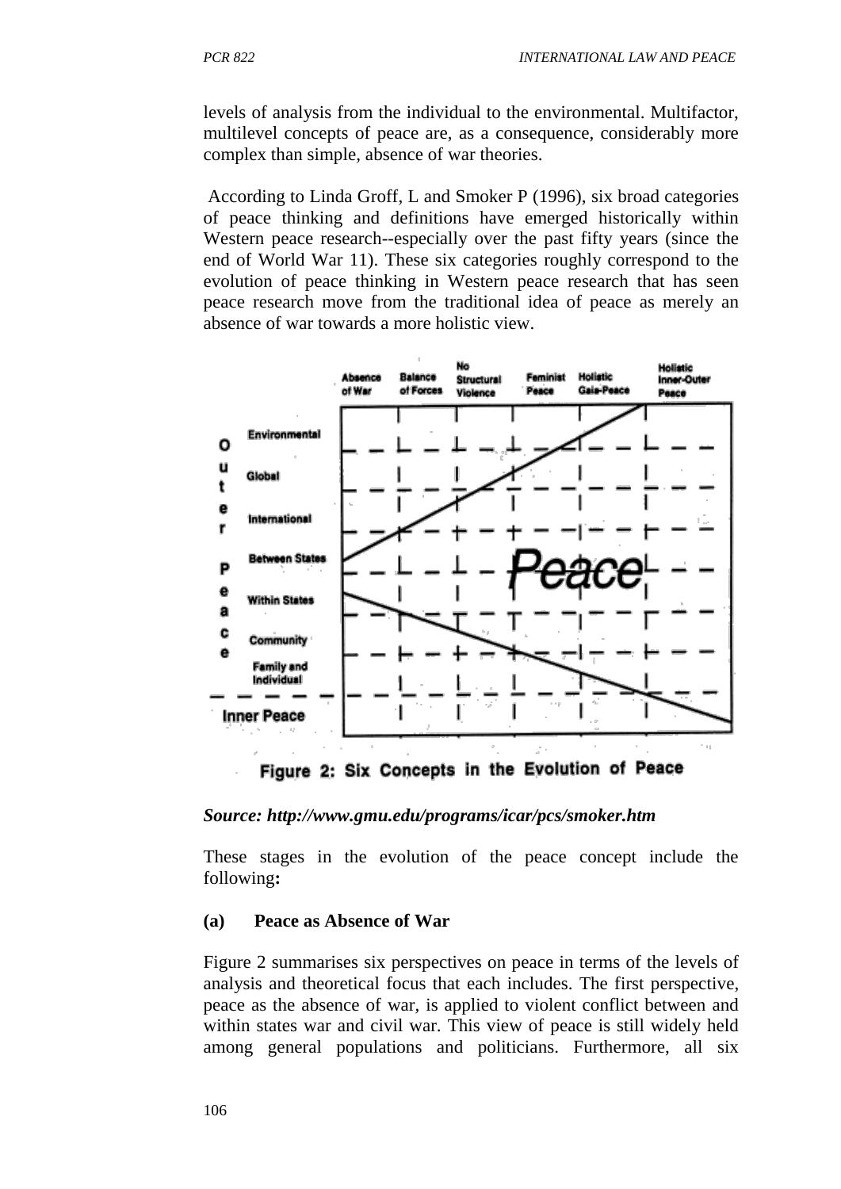levels of analysis from the individual to the environmental. Multifactor, multilevel concepts of peace are, as a consequence, considerably more complex than simple, absence of war theories.

According to Linda Groff, L and Smoker P (1996), six broad categories of peace thinking and definitions have emerged historically within Western peace research--especially over the past fifty years (since the end of World War 11). These six categories roughly correspond to the evolution of peace thinking in Western peace research that has seen peace research move from the traditional idea of peace as merely an absence of war towards a more holistic view.

Figure 2: Six Concepts in the Evolution of Peace

*Source: http://www.gmu.edu/programs/icar/pcs/smoker.htm*

These stages in the evolution of the peace concept include the following**:**

**(a) Peace as Absence of War**

Figure 2 summarises six perspectives on peace in terms of the levels of analysis and theoretical focus that each includes. The first perspective, peace as the absence of war, is applied to violent conflict between and within states war and civil war. This view of peace is still widely held among general populations and politicians. Furthermore, all six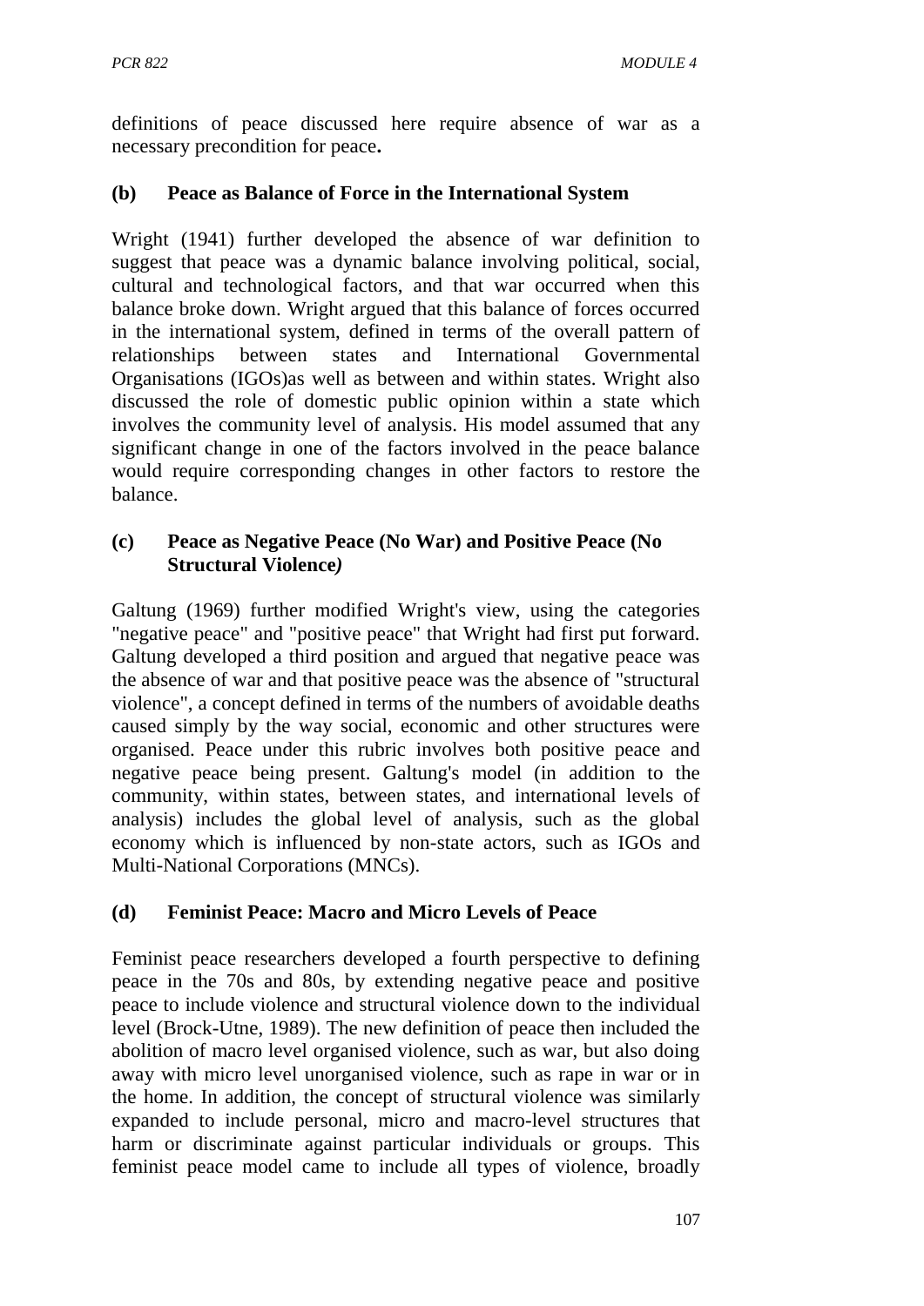definitions of peace discussed here require absence of war as a necessary precondition for peace**.**

### (b) Peace as Balance of Force in the International System

Wright (1941) further developed the absence of war definition to suggest that peace was a dynamic balance involving political, social, cultural and technological factors, and that war occurred when this balance broke down. Wright argued that this balance of forces occurred in the international system, defined in terms of the overall pattern of relationships between states and International Governmental Organisations (IGOs)as well as between and within states. Wright also discussed the role of domestic public opinion within a state which involves the community level of analysis. His model assumed that any significant change in one of the factors involved in the peace balance would require corresponding changes in other factors to restore the balance.

### (c) Peace as Negative Peace (No War) and Positive Peace (No Structural Violence*)*

Galtung (1969) further modified Wright's view, using the categories "negative peace" and "positive peace" that Wright had first put forward. Galtung developed a third position and argued that negative peace was the absence of war and that positive peace was the absence of "structural violence", a concept defined in terms of the numbers of avoidable deaths caused simply by the way social, economic and other structures were organised. Peace under this rubric involves both positive peace and negative peace being present. Galtung's model (in addition to the community, within states, between states, and international levels of analysis) includes the global level of analysis, such as the global economy which is influenced by non-state actors, such as IGOs and Multi-National Corporations (MNCs).

### (d) Feminist Peace: Macro and Micro Levels of Peace

Feminist peace researchers developed a fourth perspective to defining peace in the 70s and 80s, by extending negative peace and positive peace to include violence and structural violence down to the individual level (Brock-Utne, 1989). The new definition of peace then included the abolition of macro level organised violence, such as war, but also doing away with micro level unorganised violence, such as rape in war or in the home. In addition, the concept of structural violence was similarly expanded to include personal, micro and macro-level structures that harm or discriminate against particular individuals or groups. This feminist peace model came to include all types of violence, broadly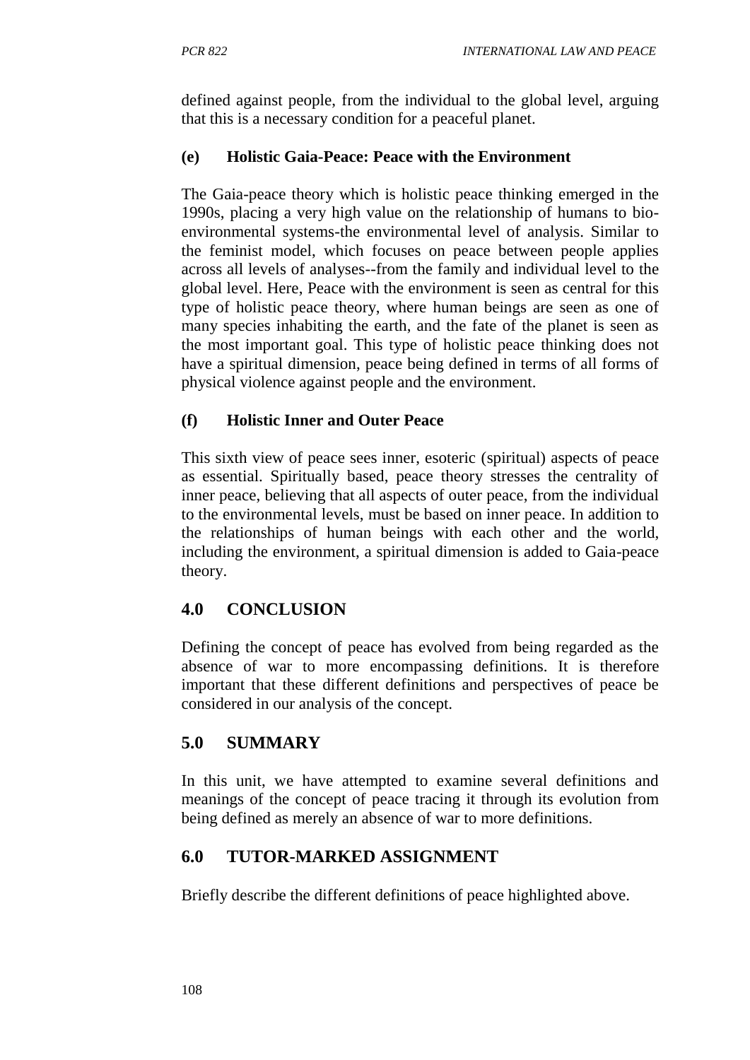defined against people, from the individual to the global level, arguing that this is a necessary condition for a peaceful planet.

**(e) Holistic Gaia-Peace: Peace with the Environment**

The Gaia-peace theory which is holistic peace thinking emerged in the 1990s, placing a very high value on the relationship of humans to bio-environmental systems-the environmental level of analysis. Similar to the feminist model, which focuses on peace between people applies across all levels of analyses--from the family and individual level to the global level. Here, Peace with the environment is seen as central for this type of holistic peace theory, where human beings are seen as one of many species inhabiting the earth, and the fate of the planet is seen as the most important goal. This type of holistic peace thinking does not have a spiritual dimension, peace being defined in terms of all forms of physical violence against people and the environment.

**(f) Holistic Inner and Outer Peace**

This sixth view of peace sees inner, esoteric (spiritual) aspects of peace as essential. Spiritually based, peace theory stresses the centrality of inner peace, believing that all aspects of outer peace, from the individual to the environmental levels, must be based on inner peace. In addition to the relationships of human beings with each other and the world, including the environment, a spiritual dimension is added to Gaia-peace theory.

## 4.0 CONCLUSION

Defining the concept of peace has evolved from being regarded as the absence of war to more encompassing definitions. It is therefore important that these different definitions and perspectives of peace be considered in our analysis of the concept.

## 5.0 SUMMARY

In this unit, we have attempted to examine several definitions and meanings of the concept of peace tracing it through its evolution from being defined as merely an absence of war to more definitions.

## 6.0 TUTOR-MARKED ASSIGNMENT

Briefly describe the different definitions of peace highlighted above.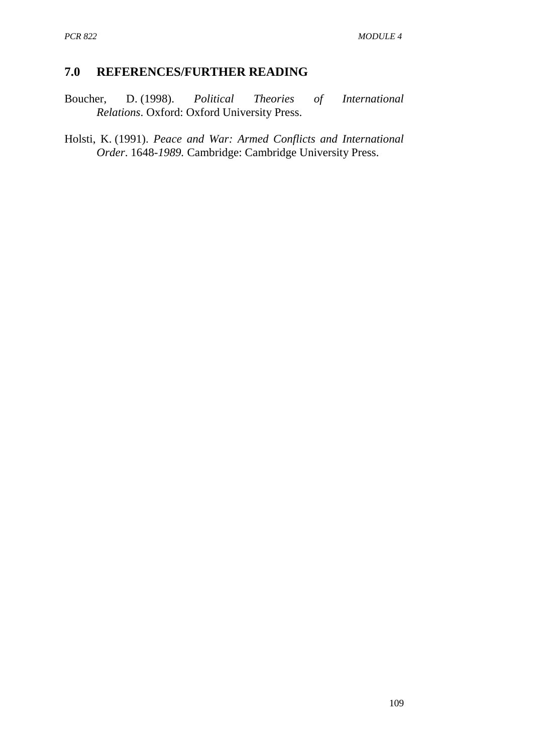## 7.0 REFERENCES/FURTHER READING

Boucher, D. (1998). *Political Theories of International Relations*. Oxford: Oxford University Press.

Holsti, K. (1991). *Peace and War: Armed Conflicts and International Order*. 1648-*1989*. Cambridge: Cambridge University Press.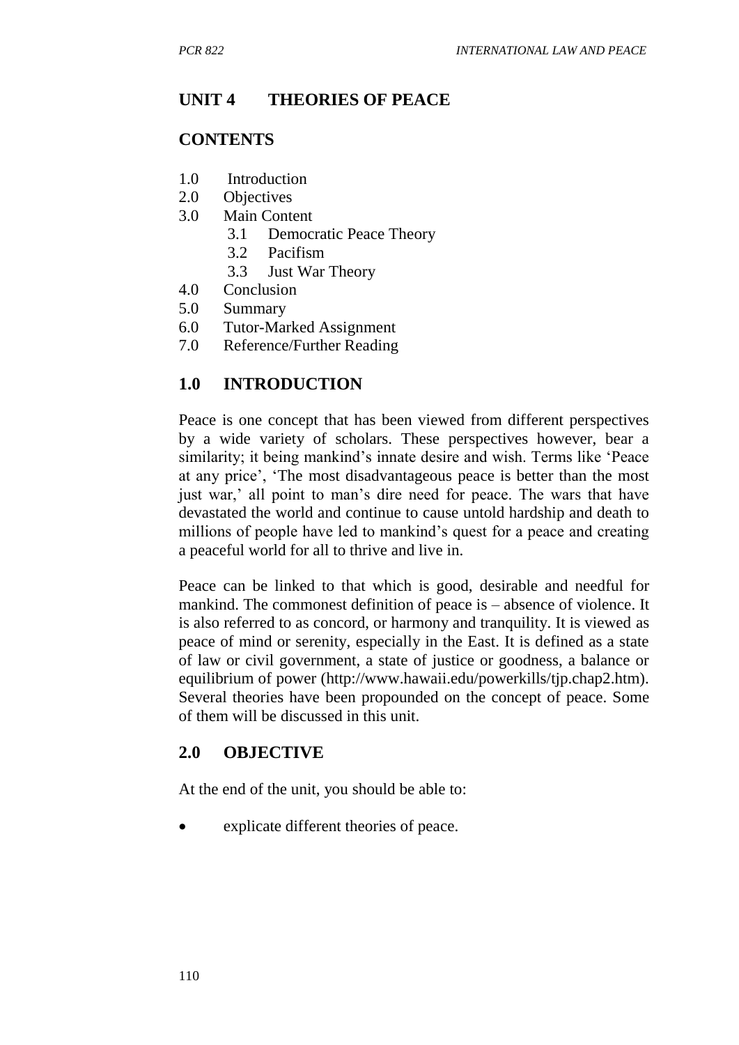## UNIT 4 THEORIES OF PEACE

### CONTENTS

1.0 Introduction
2.0 Objectives
3.0 Main Content
  3.1 Democratic Peace Theory
  3.2 Pacifism
  3.3 Just War Theory
4.0 Conclusion
5.0 Summary
6.0 Tutor-Marked Assignment
7.0 Reference/Further Reading

### 1.0 INTRODUCTION

Peace is one concept that has been viewed from different perspectives by a wide variety of scholars. These perspectives however, bear a similarity; it being mankind's innate desire and wish. Terms like 'Peace at any price', 'The most disadvantageous peace is better than the most just war,' all point to man's dire need for peace. The wars that have devastated the world and continue to cause untold hardship and death to millions of people have led to mankind's quest for a peace and creating a peaceful world for all to thrive and live in.

Peace can be linked to that which is good, desirable and needful for mankind. The commonest definition of peace is – absence of violence. It is also referred to as concord, or harmony and tranquility. It is viewed as peace of mind or serenity, especially in the East. It is defined as a state of law or civil government, a state of justice or goodness, a balance or equilibrium of power (http://www.hawaii.edu/powerkills/tjp.chap2.htm). Several theories have been propounded on the concept of peace. Some of them will be discussed in this unit.

### 2.0 OBJECTIVE

At the end of the unit, you should be able to:

- explicate different theories of peace.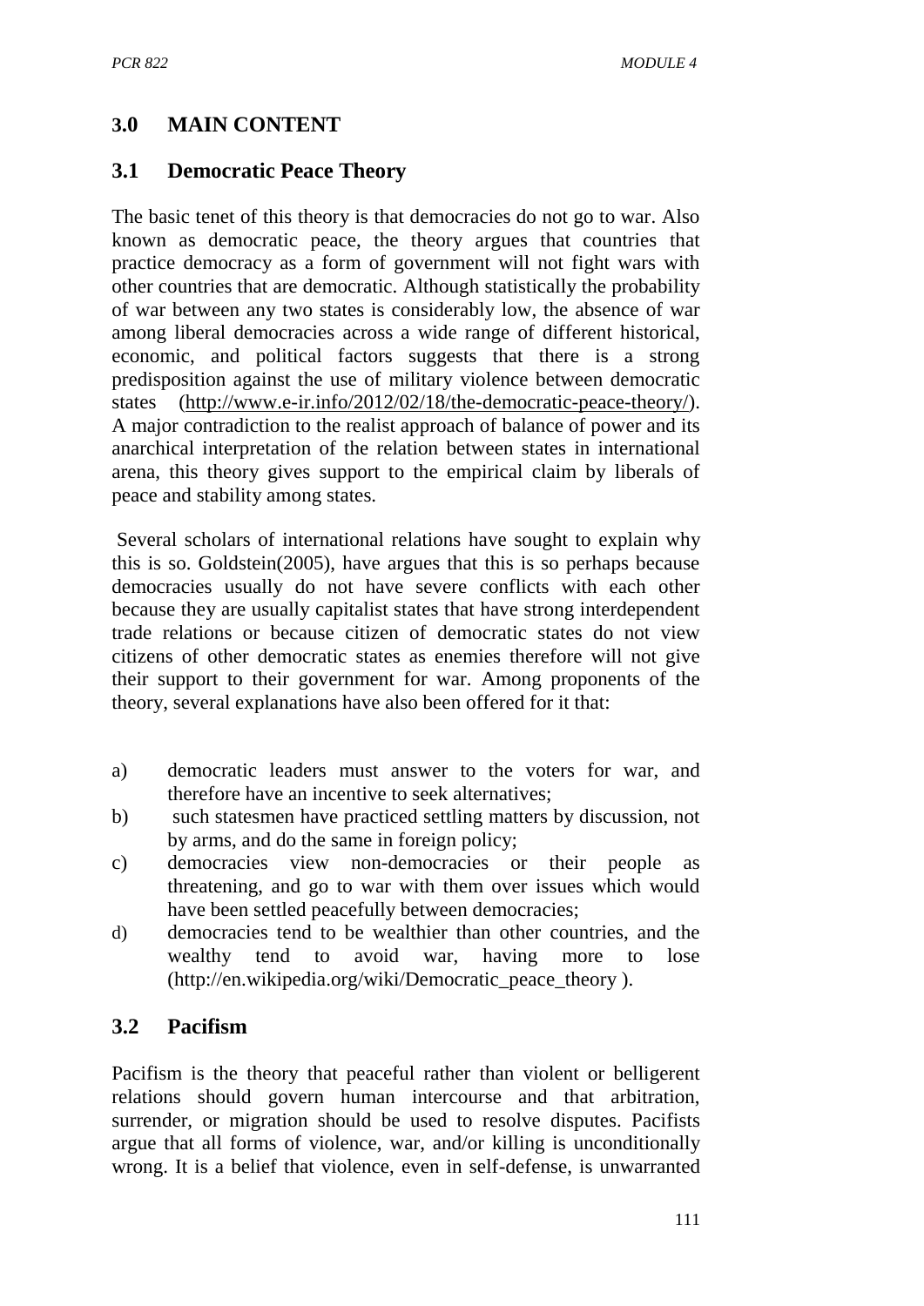## 3.0 MAIN CONTENT

### 3.1 Democratic Peace Theory

The basic tenet of this theory is that democracies do not go to war. Also known as democratic peace, the theory argues that countries that practice democracy as a form of government will not fight wars with other countries that are democratic. Although statistically the probability of war between any two states is considerably low, the absence of war among liberal democracies across a wide range of different historical, economic, and political factors suggests that there is a strong predisposition against the use of military violence between democratic states (http://www.e-ir.info/2012/02/18/the-democratic-peace-theory/). A major contradiction to the realist approach of balance of power and its anarchical interpretation of the relation between states in international arena, this theory gives support to the empirical claim by liberals of peace and stability among states.

Several scholars of international relations have sought to explain why this is so. Goldstein(2005), have argues that this is so perhaps because democracies usually do not have severe conflicts with each other because they are usually capitalist states that have strong interdependent trade relations or because citizen of democratic states do not view citizens of other democratic states as enemies therefore will not give their support to their government for war. Among proponents of the theory, several explanations have also been offered for it that:

a) democratic leaders must answer to the voters for war, and therefore have an incentive to seek alternatives;
b) such statesmen have practiced settling matters by discussion, not by arms, and do the same in foreign policy;
c) democracies view non-democracies or their people as threatening, and go to war with them over issues which would have been settled peacefully between democracies;
d) democracies tend to be wealthier than other countries, and the wealthy tend to avoid war, having more to lose (http://en.wikipedia.org/wiki/Democratic_peace_theory ).

### 3.2 Pacifism

Pacifism is the theory that peaceful rather than violent or belligerent relations should govern human intercourse and that arbitration, surrender, or migration should be used to resolve disputes. Pacifists argue that all forms of violence, war, and/or killing is unconditionally wrong. It is a belief that violence, even in self-defense, is unwarranted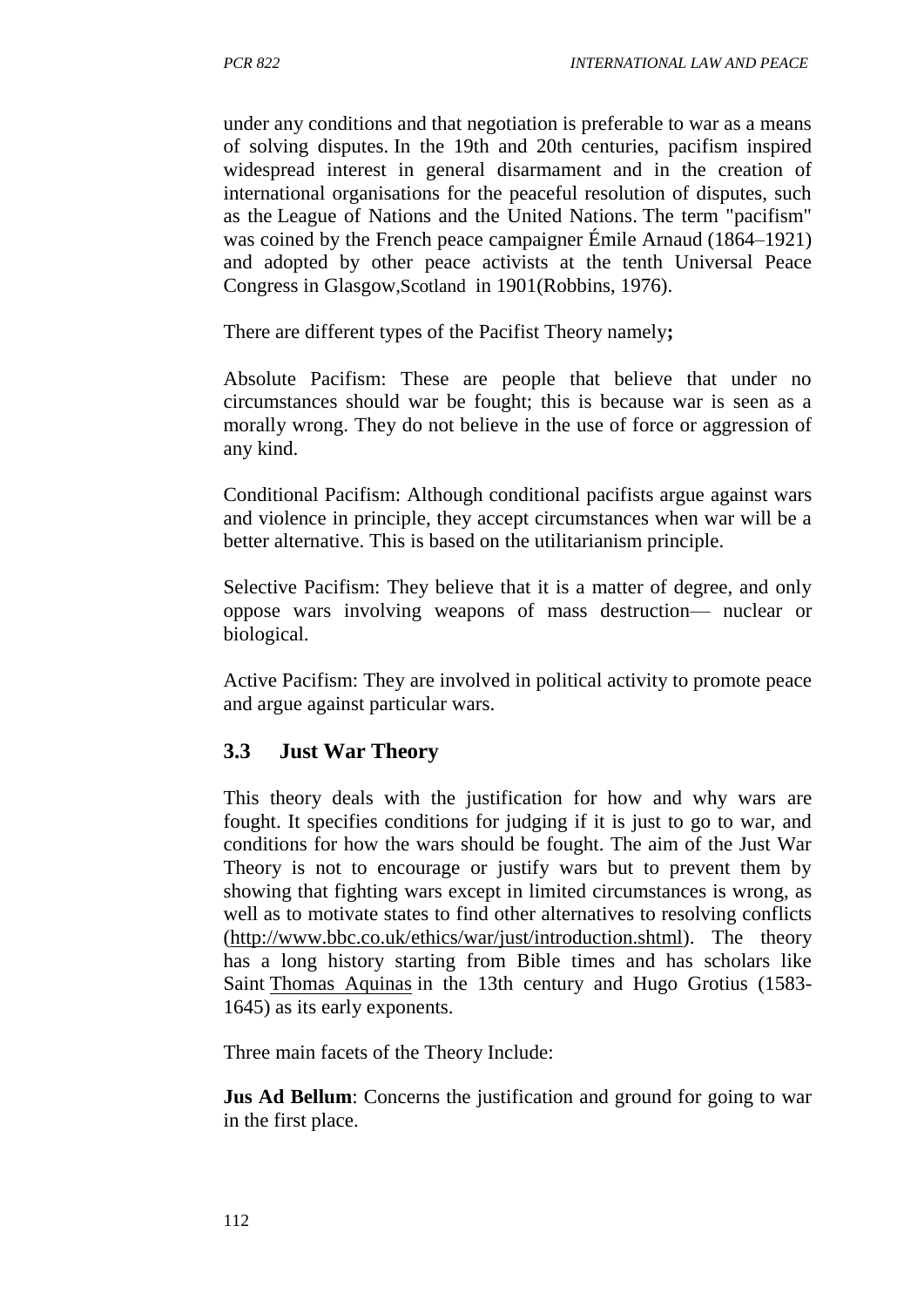under any conditions and that negotiation is preferable to war as a means of solving disputes. In the 19th and 20th centuries, pacifism inspired widespread interest in general disarmament and in the creation of international organisations for the peaceful resolution of disputes, such as the League of Nations and the United Nations. The term "pacifism" was coined by the French peace campaigner Émile Arnaud (1864–1921) and adopted by other peace activists at the tenth Universal Peace Congress in Glasgow,Scotland in 1901(Robbins, 1976).

There are different types of the Pacifist Theory namely**;**

Absolute Pacifism: These are people that believe that under no circumstances should war be fought; this is because war is seen as a morally wrong. They do not believe in the use of force or aggression of any kind.

Conditional Pacifism: Although conditional pacifists argue against wars and violence in principle, they accept circumstances when war will be a better alternative. This is based on the utilitarianism principle.

Selective Pacifism: They believe that it is a matter of degree, and only oppose wars involving weapons of mass destruction— nuclear or biological.

Active Pacifism: They are involved in political activity to promote peace and argue against particular wars.

## 3.3 Just War Theory

This theory deals with the justification for how and why wars are fought. It specifies conditions for judging if it is just to go to war, and conditions for how the wars should be fought. The aim of the Just War Theory is not to encourage or justify wars but to prevent them by showing that fighting wars except in limited circumstances is wrong, as well as to motivate states to find other alternatives to resolving conflicts (http://www.bbc.co.uk/ethics/war/just/introduction.shtml). The theory has a long history starting from Bible times and has scholars like Saint Thomas Aquinas in the 13th century and Hugo Grotius (1583-1645) as its early exponents.

Three main facets of the Theory Include:

**Jus Ad Bellum**: Concerns the justification and ground for going to war in the first place.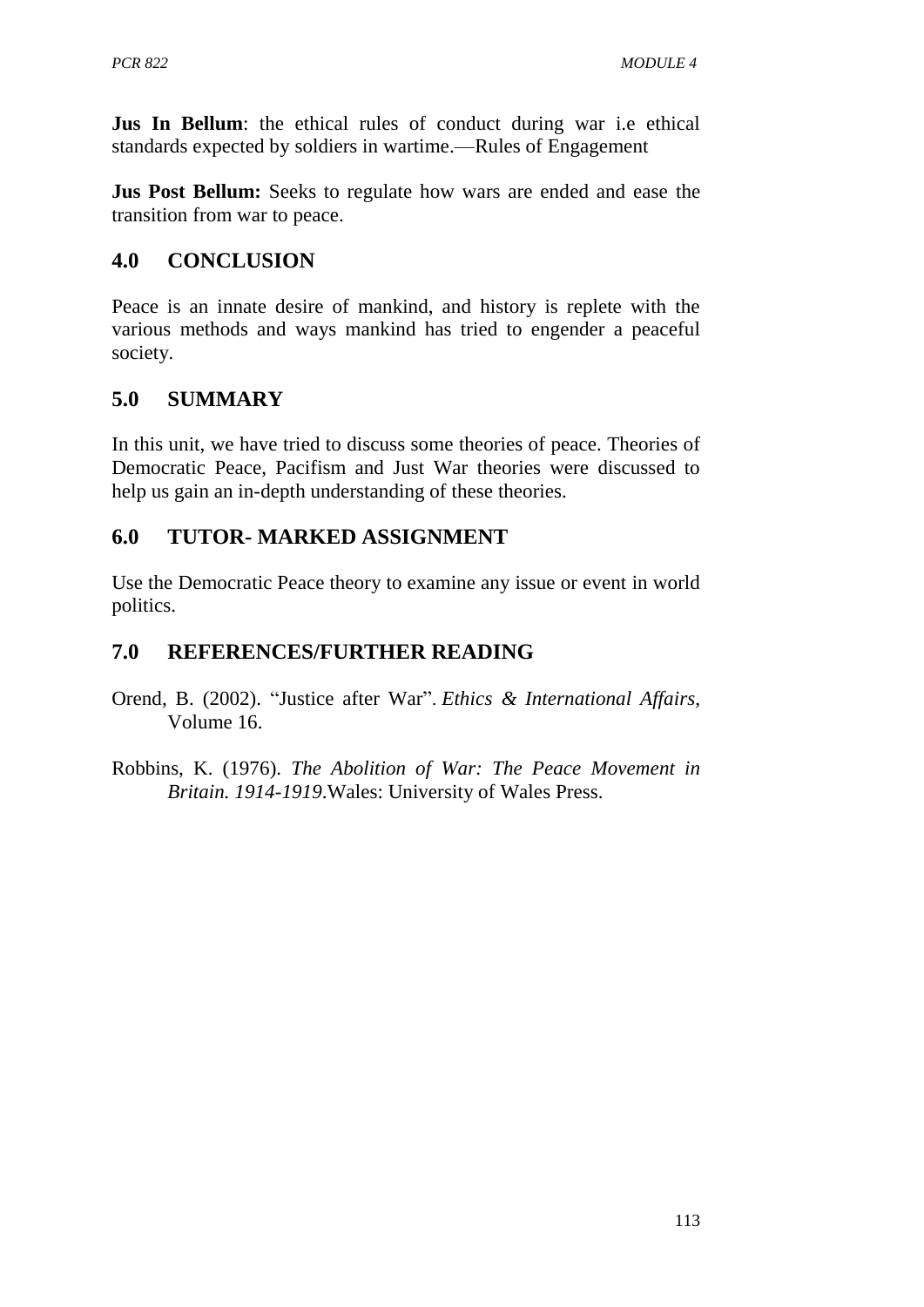**Jus In Bellum**: the ethical rules of conduct during war i.e ethical standards expected by soldiers in wartime.—Rules of Engagement

**Jus Post Bellum:** Seeks to regulate how wars are ended and ease the transition from war to peace.

## 4.0 CONCLUSION

Peace is an innate desire of mankind, and history is replete with the various methods and ways mankind has tried to engender a peaceful society.

## 5.0 SUMMARY

In this unit, we have tried to discuss some theories of peace. Theories of Democratic Peace, Pacifism and Just War theories were discussed to help us gain an in-depth understanding of these theories.

## 6.0 TUTOR- MARKED ASSIGNMENT

Use the Democratic Peace theory to examine any issue or event in world politics.

## 7.0 REFERENCES/FURTHER READING

Orend, B. (2002). "Justice after War". *Ethics & International Affairs*, Volume 16.

Robbins, K. (1976). *The Abolition of War: The Peace Movement in Britain. 1914-1919.*Wales: University of Wales Press.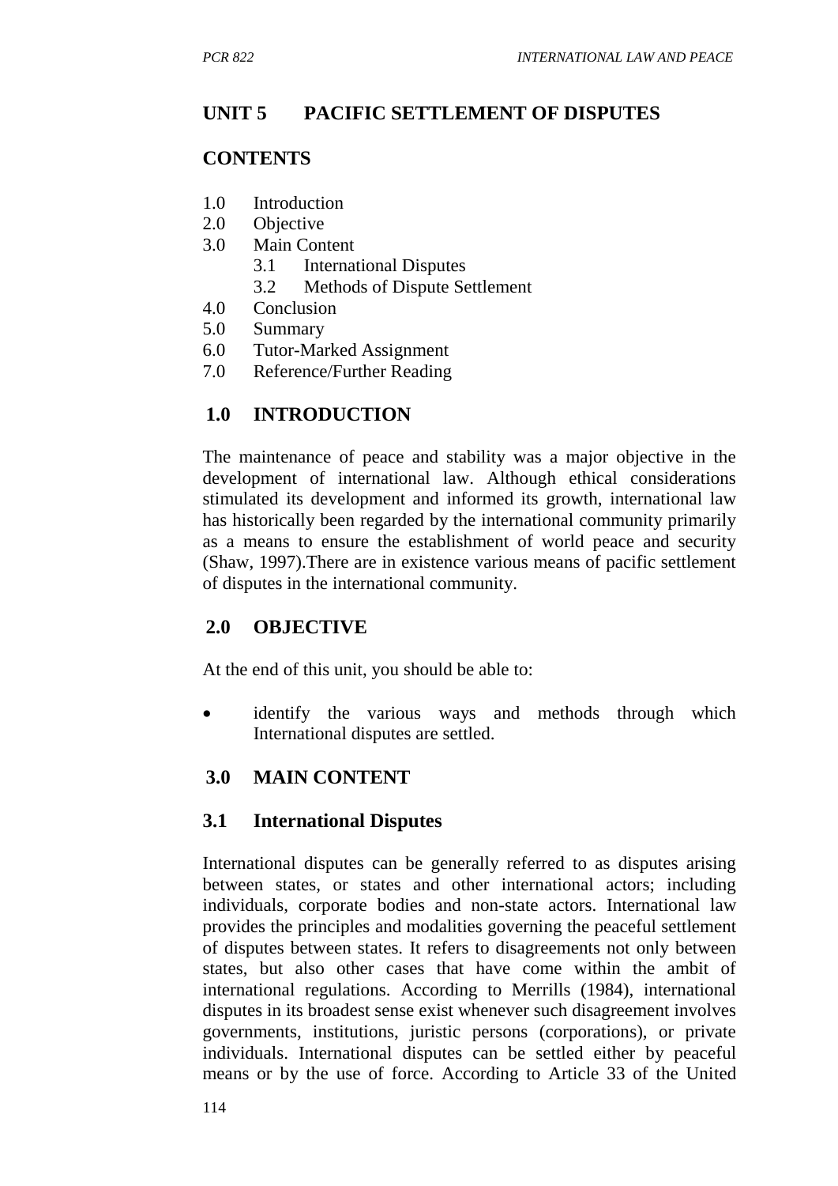## UNIT 5 PACIFIC SETTLEMENT OF DISPUTES

### CONTENTS

- 1.0 Introduction
- 2.0 Objective
- 3.0 Main Content
  - 3.1 International Disputes
  - 3.2 Methods of Dispute Settlement
- 4.0 Conclusion
- 5.0 Summary
- 6.0 Tutor-Marked Assignment
- 7.0 Reference/Further Reading

### 1.0 INTRODUCTION

The maintenance of peace and stability was a major objective in the development of international law. Although ethical considerations stimulated its development and informed its growth, international law has historically been regarded by the international community primarily as a means to ensure the establishment of world peace and security (Shaw, 1997).There are in existence various means of pacific settlement of disputes in the international community.

### 2.0 OBJECTIVE

At the end of this unit, you should be able to:

- identify the various ways and methods through which International disputes are settled.

### 3.0 MAIN CONTENT

### 3.1 International Disputes

International disputes can be generally referred to as disputes arising between states, or states and other international actors; including individuals, corporate bodies and non-state actors. International law provides the principles and modalities governing the peaceful settlement of disputes between states. It refers to disagreements not only between states, but also other cases that have come within the ambit of international regulations. According to Merrills (1984), international disputes in its broadest sense exist whenever such disagreement involves governments, institutions, juristic persons (corporations), or private individuals. International disputes can be settled either by peaceful means or by the use of force. According to Article 33 of the United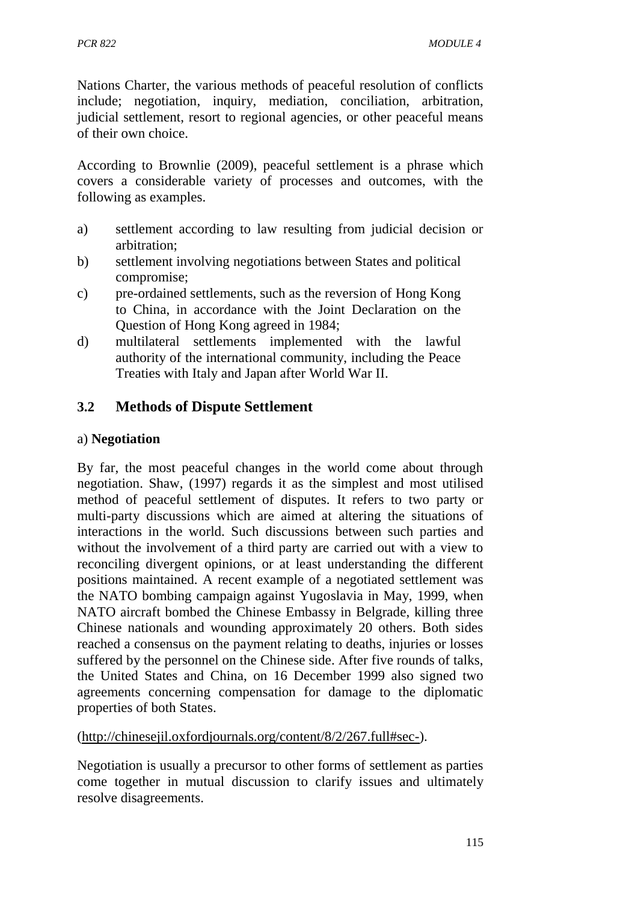Nations Charter, the various methods of peaceful resolution of conflicts include; negotiation, inquiry, mediation, conciliation, arbitration, judicial settlement, resort to regional agencies, or other peaceful means of their own choice.

According to Brownlie (2009), peaceful settlement is a phrase which covers a considerable variety of processes and outcomes, with the following as examples.

a) settlement according to law resulting from judicial decision or arbitration;
b) settlement involving negotiations between States and political compromise;
c) pre-ordained settlements, such as the reversion of Hong Kong to China, in accordance with the Joint Declaration on the Question of Hong Kong agreed in 1984;
d) multilateral settlements implemented with the lawful authority of the international community, including the Peace Treaties with Italy and Japan after World War II.

## 3.2 Methods of Dispute Settlement

a) **Negotiation**

By far, the most peaceful changes in the world come about through negotiation. Shaw, (1997) regards it as the simplest and most utilised method of peaceful settlement of disputes. It refers to two party or multi-party discussions which are aimed at altering the situations of interactions in the world. Such discussions between such parties and without the involvement of a third party are carried out with a view to reconciling divergent opinions, or at least understanding the different positions maintained. A recent example of a negotiated settlement was the NATO bombing campaign against Yugoslavia in May, 1999, when NATO aircraft bombed the Chinese Embassy in Belgrade, killing three Chinese nationals and wounding approximately 20 others. Both sides reached a consensus on the payment relating to deaths, injuries or losses suffered by the personnel on the Chinese side. After five rounds of talks, the United States and China, on 16 December 1999 also signed two agreements concerning compensation for damage to the diplomatic properties of both States.

(http://chinesejil.oxfordjournals.org/content/8/2/267.full#sec-).

Negotiation is usually a precursor to other forms of settlement as parties come together in mutual discussion to clarify issues and ultimately resolve disagreements.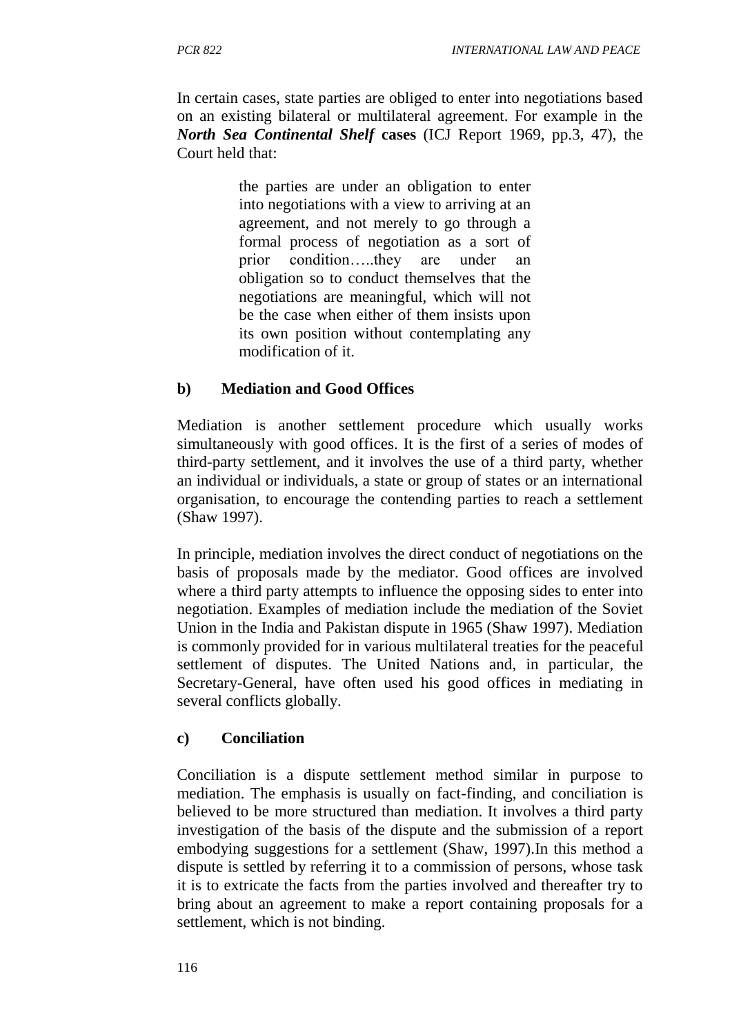In certain cases, state parties are obliged to enter into negotiations based on an existing bilateral or multilateral agreement. For example in the ***North Sea Continental Shelf*** **cases** (ICJ Report 1969, pp.3, 47), the Court held that:

> the parties are under an obligation to enter into negotiations with a view to arriving at an agreement, and not merely to go through a formal process of negotiation as a sort of prior condition…..they are under an obligation so to conduct themselves that the negotiations are meaningful, which will not be the case when either of them insists upon its own position without contemplating any modification of it.

**b) Mediation and Good Offices**

Mediation is another settlement procedure which usually works simultaneously with good offices. It is the first of a series of modes of third-party settlement, and it involves the use of a third party, whether an individual or individuals, a state or group of states or an international organisation, to encourage the contending parties to reach a settlement (Shaw 1997).

In principle, mediation involves the direct conduct of negotiations on the basis of proposals made by the mediator. Good offices are involved where a third party attempts to influence the opposing sides to enter into negotiation. Examples of mediation include the mediation of the Soviet Union in the India and Pakistan dispute in 1965 (Shaw 1997). Mediation is commonly provided for in various multilateral treaties for the peaceful settlement of disputes. The United Nations and, in particular, the Secretary-General, have often used his good offices in mediating in several conflicts globally.

**c) Conciliation**

Conciliation is a dispute settlement method similar in purpose to mediation. The emphasis is usually on fact-finding, and conciliation is believed to be more structured than mediation. It involves a third party investigation of the basis of the dispute and the submission of a report embodying suggestions for a settlement (Shaw, 1997).In this method a dispute is settled by referring it to a commission of persons, whose task it is to extricate the facts from the parties involved and thereafter try to bring about an agreement to make a report containing proposals for a settlement, which is not binding.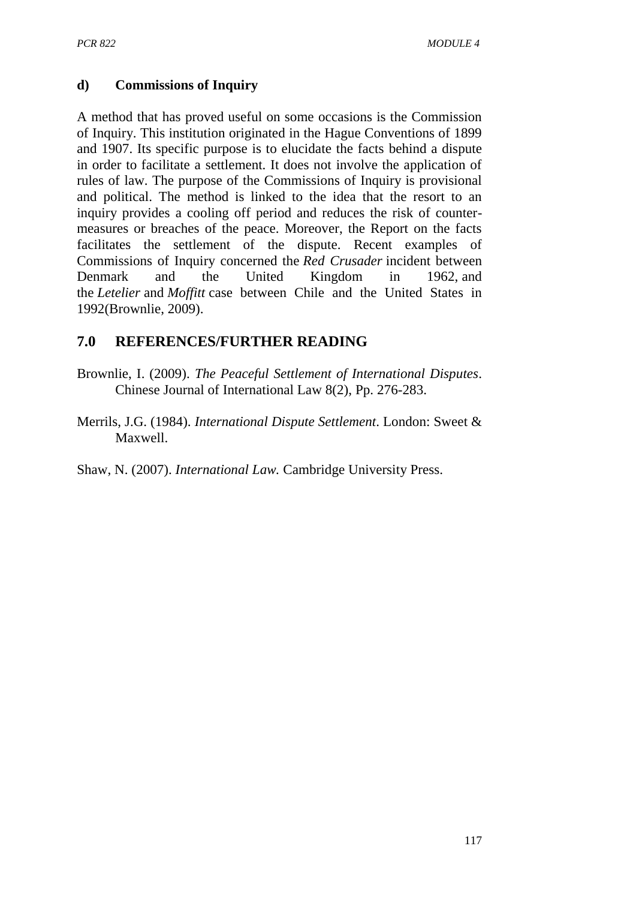#### d) Commissions of Inquiry

A method that has proved useful on some occasions is the Commission of Inquiry. This institution originated in the Hague Conventions of 1899 and 1907. Its specific purpose is to elucidate the facts behind a dispute in order to facilitate a settlement. It does not involve the application of rules of law. The purpose of the Commissions of Inquiry is provisional and political. The method is linked to the idea that the resort to an inquiry provides a cooling off period and reduces the risk of counter-measures or breaches of the peace. Moreover, the Report on the facts facilitates the settlement of the dispute. Recent examples of Commissions of Inquiry concerned the *Red Crusader* incident between Denmark and the United Kingdom in 1962, and the *Letelier* and *Moffitt* case between Chile and the United States in 1992(Brownlie, 2009).

## 7.0 REFERENCES/FURTHER READING

Brownlie, I. (2009). *The Peaceful Settlement of International Disputes*. Chinese Journal of International Law 8(2), Pp. 276-283.

Merrils, J.G. (1984). *International Dispute Settlement*. London: Sweet & Maxwell.

Shaw, N. (2007). *International Law.* Cambridge University Press.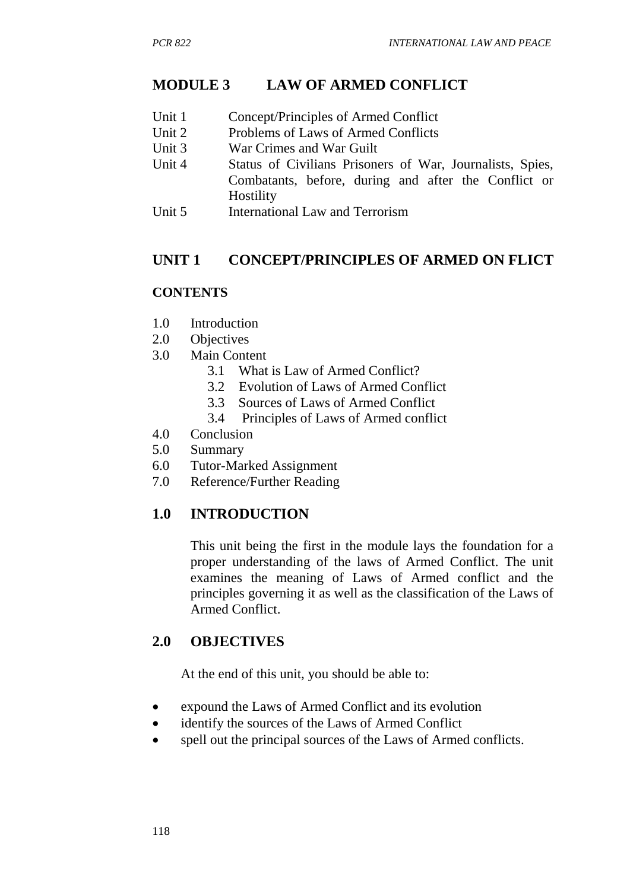## MODULE 3 LAW OF ARMED CONFLICT

| | |
|---|---|
| Unit 1 | Concept/Principles of Armed Conflict |
| Unit 2 | Problems of Laws of Armed Conflicts |
| Unit 3 | War Crimes and War Guilt |
| Unit 4 | Status of Civilians Prisoners of War, Journalists, Spies, Combatants, before, during and after the Conflict or Hostility |
| Unit 5 | International Law and Terrorism |

## UNIT 1 CONCEPT/PRINCIPLES OF ARMED ON FLICT

### CONTENTS

1.0 Introduction
2.0 Objectives
3.0 Main Content
  3.1 What is Law of Armed Conflict?
  3.2 Evolution of Laws of Armed Conflict
  3.3 Sources of Laws of Armed Conflict
  3.4 Principles of Laws of Armed conflict
4.0 Conclusion
5.0 Summary
6.0 Tutor-Marked Assignment
7.0 Reference/Further Reading

## 1.0 INTRODUCTION

This unit being the first in the module lays the foundation for a proper understanding of the laws of Armed Conflict. The unit examines the meaning of Laws of Armed conflict and the principles governing it as well as the classification of the Laws of Armed Conflict.

## 2.0 OBJECTIVES

At the end of this unit, you should be able to:

- expound the Laws of Armed Conflict and its evolution
- identify the sources of the Laws of Armed Conflict
- spell out the principal sources of the Laws of Armed conflicts.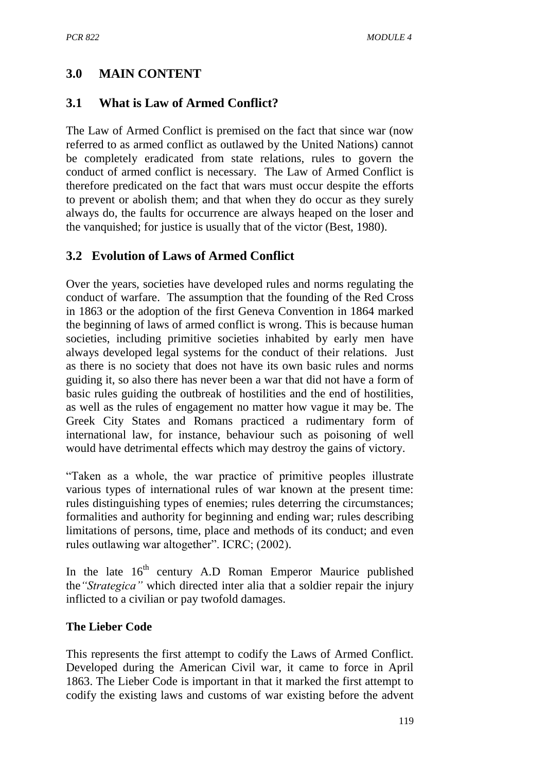## 3.0 MAIN CONTENT

### 3.1 What is Law of Armed Conflict?

The Law of Armed Conflict is premised on the fact that since war (now referred to as armed conflict as outlawed by the United Nations) cannot be completely eradicated from state relations, rules to govern the conduct of armed conflict is necessary. The Law of Armed Conflict is therefore predicated on the fact that wars must occur despite the efforts to prevent or abolish them; and that when they do occur as they surely always do, the faults for occurrence are always heaped on the loser and the vanquished; for justice is usually that of the victor (Best, 1980).

### 3.2 Evolution of Laws of Armed Conflict

Over the years, societies have developed rules and norms regulating the conduct of warfare. The assumption that the founding of the Red Cross in 1863 or the adoption of the first Geneva Convention in 1864 marked the beginning of laws of armed conflict is wrong. This is because human societies, including primitive societies inhabited by early men have always developed legal systems for the conduct of their relations. Just as there is no society that does not have its own basic rules and norms guiding it, so also there has never been a war that did not have a form of basic rules guiding the outbreak of hostilities and the end of hostilities, as well as the rules of engagement no matter how vague it may be. The Greek City States and Romans practiced a rudimentary form of international law, for instance, behaviour such as poisoning of well would have detrimental effects which may destroy the gains of victory.

"Taken as a whole, the war practice of primitive peoples illustrate various types of international rules of war known at the present time: rules distinguishing types of enemies; rules deterring the circumstances; formalities and authority for beginning and ending war; rules describing limitations of persons, time, place and methods of its conduct; and even rules outlawing war altogether". ICRC; (2002).

In the late 16th century A.D Roman Emperor Maurice published the *"Strategica"* which directed inter alia that a soldier repair the injury inflicted to a civilian or pay twofold damages.

**The Lieber Code**

This represents the first attempt to codify the Laws of Armed Conflict. Developed during the American Civil war, it came to force in April 1863. The Lieber Code is important in that it marked the first attempt to codify the existing laws and customs of war existing before the advent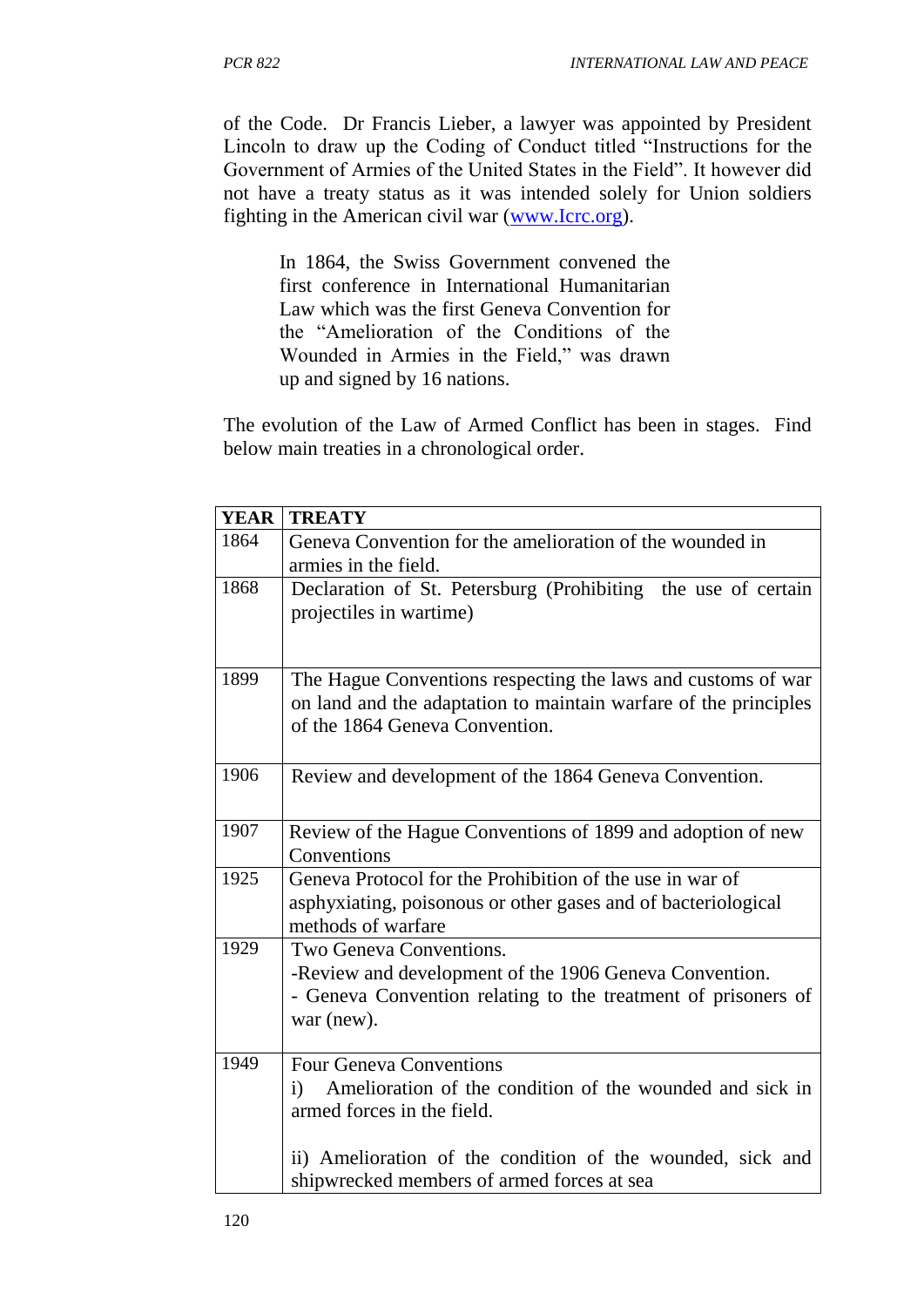of the Code. Dr Francis Lieber, a lawyer was appointed by President Lincoln to draw up the Coding of Conduct titled "Instructions for the Government of Armies of the United States in the Field". It however did not have a treaty status as it was intended solely for Union soldiers fighting in the American civil war (www.Icrc.org).

> In 1864, the Swiss Government convened the first conference in International Humanitarian Law which was the first Geneva Convention for the "Amelioration of the Conditions of the Wounded in Armies in the Field," was drawn up and signed by 16 nations.

The evolution of the Law of Armed Conflict has been in stages. Find below main treaties in a chronological order.

| YEAR | TREATY |
|---|---|
| 1864 | Geneva Convention for the amelioration of the wounded in armies in the field. |
| 1868 | Declaration of St. Petersburg (Prohibiting the use of certain projectiles in wartime) |
| 1899 | The Hague Conventions respecting the laws and customs of war on land and the adaptation to maintain warfare of the principles of the 1864 Geneva Convention. |
| 1906 | Review and development of the 1864 Geneva Convention. |
| 1907 | Review of the Hague Conventions of 1899 and adoption of new Conventions |
| 1925 | Geneva Protocol for the Prohibition of the use in war of asphyxiating, poisonous or other gases and of bacteriological methods of warfare |
| 1929 | Two Geneva Conventions.<br>-Review and development of the 1906 Geneva Convention.<br>- Geneva Convention relating to the treatment of prisoners of war (new). |
| 1949 | Four Geneva Conventions<br>i) Amelioration of the condition of the wounded and sick in armed forces in the field.<br><br>ii) Amelioration of the condition of the wounded, sick and shipwrecked members of armed forces at sea |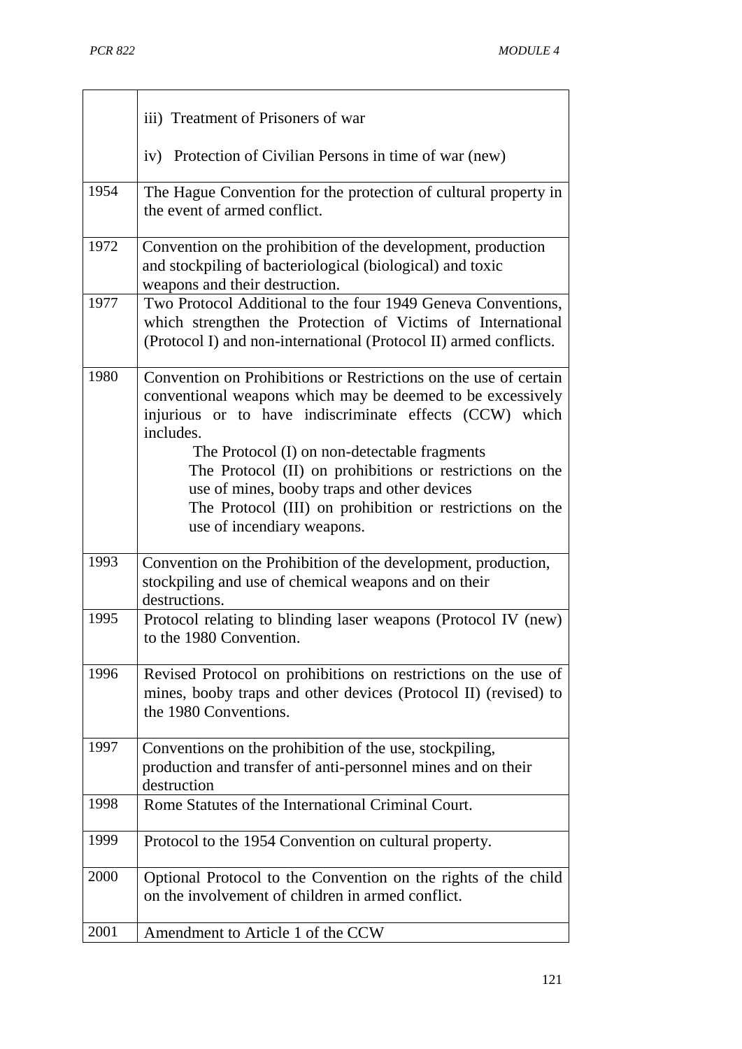| | |
|---|---|
| | iii) Treatment of Prisoners of war<br><br>iv) Protection of Civilian Persons in time of war (new) |
| 1954 | The Hague Convention for the protection of cultural property in the event of armed conflict. |
| 1972 | Convention on the prohibition of the development, production and stockpiling of bacteriological (biological) and toxic weapons and their destruction. |
| 1977 | Two Protocol Additional to the four 1949 Geneva Conventions, which strengthen the Protection of Victims of International (Protocol I) and non-international (Protocol II) armed conflicts. |
| 1980 | Convention on Prohibitions or Restrictions on the use of certain conventional weapons which may be deemed to be excessively injurious or to have indiscriminate effects (CCW) which includes.<br>The Protocol (I) on non-detectable fragments<br>The Protocol (II) on prohibitions or restrictions on the use of mines, booby traps and other devices<br>The Protocol (III) on prohibition or restrictions on the use of incendiary weapons. |
| 1993 | Convention on the Prohibition of the development, production, stockpiling and use of chemical weapons and on their destructions. |
| 1995 | Protocol relating to blinding laser weapons (Protocol IV (new) to the 1980 Convention. |
| 1996 | Revised Protocol on prohibitions on restrictions on the use of mines, booby traps and other devices (Protocol II) (revised) to the 1980 Conventions. |
| 1997 | Conventions on the prohibition of the use, stockpiling, production and transfer of anti-personnel mines and on their destruction |
| 1998 | Rome Statutes of the International Criminal Court. |
| 1999 | Protocol to the 1954 Convention on cultural property. |
| 2000 | Optional Protocol to the Convention on the rights of the child on the involvement of children in armed conflict. |
| 2001 | Amendment to Article 1 of the CCW |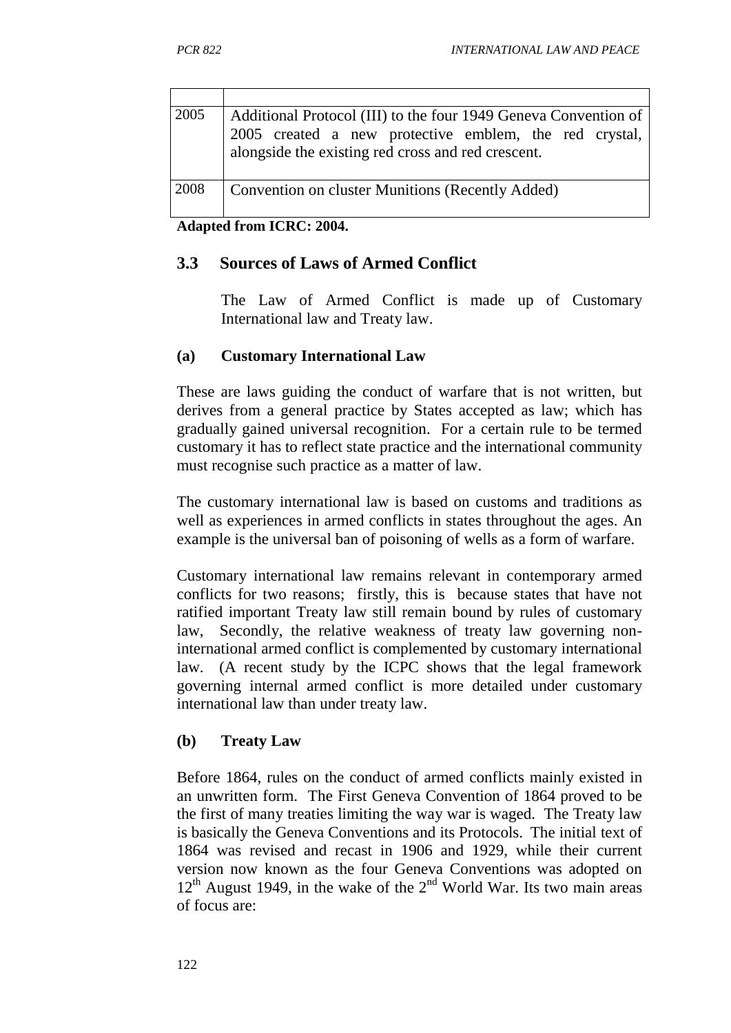| | |
|---|---|
| 2005 | Additional Protocol (III) to the four 1949 Geneva Convention of 2005 created a new protective emblem, the red crystal, alongside the existing red cross and red crescent. |
| 2008 | Convention on cluster Munitions (Recently Added) |

**Adapted from ICRC: 2004.**

## 3.3 Sources of Laws of Armed Conflict

The Law of Armed Conflict is made up of Customary International law and Treaty law.

### (a) Customary International Law

These are laws guiding the conduct of warfare that is not written, but derives from a general practice by States accepted as law; which has gradually gained universal recognition. For a certain rule to be termed customary it has to reflect state practice and the international community must recognise such practice as a matter of law.

The customary international law is based on customs and traditions as well as experiences in armed conflicts in states throughout the ages. An example is the universal ban of poisoning of wells as a form of warfare.

Customary international law remains relevant in contemporary armed conflicts for two reasons; firstly, this is because states that have not ratified important Treaty law still remain bound by rules of customary law, Secondly, the relative weakness of treaty law governing non-international armed conflict is complemented by customary international law. (A recent study by the ICPC shows that the legal framework governing internal armed conflict is more detailed under customary international law than under treaty law.

### (b) Treaty Law

Before 1864, rules on the conduct of armed conflicts mainly existed in an unwritten form. The First Geneva Convention of 1864 proved to be the first of many treaties limiting the way war is waged. The Treaty law is basically the Geneva Conventions and its Protocols. The initial text of 1864 was revised and recast in 1906 and 1929, while their current version now known as the four Geneva Conventions was adopted on 12th August 1949, in the wake of the 2nd World War. Its two main areas of focus are: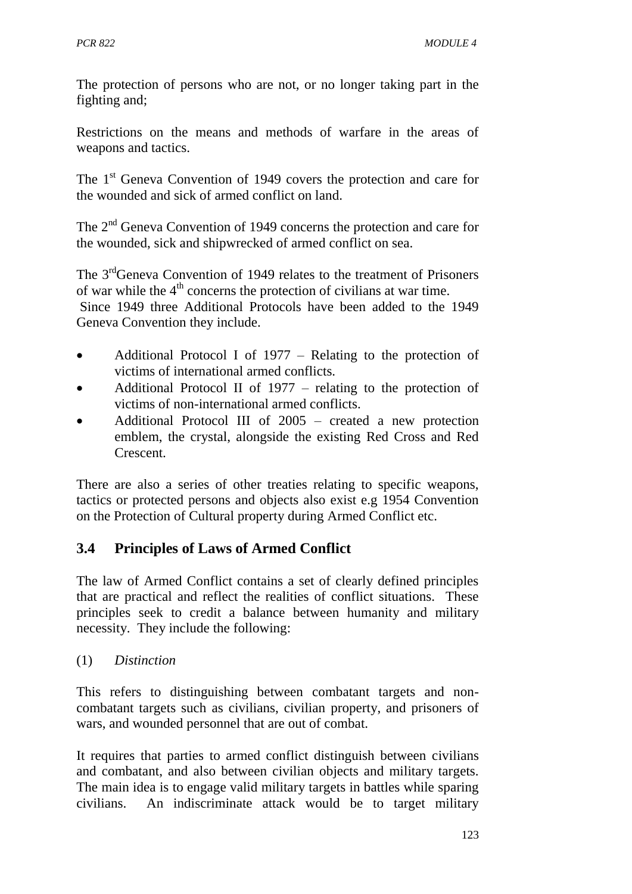The protection of persons who are not, or no longer taking part in the fighting and;

Restrictions on the means and methods of warfare in the areas of weapons and tactics.

The 1st Geneva Convention of 1949 covers the protection and care for the wounded and sick of armed conflict on land.

The 2nd Geneva Convention of 1949 concerns the protection and care for the wounded, sick and shipwrecked of armed conflict on sea.

The 3rdGeneva Convention of 1949 relates to the treatment of Prisoners of war while the 4th concerns the protection of civilians at war time.
Since 1949 three Additional Protocols have been added to the 1949 Geneva Convention they include.

- Additional Protocol I of 1977 – Relating to the protection of victims of international armed conflicts.
- Additional Protocol II of 1977 – relating to the protection of victims of non-international armed conflicts.
- Additional Protocol III of 2005 – created a new protection emblem, the crystal, alongside the existing Red Cross and Red Crescent.

There are also a series of other treaties relating to specific weapons, tactics or protected persons and objects also exist e.g 1954 Convention on the Protection of Cultural property during Armed Conflict etc.

## 3.4 Principles of Laws of Armed Conflict

The law of Armed Conflict contains a set of clearly defined principles that are practical and reflect the realities of conflict situations. These principles seek to credit a balance between humanity and military necessity. They include the following:

(1) *Distinction*

This refers to distinguishing between combatant targets and non-combatant targets such as civilians, civilian property, and prisoners of wars, and wounded personnel that are out of combat.

It requires that parties to armed conflict distinguish between civilians and combatant, and also between civilian objects and military targets. The main idea is to engage valid military targets in battles while sparing civilians. An indiscriminate attack would be to target military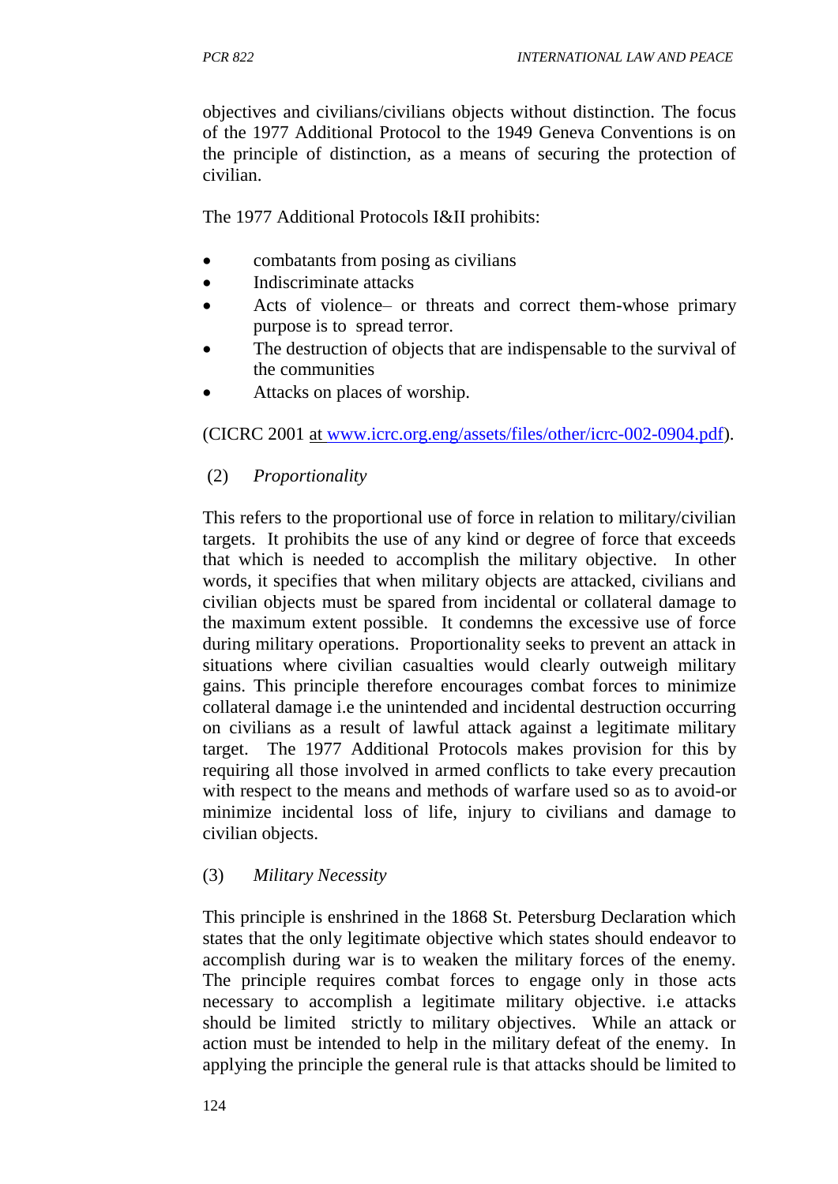objectives and civilians/civilians objects without distinction. The focus of the 1977 Additional Protocol to the 1949 Geneva Conventions is on the principle of distinction, as a means of securing the protection of civilian.

The 1977 Additional Protocols I&II prohibits:

- combatants from posing as civilians
- Indiscriminate attacks
- Acts of violence– or threats and correct them-whose primary purpose is to spread terror.
- The destruction of objects that are indispensable to the survival of the communities
- Attacks on places of worship.

(CICRC 2001 at www.icrc.org.eng/assets/files/other/icrc-002-0904.pdf).

(2) *Proportionality*

This refers to the proportional use of force in relation to military/civilian targets. It prohibits the use of any kind or degree of force that exceeds that which is needed to accomplish the military objective. In other words, it specifies that when military objects are attacked, civilians and civilian objects must be spared from incidental or collateral damage to the maximum extent possible. It condemns the excessive use of force during military operations. Proportionality seeks to prevent an attack in situations where civilian casualties would clearly outweigh military gains. This principle therefore encourages combat forces to minimize collateral damage i.e the unintended and incidental destruction occurring on civilians as a result of lawful attack against a legitimate military target. The 1977 Additional Protocols makes provision for this by requiring all those involved in armed conflicts to take every precaution with respect to the means and methods of warfare used so as to avoid-or minimize incidental loss of life, injury to civilians and damage to civilian objects.

(3) *Military Necessity*

This principle is enshrined in the 1868 St. Petersburg Declaration which states that the only legitimate objective which states should endeavor to accomplish during war is to weaken the military forces of the enemy. The principle requires combat forces to engage only in those acts necessary to accomplish a legitimate military objective. i.e attacks should be limited strictly to military objectives. While an attack or action must be intended to help in the military defeat of the enemy. In applying the principle the general rule is that attacks should be limited to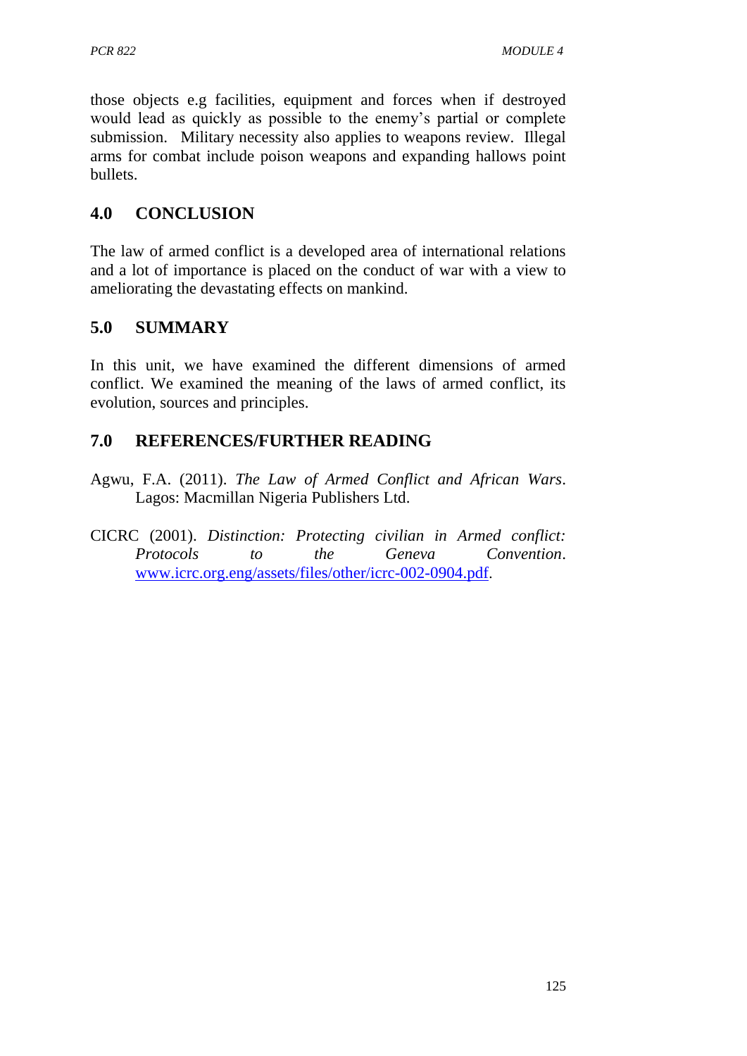those objects e.g facilities, equipment and forces when if destroyed would lead as quickly as possible to the enemy's partial or complete submission. Military necessity also applies to weapons review. Illegal arms for combat include poison weapons and expanding hallows point bullets.

## 4.0 CONCLUSION

The law of armed conflict is a developed area of international relations and a lot of importance is placed on the conduct of war with a view to ameliorating the devastating effects on mankind.

## 5.0 SUMMARY

In this unit, we have examined the different dimensions of armed conflict. We examined the meaning of the laws of armed conflict, its evolution, sources and principles.

## 7.0 REFERENCES/FURTHER READING

Agwu, F.A. (2011). *The Law of Armed Conflict and African Wars*. Lagos: Macmillan Nigeria Publishers Ltd.

CICRC (2001). *Distinction: Protecting civilian in Armed conflict: Protocols to the Geneva Convention*. www.icrc.org.eng/assets/files/other/icrc-002-0904.pdf.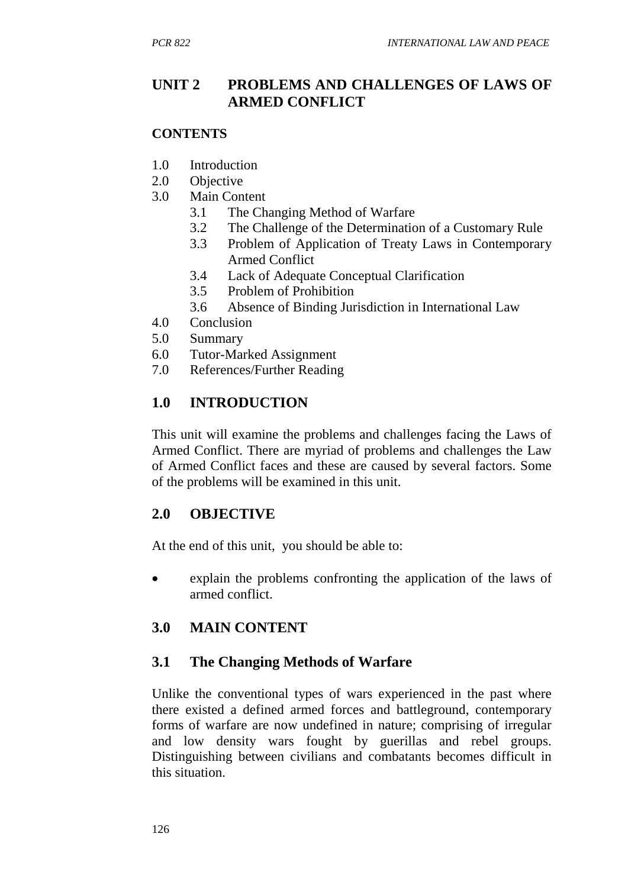## UNIT 2 PROBLEMS AND CHALLENGES OF LAWS OF ARMED CONFLICT

**CONTENTS**

- 1.0 Introduction
- 2.0 Objective
- 3.0 Main Content
    - 3.1 The Changing Method of Warfare
    - 3.2 The Challenge of the Determination of a Customary Rule
    - 3.3 Problem of Application of Treaty Laws in Contemporary Armed Conflict
    - 3.4 Lack of Adequate Conceptual Clarification
    - 3.5 Problem of Prohibition
    - 3.6 Absence of Binding Jurisdiction in International Law
- 4.0 Conclusion
- 5.0 Summary
- 6.0 Tutor-Marked Assignment
- 7.0 References/Further Reading

### 1.0 INTRODUCTION

This unit will examine the problems and challenges facing the Laws of Armed Conflict. There are myriad of problems and challenges the Law of Armed Conflict faces and these are caused by several factors. Some of the problems will be examined in this unit.

### 2.0 OBJECTIVE

At the end of this unit, you should be able to:

- explain the problems confronting the application of the laws of armed conflict.

### 3.0 MAIN CONTENT

### 3.1 The Changing Methods of Warfare

Unlike the conventional types of wars experienced in the past where there existed a defined armed forces and battleground, contemporary forms of warfare are now undefined in nature; comprising of irregular and low density wars fought by guerillas and rebel groups. Distinguishing between civilians and combatants becomes difficult in this situation.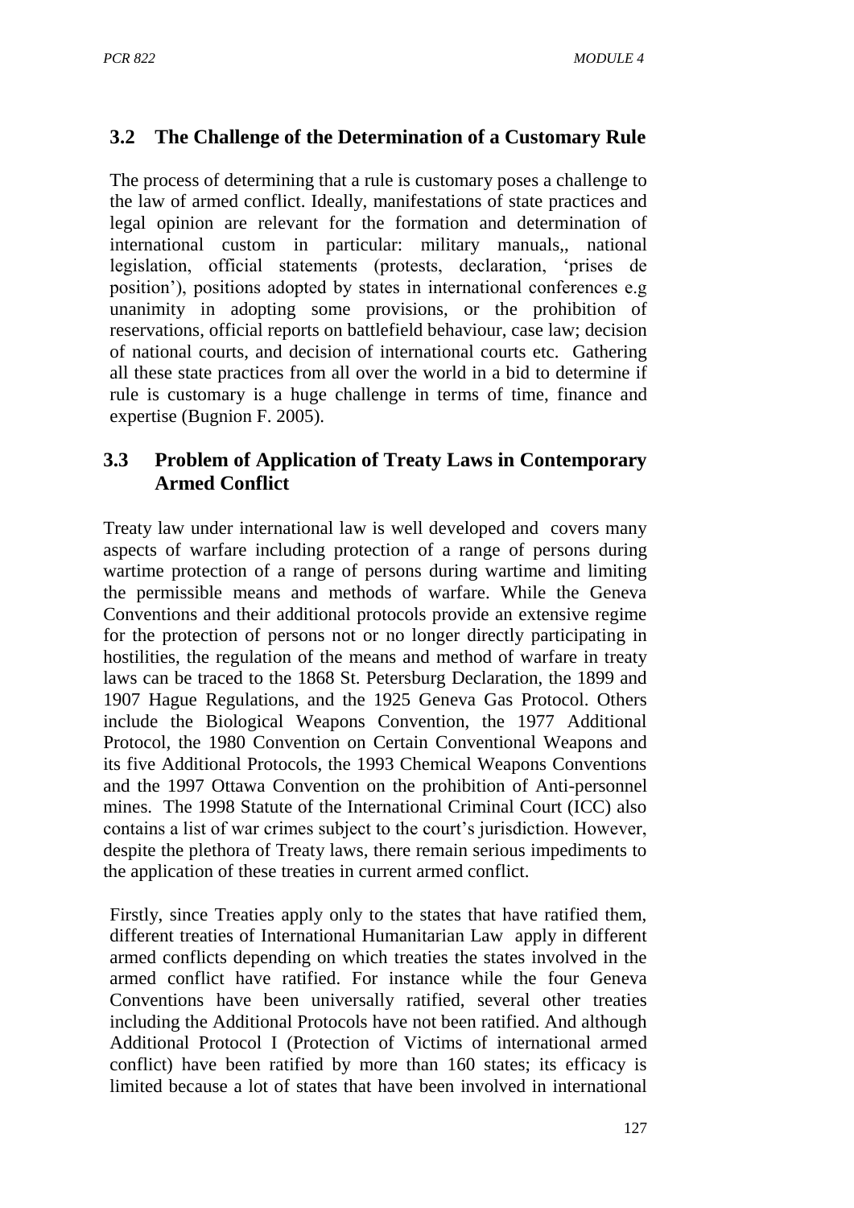## 3.2 The Challenge of the Determination of a Customary Rule

The process of determining that a rule is customary poses a challenge to the law of armed conflict. Ideally, manifestations of state practices and legal opinion are relevant for the formation and determination of international custom in particular: military manuals,, national legislation, official statements (protests, declaration, 'prises de position'), positions adopted by states in international conferences e.g unanimity in adopting some provisions, or the prohibition of reservations, official reports on battlefield behaviour, case law; decision of national courts, and decision of international courts etc. Gathering all these state practices from all over the world in a bid to determine if rule is customary is a huge challenge in terms of time, finance and expertise (Bugnion F. 2005).

## 3.3 Problem of Application of Treaty Laws in Contemporary Armed Conflict

Treaty law under international law is well developed and covers many aspects of warfare including protection of a range of persons during wartime protection of a range of persons during wartime and limiting the permissible means and methods of warfare. While the Geneva Conventions and their additional protocols provide an extensive regime for the protection of persons not or no longer directly participating in hostilities, the regulation of the means and method of warfare in treaty laws can be traced to the 1868 St. Petersburg Declaration, the 1899 and 1907 Hague Regulations, and the 1925 Geneva Gas Protocol. Others include the Biological Weapons Convention, the 1977 Additional Protocol, the 1980 Convention on Certain Conventional Weapons and its five Additional Protocols, the 1993 Chemical Weapons Conventions and the 1997 Ottawa Convention on the prohibition of Anti-personnel mines. The 1998 Statute of the International Criminal Court (ICC) also contains a list of war crimes subject to the court's jurisdiction. However, despite the plethora of Treaty laws, there remain serious impediments to the application of these treaties in current armed conflict.

Firstly, since Treaties apply only to the states that have ratified them, different treaties of International Humanitarian Law apply in different armed conflicts depending on which treaties the states involved in the armed conflict have ratified. For instance while the four Geneva Conventions have been universally ratified, several other treaties including the Additional Protocols have not been ratified. And although Additional Protocol I (Protection of Victims of international armed conflict) have been ratified by more than 160 states; its efficacy is limited because a lot of states that have been involved in international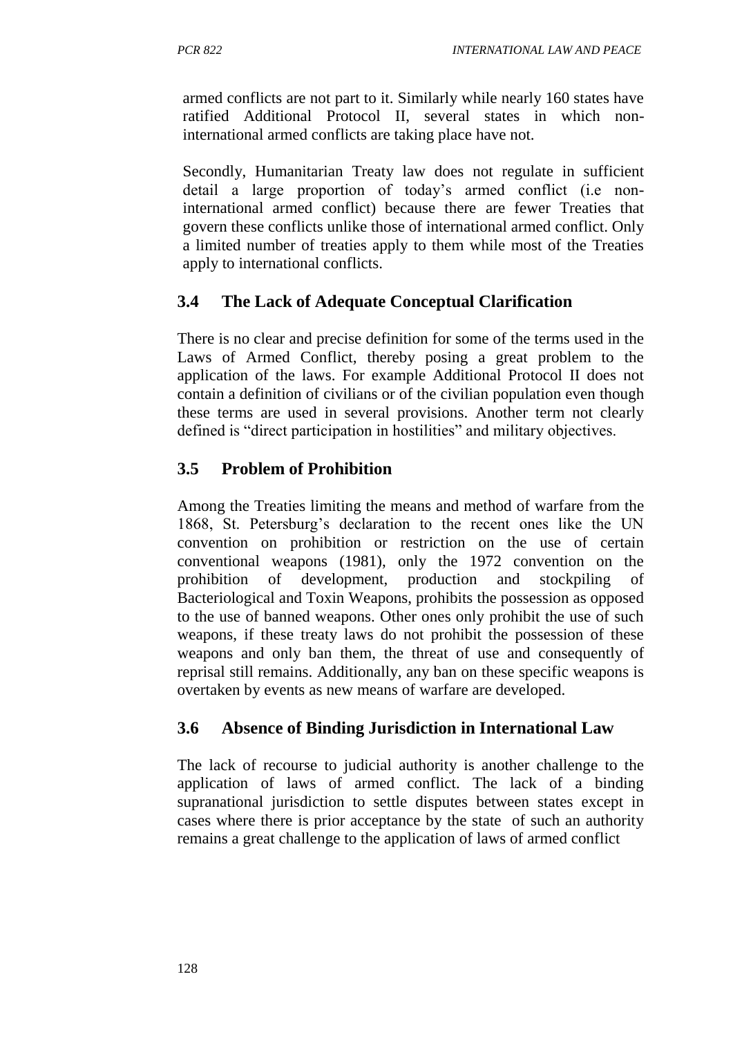armed conflicts are not part to it. Similarly while nearly 160 states have ratified Additional Protocol II, several states in which non-international armed conflicts are taking place have not.

Secondly, Humanitarian Treaty law does not regulate in sufficient detail a large proportion of today's armed conflict (i.e non-international armed conflict) because there are fewer Treaties that govern these conflicts unlike those of international armed conflict. Only a limited number of treaties apply to them while most of the Treaties apply to international conflicts.

## 3.4 The Lack of Adequate Conceptual Clarification

There is no clear and precise definition for some of the terms used in the Laws of Armed Conflict, thereby posing a great problem to the application of the laws. For example Additional Protocol II does not contain a definition of civilians or of the civilian population even though these terms are used in several provisions. Another term not clearly defined is "direct participation in hostilities" and military objectives.

## 3.5 Problem of Prohibition

Among the Treaties limiting the means and method of warfare from the 1868, St. Petersburg's declaration to the recent ones like the UN convention on prohibition or restriction on the use of certain conventional weapons (1981), only the 1972 convention on the prohibition of development, production and stockpiling of Bacteriological and Toxin Weapons, prohibits the possession as opposed to the use of banned weapons. Other ones only prohibit the use of such weapons, if these treaty laws do not prohibit the possession of these weapons and only ban them, the threat of use and consequently of reprisal still remains. Additionally, any ban on these specific weapons is overtaken by events as new means of warfare are developed.

## 3.6 Absence of Binding Jurisdiction in International Law

The lack of recourse to judicial authority is another challenge to the application of laws of armed conflict. The lack of a binding supranational jurisdiction to settle disputes between states except in cases where there is prior acceptance by the state of such an authority remains a great challenge to the application of laws of armed conflict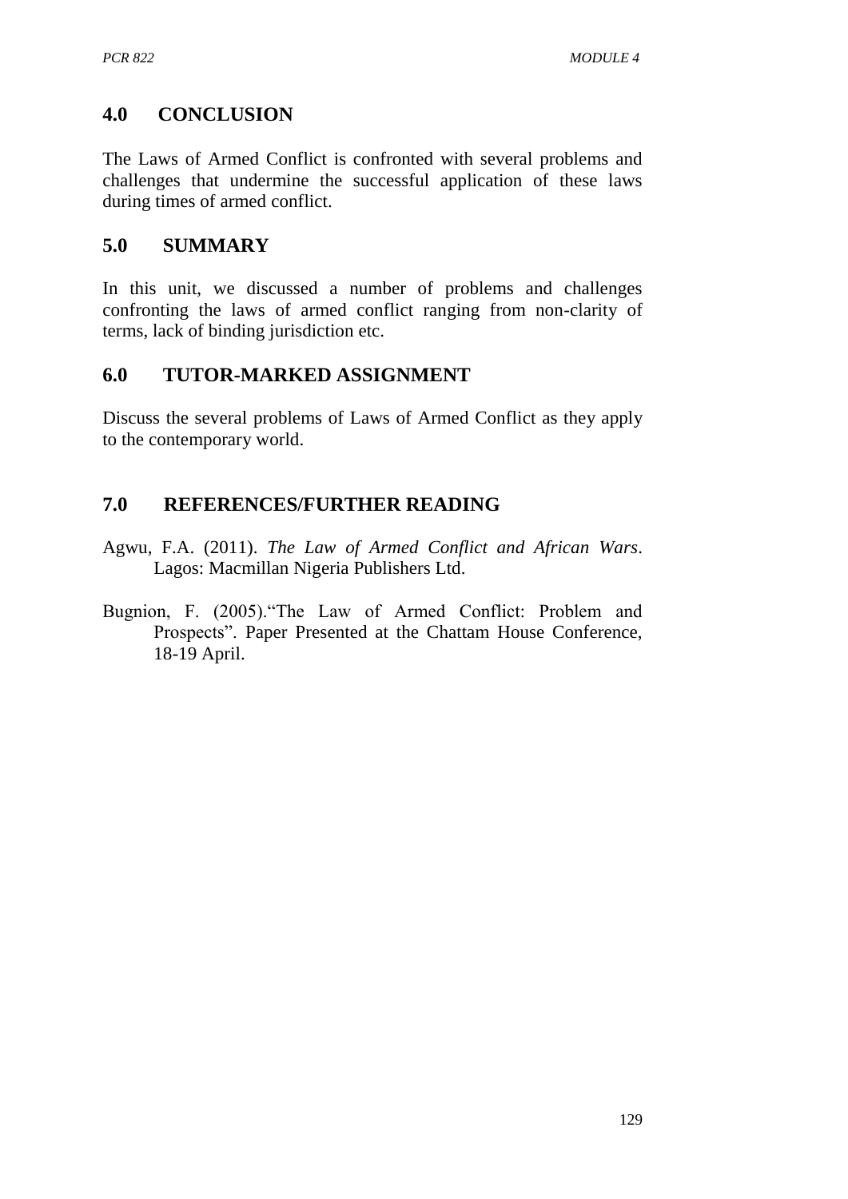## 4.0 CONCLUSION

The Laws of Armed Conflict is confronted with several problems and challenges that undermine the successful application of these laws during times of armed conflict.

## 5.0 SUMMARY

In this unit, we discussed a number of problems and challenges confronting the laws of armed conflict ranging from non-clarity of terms, lack of binding jurisdiction etc.

## 6.0 TUTOR-MARKED ASSIGNMENT

Discuss the several problems of Laws of Armed Conflict as they apply to the contemporary world.

## 7.0 REFERENCES/FURTHER READING

Agwu, F.A. (2011). *The Law of Armed Conflict and African Wars*. Lagos: Macmillan Nigeria Publishers Ltd.

Bugnion, F. (2005)."The Law of Armed Conflict: Problem and Prospects". Paper Presented at the Chattam House Conference, 18-19 April.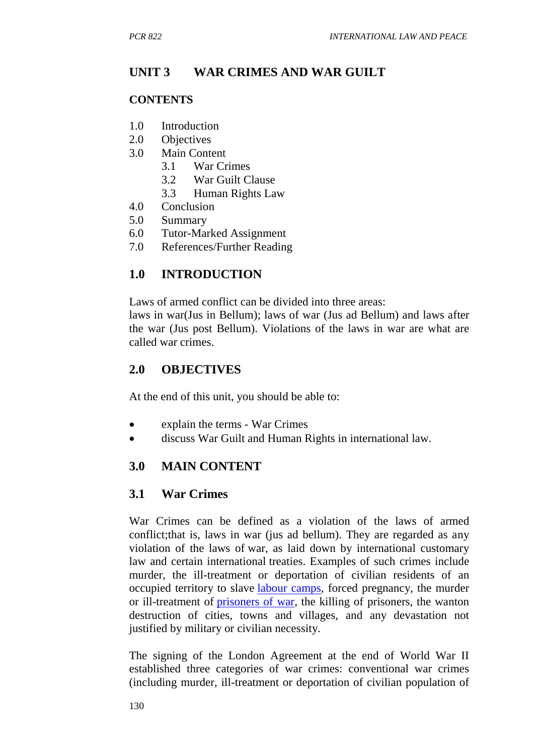## UNIT 3 WAR CRIMES AND WAR GUILT

### CONTENTS

1.0 Introduction
2.0 Objectives
3.0 Main Content
   3.1 War Crimes
   3.2 War Guilt Clause
   3.3 Human Rights Law
4.0 Conclusion
5.0 Summary
6.0 Tutor-Marked Assignment
7.0 References/Further Reading

## 1.0 INTRODUCTION

Laws of armed conflict can be divided into three areas:
laws in war(Jus in Bellum); laws of war (Jus ad Bellum) and laws after the war (Jus post Bellum). Violations of the laws in war are what are called war crimes.

## 2.0 OBJECTIVES

At the end of this unit, you should be able to:

- explain the terms - War Crimes
- discuss War Guilt and Human Rights in international law.

## 3.0 MAIN CONTENT

### 3.1 War Crimes

War Crimes can be defined as a violation of the laws of armed conflict;that is, laws in war (jus ad bellum). They are regarded as any violation of the laws of war, as laid down by international customary law and certain international treaties. Examples of such crimes include murder, the ill-treatment or deportation of civilian residents of an occupied territory to slave labour camps, forced pregnancy, the murder or ill-treatment of prisoners of war, the killing of prisoners, the wanton destruction of cities, towns and villages, and any devastation not justified by military or civilian necessity.

The signing of the London Agreement at the end of World War II established three categories of war crimes: conventional war crimes (including murder, ill-treatment or deportation of civilian population of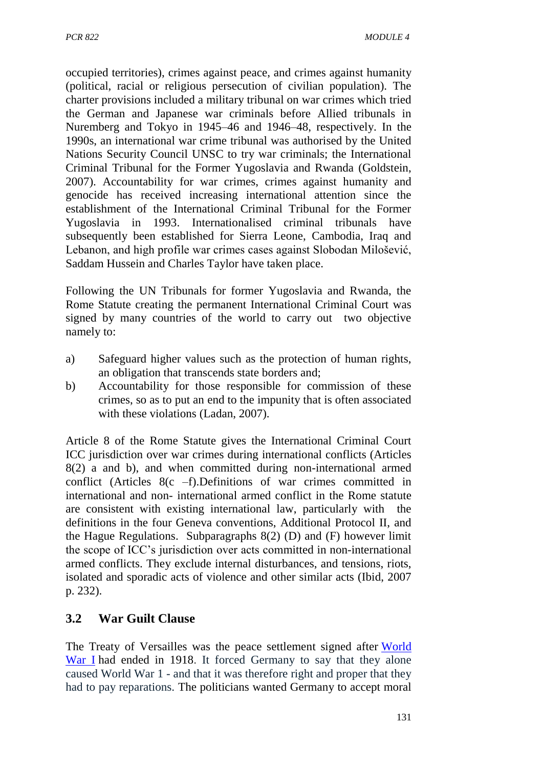occupied territories), crimes against peace, and crimes against humanity (political, racial or religious persecution of civilian population). The charter provisions included a military tribunal on war crimes which tried the German and Japanese war criminals before Allied tribunals in Nuremberg and Tokyo in 1945–46 and 1946–48, respectively. In the 1990s, an international war crime tribunal was authorised by the United Nations Security Council UNSC to try war criminals; the International Criminal Tribunal for the Former Yugoslavia and Rwanda (Goldstein, 2007). Accountability for war crimes, crimes against humanity and genocide has received increasing international attention since the establishment of the International Criminal Tribunal for the Former Yugoslavia in 1993. Internationalised criminal tribunals have subsequently been established for Sierra Leone, Cambodia, Iraq and Lebanon, and high profile war crimes cases against Slobodan Milošević, Saddam Hussein and Charles Taylor have taken place.

Following the UN Tribunals for former Yugoslavia and Rwanda, the Rome Statute creating the permanent International Criminal Court was signed by many countries of the world to carry out two objective namely to:

a) Safeguard higher values such as the protection of human rights, an obligation that transcends state borders and;
b) Accountability for those responsible for commission of these crimes, so as to put an end to the impunity that is often associated with these violations (Ladan, 2007).

Article 8 of the Rome Statute gives the International Criminal Court ICC jurisdiction over war crimes during international conflicts (Articles 8(2) a and b), and when committed during non-international armed conflict (Articles 8(c –f).Definitions of war crimes committed in international and non- international armed conflict in the Rome statute are consistent with existing international law, particularly with the definitions in the four Geneva conventions, Additional Protocol II, and the Hague Regulations. Subparagraphs 8(2) (D) and (F) however limit the scope of ICC's jurisdiction over acts committed in non-international armed conflicts. They exclude internal disturbances, and tensions, riots, isolated and sporadic acts of violence and other similar acts (Ibid, 2007 p. 232).

## 3.2 War Guilt Clause

The Treaty of Versailles was the peace settlement signed after World War I had ended in 1918. It forced Germany to say that they alone caused World War 1 - and that it was therefore right and proper that they had to pay reparations. The politicians wanted Germany to accept moral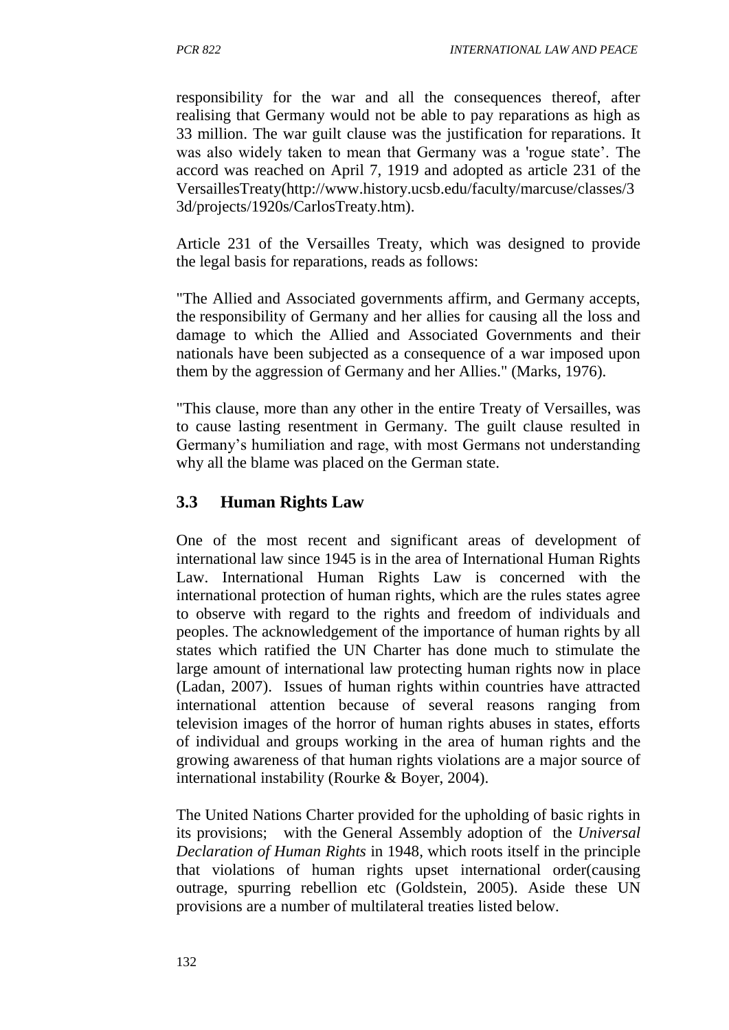responsibility for the war and all the consequences thereof, after realising that Germany would not be able to pay reparations as high as 33 million. The war guilt clause was the justification for reparations. It was also widely taken to mean that Germany was a 'rogue state'. The accord was reached on April 7, 1919 and adopted as article 231 of the VersaillesTreaty(http://www.history.ucsb.edu/faculty/marcuse/classes/33d/projects/1920s/CarlosTreaty.htm).

Article 231 of the Versailles Treaty, which was designed to provide the legal basis for reparations, reads as follows:

"The Allied and Associated governments affirm, and Germany accepts, the responsibility of Germany and her allies for causing all the loss and damage to which the Allied and Associated Governments and their nationals have been subjected as a consequence of a war imposed upon them by the aggression of Germany and her Allies." (Marks, 1976).

"This clause, more than any other in the entire Treaty of Versailles, was to cause lasting resentment in Germany. The guilt clause resulted in Germany's humiliation and rage, with most Germans not understanding why all the blame was placed on the German state.

## 3.3 Human Rights Law

One of the most recent and significant areas of development of international law since 1945 is in the area of International Human Rights Law. International Human Rights Law is concerned with the international protection of human rights, which are the rules states agree to observe with regard to the rights and freedom of individuals and peoples. The acknowledgement of the importance of human rights by all states which ratified the UN Charter has done much to stimulate the large amount of international law protecting human rights now in place (Ladan, 2007). Issues of human rights within countries have attracted international attention because of several reasons ranging from television images of the horror of human rights abuses in states, efforts of individual and groups working in the area of human rights and the growing awareness of that human rights violations are a major source of international instability (Rourke & Boyer, 2004).

The United Nations Charter provided for the upholding of basic rights in its provisions; with the General Assembly adoption of the *Universal Declaration of Human Rights* in 1948, which roots itself in the principle that violations of human rights upset international order(causing outrage, spurring rebellion etc (Goldstein, 2005). Aside these UN provisions are a number of multilateral treaties listed below.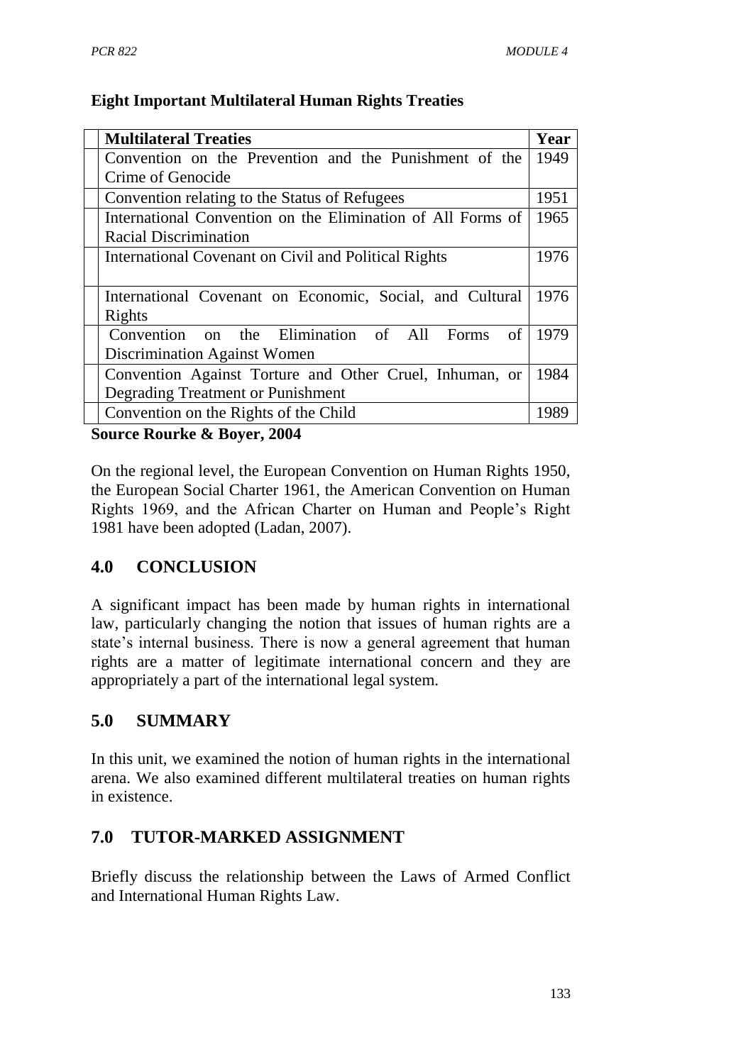**Eight Important Multilateral Human Rights Treaties**

| Multilateral Treaties | Year |
|---|---|
| Convention on the Prevention and the Punishment of the Crime of Genocide | 1949 |
| Convention relating to the Status of Refugees | 1951 |
| International Convention on the Elimination of All Forms of Racial Discrimination | 1965 |
| International Covenant on Civil and Political Rights | 1976 |
| International Covenant on Economic, Social, and Cultural Rights | 1976 |
| Convention on the Elimination of All Forms of Discrimination Against Women | 1979 |
| Convention Against Torture and Other Cruel, Inhuman, or Degrading Treatment or Punishment | 1984 |
| Convention on the Rights of the Child | 1989 |

**Source Rourke & Boyer, 2004**

On the regional level, the European Convention on Human Rights 1950, the European Social Charter 1961, the American Convention on Human Rights 1969, and the African Charter on Human and People's Right 1981 have been adopted (Ladan, 2007).

## 4.0 CONCLUSION

A significant impact has been made by human rights in international law, particularly changing the notion that issues of human rights are a state's internal business. There is now a general agreement that human rights are a matter of legitimate international concern and they are appropriately a part of the international legal system.

## 5.0 SUMMARY

In this unit, we examined the notion of human rights in the international arena. We also examined different multilateral treaties on human rights in existence.

## 7.0 TUTOR-MARKED ASSIGNMENT

Briefly discuss the relationship between the Laws of Armed Conflict and International Human Rights Law.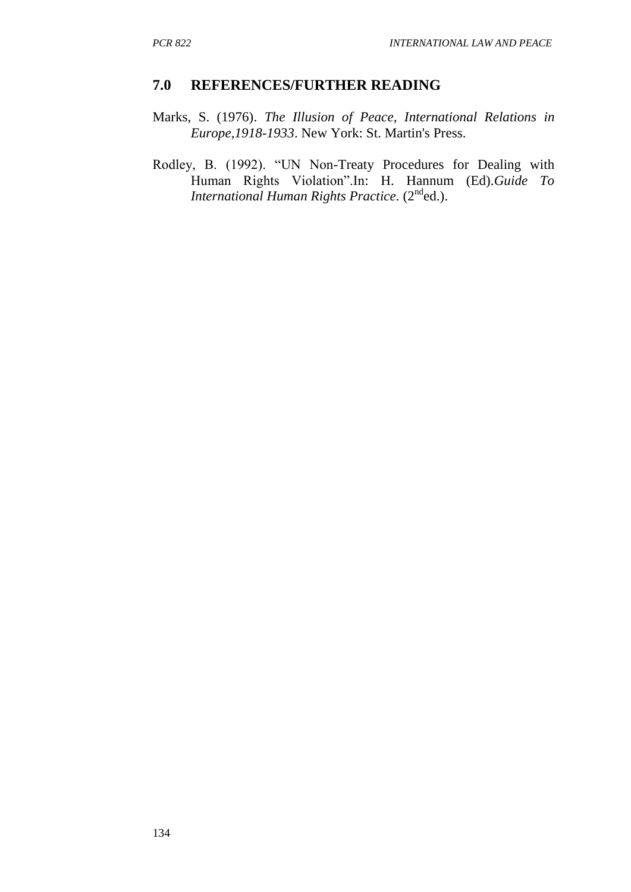## 7.0 REFERENCES/FURTHER READING

Marks, S. (1976). *The Illusion of Peace, International Relations in Europe,1918-1933*. New York: St. Martin's Press.

Rodley, B. (1992). "UN Non-Treaty Procedures for Dealing with Human Rights Violation".In: H. Hannum (Ed).*Guide To International Human Rights Practice*. (2nd ed.).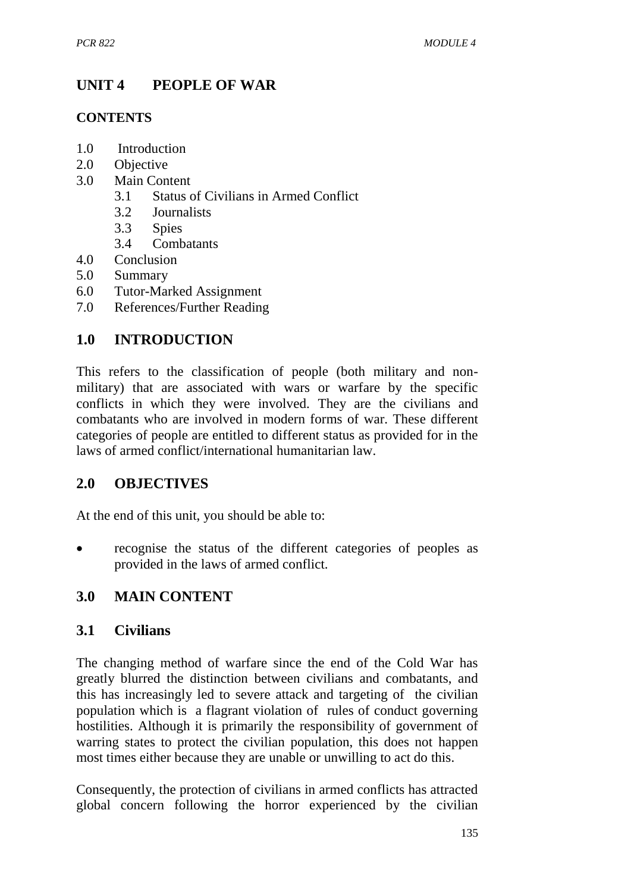## UNIT 4 PEOPLE OF WAR

### CONTENTS

1.0 Introduction
2.0 Objective
3.0 Main Content
   3.1 Status of Civilians in Armed Conflict
   3.2 Journalists
   3.3 Spies
   3.4 Combatants
4.0 Conclusion
5.0 Summary
6.0 Tutor-Marked Assignment
7.0 References/Further Reading

## 1.0 INTRODUCTION

This refers to the classification of people (both military and non-military) that are associated with wars or warfare by the specific conflicts in which they were involved. They are the civilians and combatants who are involved in modern forms of war. These different categories of people are entitled to different status as provided for in the laws of armed conflict/international humanitarian law.

## 2.0 OBJECTIVES

At the end of this unit, you should be able to:

- recognise the status of the different categories of peoples as provided in the laws of armed conflict.

## 3.0 MAIN CONTENT

### 3.1 Civilians

The changing method of warfare since the end of the Cold War has greatly blurred the distinction between civilians and combatants, and this has increasingly led to severe attack and targeting of the civilian population which is a flagrant violation of rules of conduct governing hostilities. Although it is primarily the responsibility of government of warring states to protect the civilian population, this does not happen most times either because they are unable or unwilling to act do this.

Consequently, the protection of civilians in armed conflicts has attracted global concern following the horror experienced by the civilian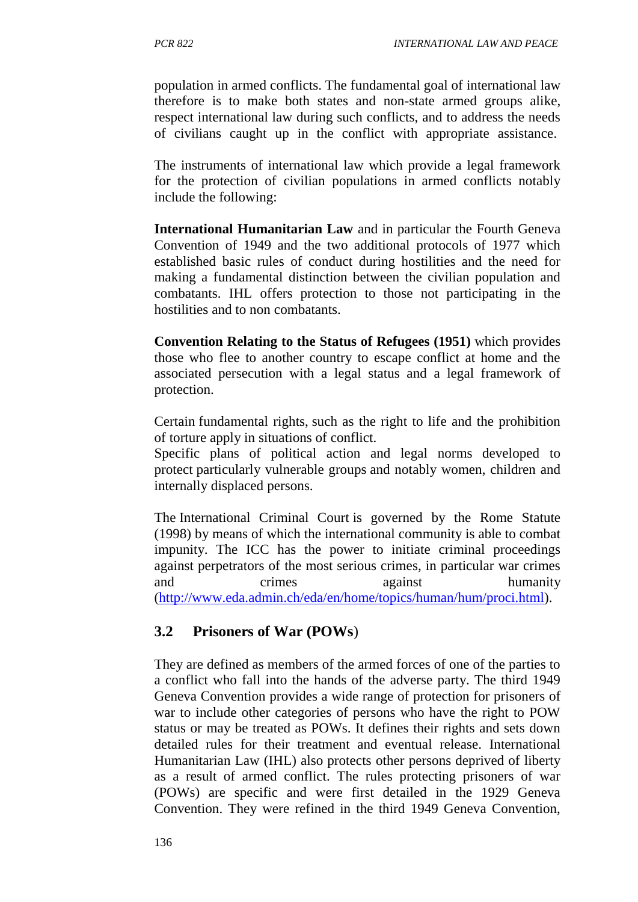population in armed conflicts. The fundamental goal of international law therefore is to make both states and non-state armed groups alike, respect international law during such conflicts, and to address the needs of civilians caught up in the conflict with appropriate assistance.

The instruments of international law which provide a legal framework for the protection of civilian populations in armed conflicts notably include the following:

**International Humanitarian Law** and in particular the Fourth Geneva Convention of 1949 and the two additional protocols of 1977 which established basic rules of conduct during hostilities and the need for making a fundamental distinction between the civilian population and combatants. IHL offers protection to those not participating in the hostilities and to non combatants.

**Convention Relating to the Status of Refugees (1951)** which provides those who flee to another country to escape conflict at home and the associated persecution with a legal status and a legal framework of protection.

Certain fundamental rights, such as the right to life and the prohibition of torture apply in situations of conflict.
Specific plans of political action and legal norms developed to protect particularly vulnerable groups and notably women, children and internally displaced persons.

The International Criminal Court is governed by the Rome Statute (1998) by means of which the international community is able to combat impunity. The ICC has the power to initiate criminal proceedings against perpetrators of the most serious crimes, in particular war crimes and crimes against humanity (http://www.eda.admin.ch/eda/en/home/topics/human/hum/proci.html).

## 3.2 Prisoners of War (POWs)

They are defined as members of the armed forces of one of the parties to a conflict who fall into the hands of the adverse party. The third 1949 Geneva Convention provides a wide range of protection for prisoners of war to include other categories of persons who have the right to POW status or may be treated as POWs. It defines their rights and sets down detailed rules for their treatment and eventual release. International Humanitarian Law (IHL) also protects other persons deprived of liberty as a result of armed conflict. The rules protecting prisoners of war (POWs) are specific and were first detailed in the 1929 Geneva Convention. They were refined in the third 1949 Geneva Convention,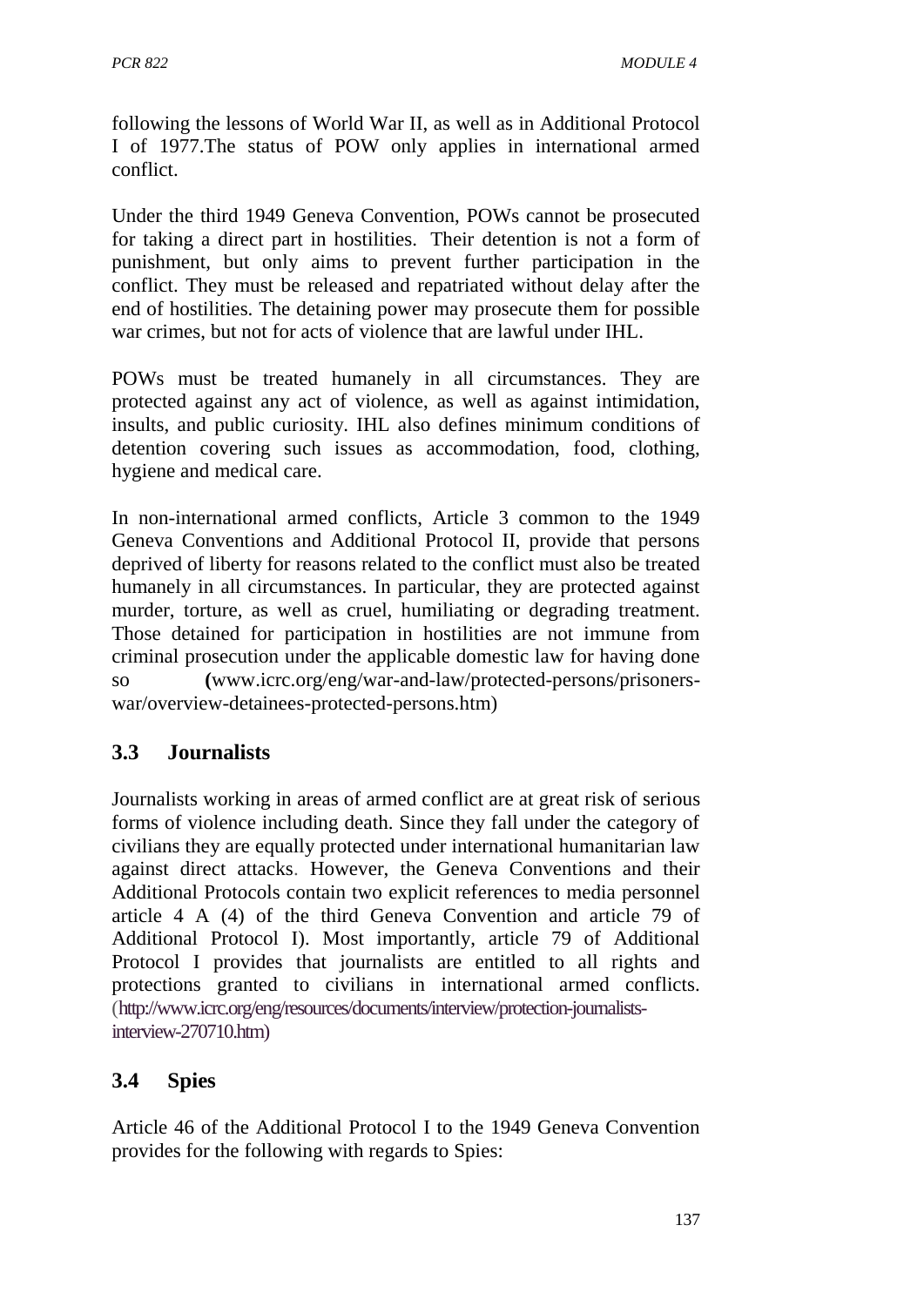following the lessons of World War II, as well as in Additional Protocol I of 1977.The status of POW only applies in international armed conflict.

Under the third 1949 Geneva Convention, POWs cannot be prosecuted for taking a direct part in hostilities. Their detention is not a form of punishment, but only aims to prevent further participation in the conflict. They must be released and repatriated without delay after the end of hostilities. The detaining power may prosecute them for possible war crimes, but not for acts of violence that are lawful under IHL.

POWs must be treated humanely in all circumstances. They are protected against any act of violence, as well as against intimidation, insults, and public curiosity. IHL also defines minimum conditions of detention covering such issues as accommodation, food, clothing, hygiene and medical care.

In non-international armed conflicts, Article 3 common to the 1949 Geneva Conventions and Additional Protocol II, provide that persons deprived of liberty for reasons related to the conflict must also be treated humanely in all circumstances. In particular, they are protected against murder, torture, as well as cruel, humiliating or degrading treatment. Those detained for participation in hostilities are not immune from criminal prosecution under the applicable domestic law for having done so (www.icrc.org/eng/war-and-law/protected-persons/prisoners-war/overview-detainees-protected-persons.htm)

## 3.3 Journalists

Journalists working in areas of armed conflict are at great risk of serious forms of violence including death. Since they fall under the category of civilians they are equally protected under international humanitarian law against direct attacks. However, the Geneva Conventions and their Additional Protocols contain two explicit references to media personnel article 4 A (4) of the third Geneva Convention and article 79 of Additional Protocol I). Most importantly, article 79 of Additional Protocol I provides that journalists are entitled to all rights and protections granted to civilians in international armed conflicts. (http://www.icrc.org/eng/resources/documents/interview/protection-journalists-interview-270710.htm)

## 3.4 Spies

Article 46 of the Additional Protocol I to the 1949 Geneva Convention provides for the following with regards to Spies: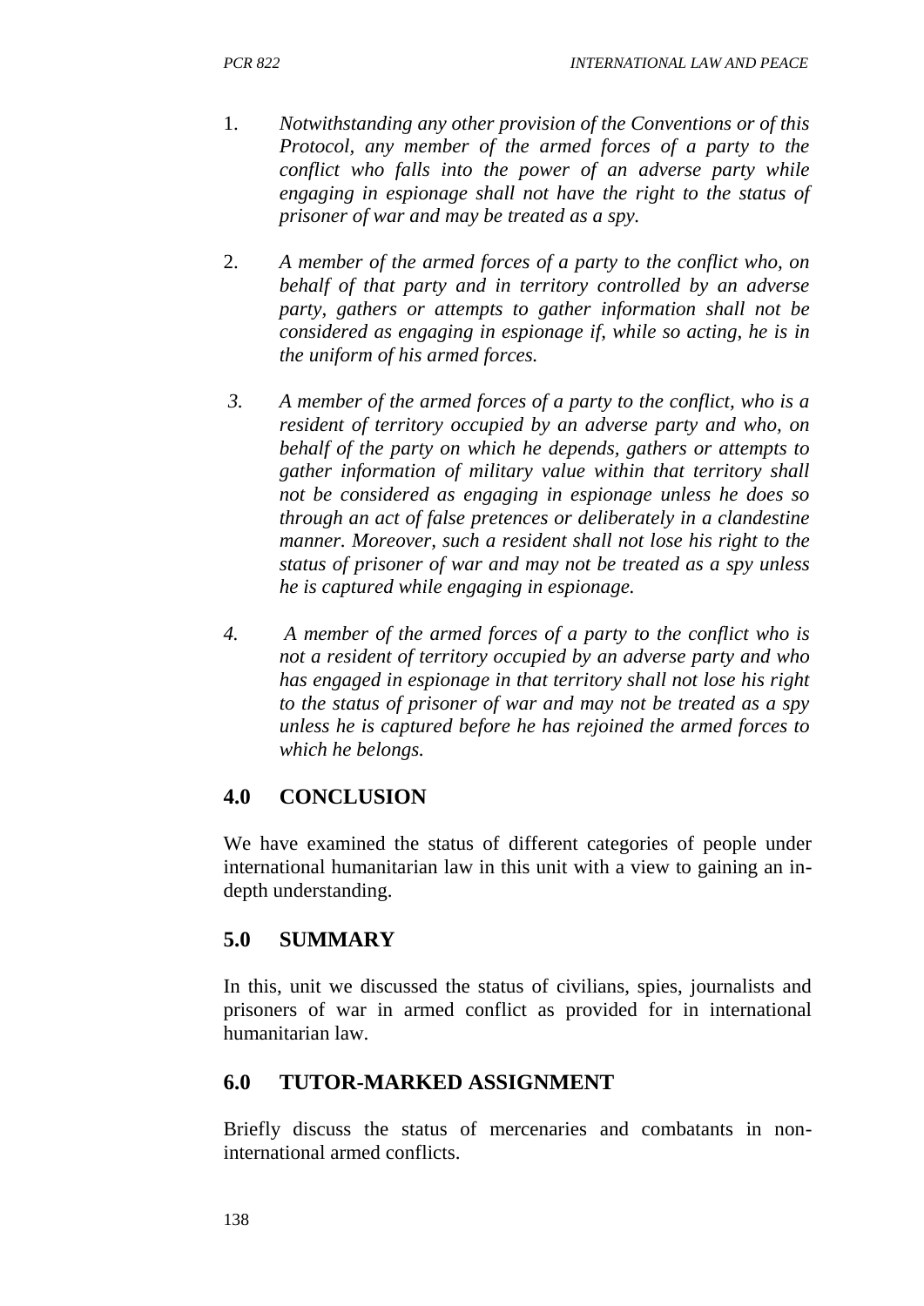1. *Notwithstanding any other provision of the Conventions or of this Protocol, any member of the armed forces of a party to the conflict who falls into the power of an adverse party while engaging in espionage shall not have the right to the status of prisoner of war and may be treated as a spy.*

2. *A member of the armed forces of a party to the conflict who, on behalf of that party and in territory controlled by an adverse party, gathers or attempts to gather information shall not be considered as engaging in espionage if, while so acting, he is in the uniform of his armed forces.*

3. *A member of the armed forces of a party to the conflict, who is a resident of territory occupied by an adverse party and who, on behalf of the party on which he depends, gathers or attempts to gather information of military value within that territory shall not be considered as engaging in espionage unless he does so through an act of false pretences or deliberately in a clandestine manner. Moreover, such a resident shall not lose his right to the status of prisoner of war and may not be treated as a spy unless he is captured while engaging in espionage.*

4. *A member of the armed forces of a party to the conflict who is not a resident of territory occupied by an adverse party and who has engaged in espionage in that territory shall not lose his right to the status of prisoner of war and may not be treated as a spy unless he is captured before he has rejoined the armed forces to which he belongs.*

## 4.0 CONCLUSION

We have examined the status of different categories of people under international humanitarian law in this unit with a view to gaining an in-depth understanding.

## 5.0 SUMMARY

In this, unit we discussed the status of civilians, spies, journalists and prisoners of war in armed conflict as provided for in international humanitarian law.

## 6.0 TUTOR-MARKED ASSIGNMENT

Briefly discuss the status of mercenaries and combatants in non-international armed conflicts.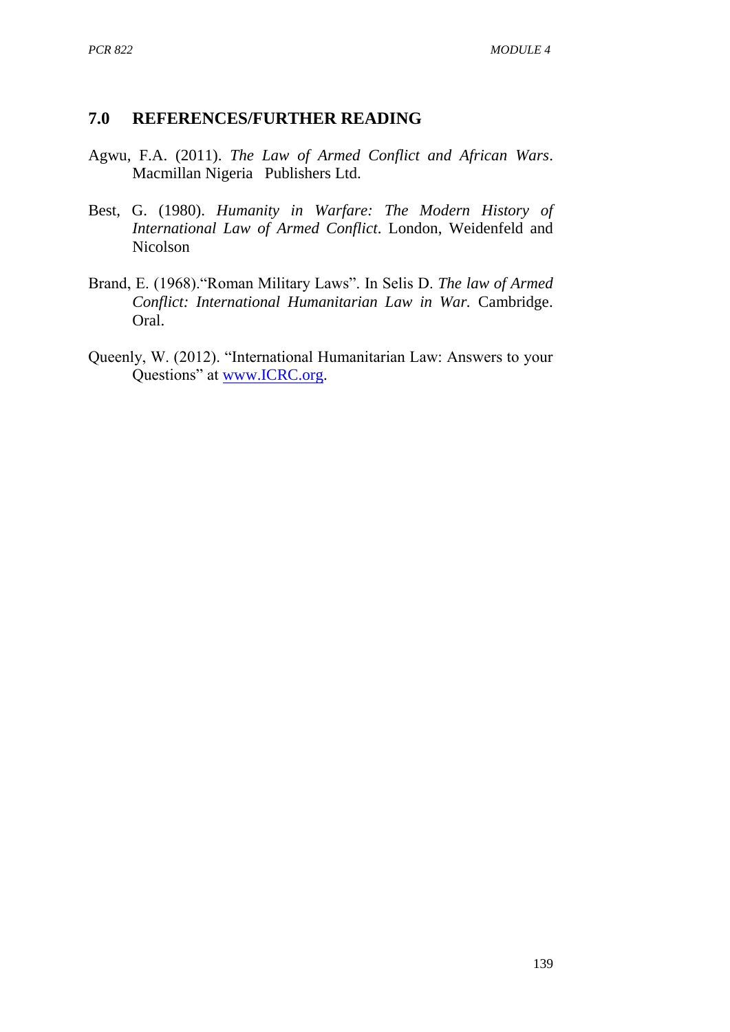## 7.0 REFERENCES/FURTHER READING

Agwu, F.A. (2011). *The Law of Armed Conflict and African Wars*. Macmillan Nigeria Publishers Ltd.

Best, G. (1980). *Humanity in Warfare: The Modern History of International Law of Armed Conflict*. London, Weidenfeld and Nicolson

Brand, E. (1968)."Roman Military Laws". In Selis D. *The law of Armed Conflict: International Humanitarian Law in War.* Cambridge. Oral.

Queenly, W. (2012). "International Humanitarian Law: Answers to your Questions" at www.ICRC.org.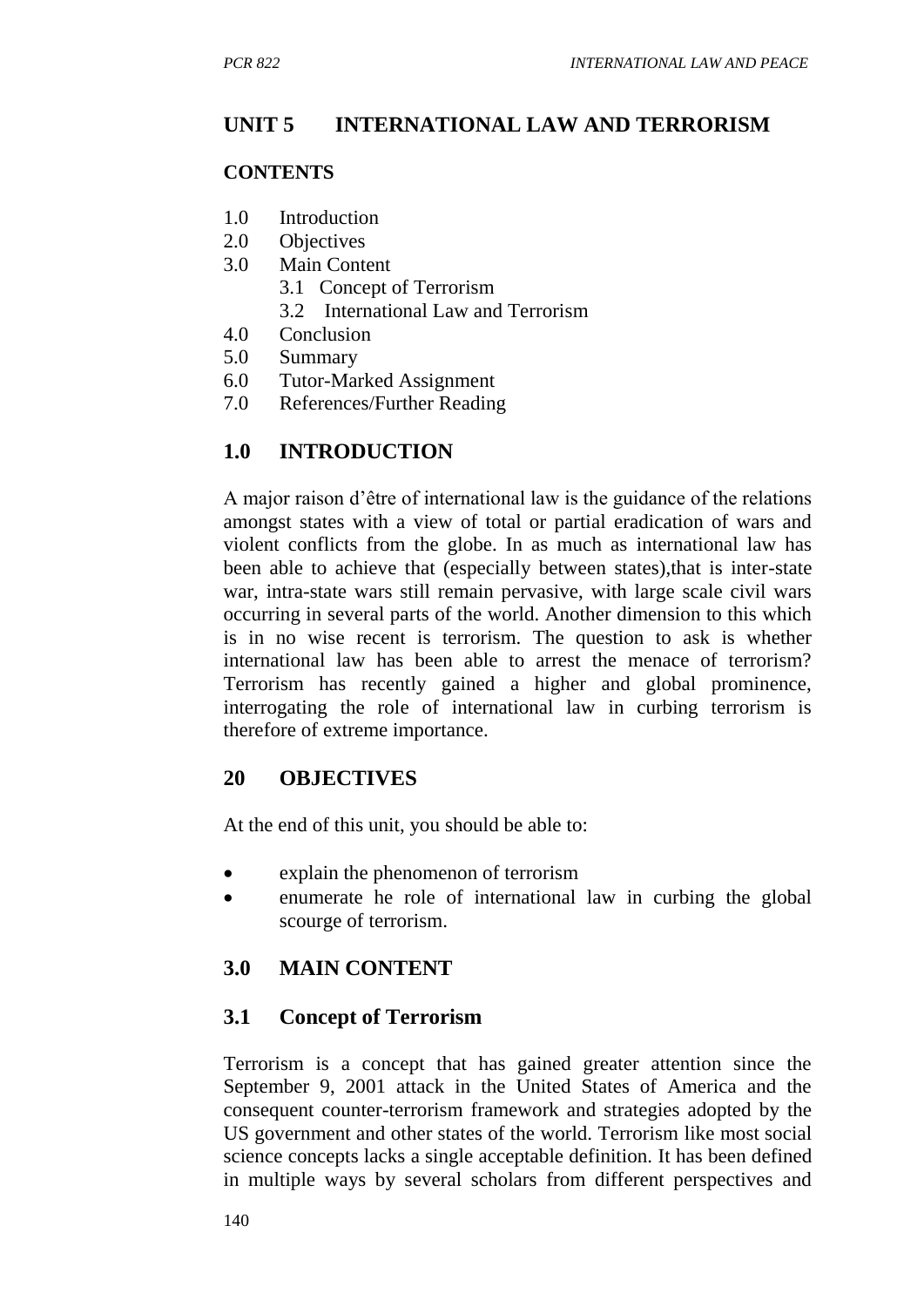## UNIT 5 INTERNATIONAL LAW AND TERRORISM

### CONTENTS

1.0 Introduction
2.0 Objectives
3.0 Main Content
  3.1 Concept of Terrorism
  3.2 International Law and Terrorism
4.0 Conclusion
5.0 Summary
6.0 Tutor-Marked Assignment
7.0 References/Further Reading

### 1.0 INTRODUCTION

A major raison d'être of international law is the guidance of the relations amongst states with a view of total or partial eradication of wars and violent conflicts from the globe. In as much as international law has been able to achieve that (especially between states),that is inter-state war, intra-state wars still remain pervasive, with large scale civil wars occurring in several parts of the world. Another dimension to this which is in no wise recent is terrorism. The question to ask is whether international law has been able to arrest the menace of terrorism? Terrorism has recently gained a higher and global prominence, interrogating the role of international law in curbing terrorism is therefore of extreme importance.

### 20 OBJECTIVES

At the end of this unit, you should be able to:

- explain the phenomenon of terrorism
- enumerate he role of international law in curbing the global scourge of terrorism.

### 3.0 MAIN CONTENT

### 3.1 Concept of Terrorism

Terrorism is a concept that has gained greater attention since the September 9, 2001 attack in the United States of America and the consequent counter-terrorism framework and strategies adopted by the US government and other states of the world. Terrorism like most social science concepts lacks a single acceptable definition. It has been defined in multiple ways by several scholars from different perspectives and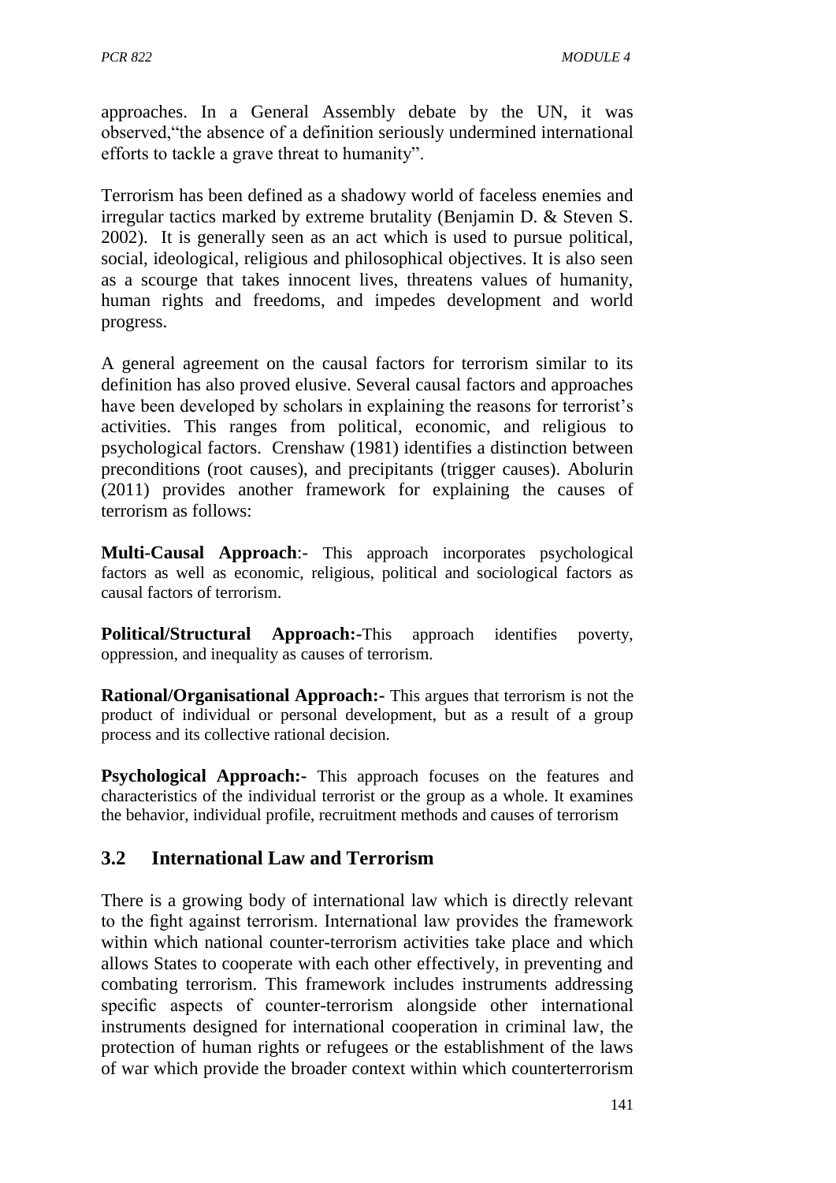approaches. In a General Assembly debate by the UN, it was observed,"the absence of a definition seriously undermined international efforts to tackle a grave threat to humanity".

Terrorism has been defined as a shadowy world of faceless enemies and irregular tactics marked by extreme brutality (Benjamin D. & Steven S. 2002). It is generally seen as an act which is used to pursue political, social, ideological, religious and philosophical objectives. It is also seen as a scourge that takes innocent lives, threatens values of humanity, human rights and freedoms, and impedes development and world progress.

A general agreement on the causal factors for terrorism similar to its definition has also proved elusive. Several causal factors and approaches have been developed by scholars in explaining the reasons for terrorist's activities. This ranges from political, economic, and religious to psychological factors. Crenshaw (1981) identifies a distinction between preconditions (root causes), and precipitants (trigger causes). Abolurin (2011) provides another framework for explaining the causes of terrorism as follows:

**Multi-Causal Approach**:- This approach incorporates psychological factors as well as economic, religious, political and sociological factors as causal factors of terrorism.

**Political/Structural Approach:-**This approach identifies poverty, oppression, and inequality as causes of terrorism.

**Rational/Organisational Approach:-** This argues that terrorism is not the product of individual or personal development, but as a result of a group process and its collective rational decision.

**Psychological Approach:-** This approach focuses on the features and characteristics of the individual terrorist or the group as a whole. It examines the behavior, individual profile, recruitment methods and causes of terrorism

## 3.2 International Law and Terrorism

There is a growing body of international law which is directly relevant to the fight against terrorism. International law provides the framework within which national counter-terrorism activities take place and which allows States to cooperate with each other effectively, in preventing and combating terrorism. This framework includes instruments addressing specific aspects of counter-terrorism alongside other international instruments designed for international cooperation in criminal law, the protection of human rights or refugees or the establishment of the laws of war which provide the broader context within which counterterrorism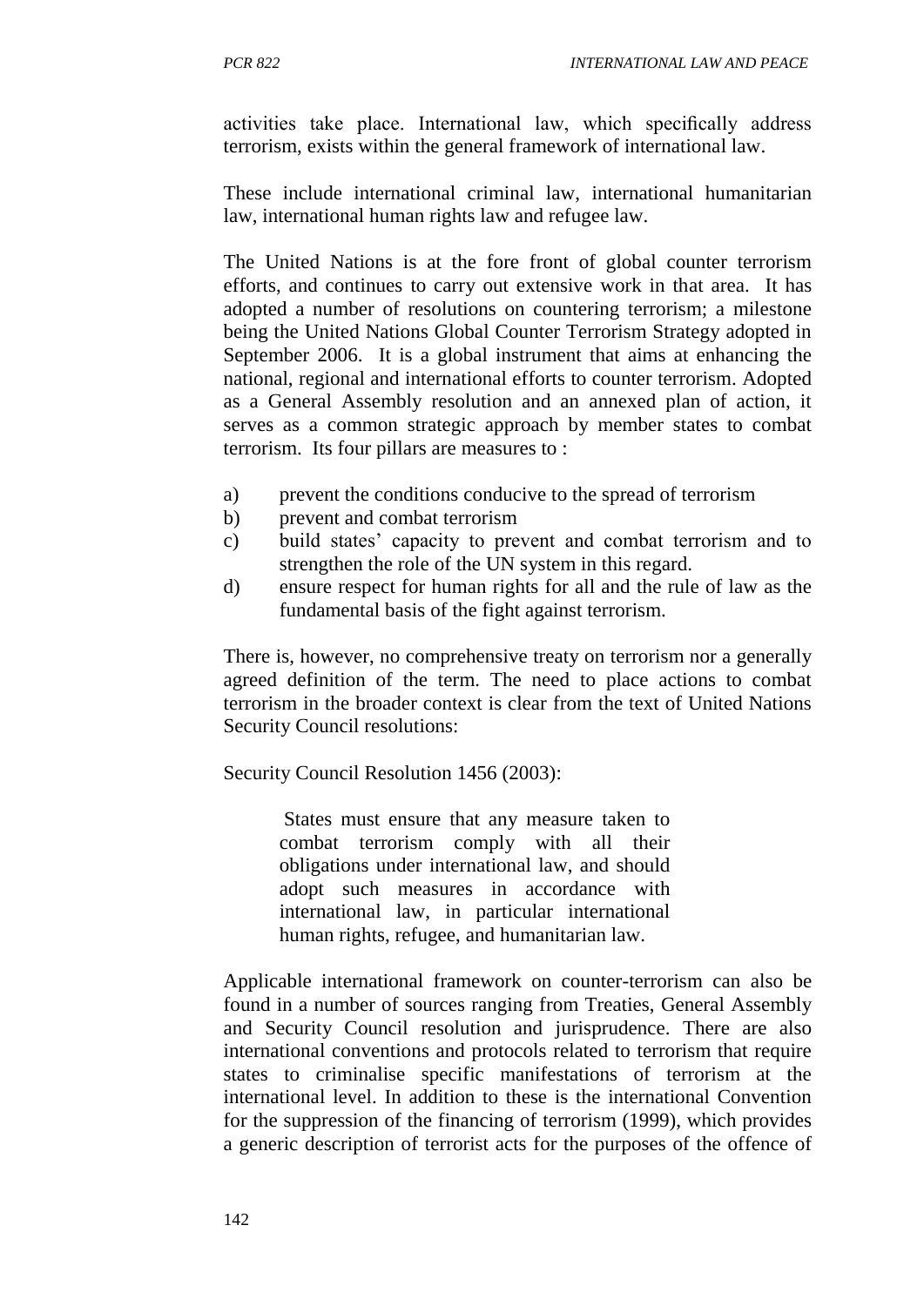activities take place. International law, which specifically address terrorism, exists within the general framework of international law.

These include international criminal law, international humanitarian law, international human rights law and refugee law.

The United Nations is at the fore front of global counter terrorism efforts, and continues to carry out extensive work in that area. It has adopted a number of resolutions on countering terrorism; a milestone being the United Nations Global Counter Terrorism Strategy adopted in September 2006. It is a global instrument that aims at enhancing the national, regional and international efforts to counter terrorism. Adopted as a General Assembly resolution and an annexed plan of action, it serves as a common strategic approach by member states to combat terrorism. Its four pillars are measures to :

a) prevent the conditions conducive to the spread of terrorism
b) prevent and combat terrorism
c) build states' capacity to prevent and combat terrorism and to strengthen the role of the UN system in this regard.
d) ensure respect for human rights for all and the rule of law as the fundamental basis of the fight against terrorism.

There is, however, no comprehensive treaty on terrorism nor a generally agreed definition of the term. The need to place actions to combat terrorism in the broader context is clear from the text of United Nations Security Council resolutions:

Security Council Resolution 1456 (2003):

> States must ensure that any measure taken to combat terrorism comply with all their obligations under international law, and should adopt such measures in accordance with international law, in particular international human rights, refugee, and humanitarian law.

Applicable international framework on counter-terrorism can also be found in a number of sources ranging from Treaties, General Assembly and Security Council resolution and jurisprudence. There are also international conventions and protocols related to terrorism that require states to criminalise specific manifestations of terrorism at the international level. In addition to these is the international Convention for the suppression of the financing of terrorism (1999), which provides a generic description of terrorist acts for the purposes of the offence of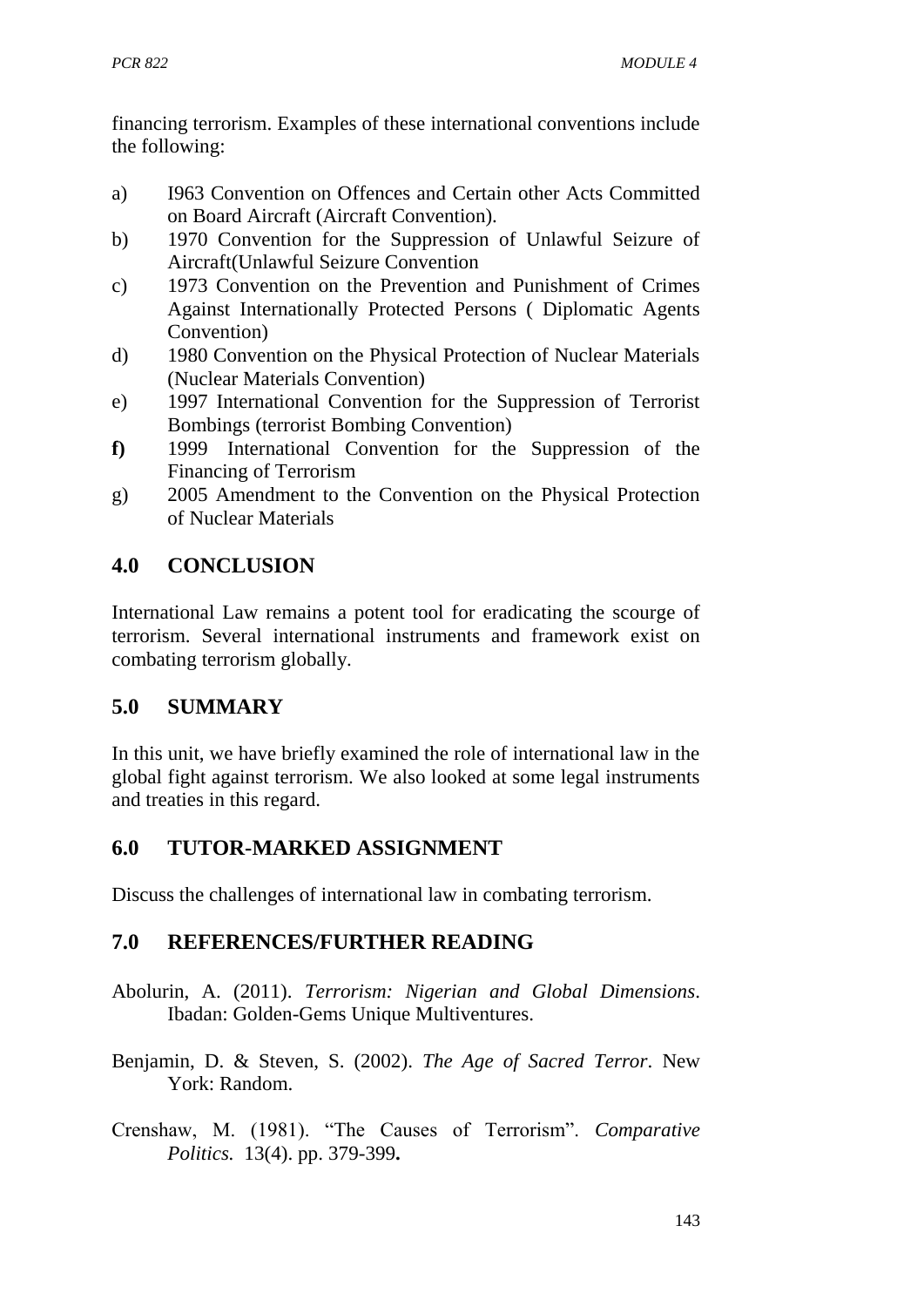financing terrorism. Examples of these international conventions include the following:

a) I963 Convention on Offences and Certain other Acts Committed on Board Aircraft (Aircraft Convention).
b) 1970 Convention for the Suppression of Unlawful Seizure of Aircraft(Unlawful Seizure Convention
c) 1973 Convention on the Prevention and Punishment of Crimes Against Internationally Protected Persons ( Diplomatic Agents Convention)
d) 1980 Convention on the Physical Protection of Nuclear Materials (Nuclear Materials Convention)
e) 1997 International Convention for the Suppression of Terrorist Bombings (terrorist Bombing Convention)
**f)** 1999 International Convention for the Suppression of the Financing of Terrorism
g) 2005 Amendment to the Convention on the Physical Protection of Nuclear Materials

## 4.0 CONCLUSION

International Law remains a potent tool for eradicating the scourge of terrorism. Several international instruments and framework exist on combating terrorism globally.

## 5.0 SUMMARY

In this unit, we have briefly examined the role of international law in the global fight against terrorism. We also looked at some legal instruments and treaties in this regard.

## 6.0 TUTOR-MARKED ASSIGNMENT

Discuss the challenges of international law in combating terrorism.

## 7.0 REFERENCES/FURTHER READING

Abolurin, A. (2011). *Terrorism: Nigerian and Global Dimensions*. Ibadan: Golden-Gems Unique Multiventures.

Benjamin, D. & Steven, S. (2002). *The Age of Sacred Terror*. New York: Random.

Crenshaw, M. (1981). "The Causes of Terrorism". *Comparative Politics.* 13(4). pp. 379-399**.**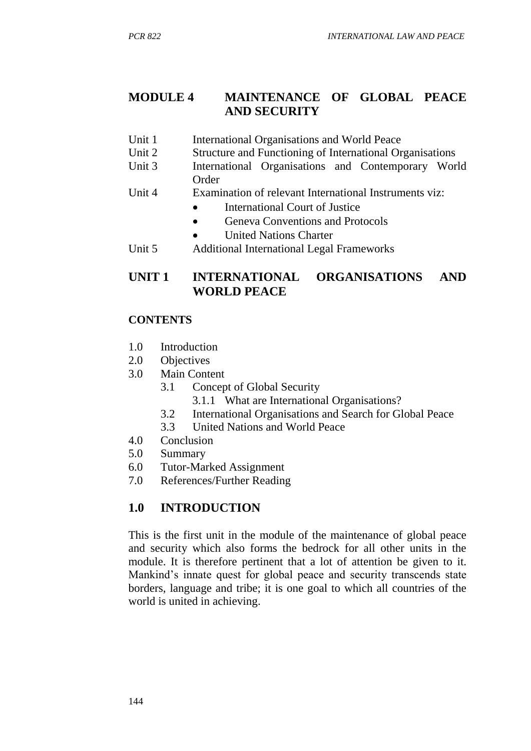## MODULE 4 MAINTENANCE OF GLOBAL PEACE AND SECURITY

Unit 1 International Organisations and World Peace
Unit 2 Structure and Functioning of International Organisations
Unit 3 International Organisations and Contemporary World Order
Unit 4 Examination of relevant International Instruments viz:
- International Court of Justice
- Geneva Conventions and Protocols
- United Nations Charter

Unit 5 Additional International Legal Frameworks

## UNIT 1 INTERNATIONAL ORGANISATIONS AND WORLD PEACE

**CONTENTS**

1.0 Introduction
2.0 Objectives
3.0 Main Content
  3.1 Concept of Global Security
    3.1.1 What are International Organisations?
  3.2 International Organisations and Search for Global Peace
  3.3 United Nations and World Peace
4.0 Conclusion
5.0 Summary
6.0 Tutor-Marked Assignment
7.0 References/Further Reading

### 1.0 INTRODUCTION

This is the first unit in the module of the maintenance of global peace and security which also forms the bedrock for all other units in the module. It is therefore pertinent that a lot of attention be given to it. Mankind's innate quest for global peace and security transcends state borders, language and tribe; it is one goal to which all countries of the world is united in achieving.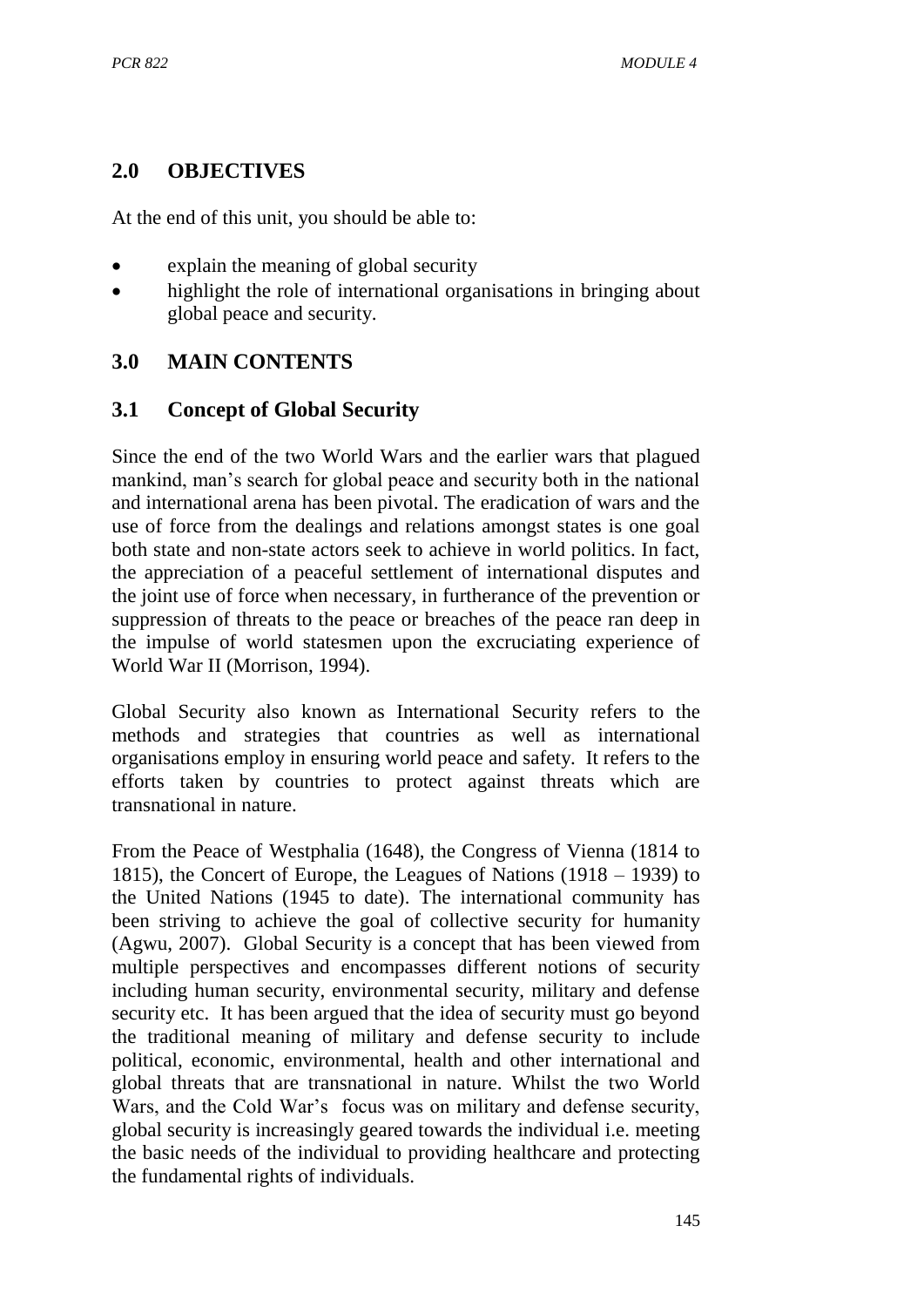## 2.0 OBJECTIVES

At the end of this unit, you should be able to:

- explain the meaning of global security
- highlight the role of international organisations in bringing about global peace and security.

## 3.0 MAIN CONTENTS

### 3.1 Concept of Global Security

Since the end of the two World Wars and the earlier wars that plagued mankind, man's search for global peace and security both in the national and international arena has been pivotal. The eradication of wars and the use of force from the dealings and relations amongst states is one goal both state and non-state actors seek to achieve in world politics. In fact, the appreciation of a peaceful settlement of international disputes and the joint use of force when necessary, in furtherance of the prevention or suppression of threats to the peace or breaches of the peace ran deep in the impulse of world statesmen upon the excruciating experience of World War II (Morrison, 1994).

Global Security also known as International Security refers to the methods and strategies that countries as well as international organisations employ in ensuring world peace and safety. It refers to the efforts taken by countries to protect against threats which are transnational in nature.

From the Peace of Westphalia (1648), the Congress of Vienna (1814 to 1815), the Concert of Europe, the Leagues of Nations (1918 – 1939) to the United Nations (1945 to date). The international community has been striving to achieve the goal of collective security for humanity (Agwu, 2007). Global Security is a concept that has been viewed from multiple perspectives and encompasses different notions of security including human security, environmental security, military and defense security etc. It has been argued that the idea of security must go beyond the traditional meaning of military and defense security to include political, economic, environmental, health and other international and global threats that are transnational in nature. Whilst the two World Wars, and the Cold War's focus was on military and defense security, global security is increasingly geared towards the individual i.e. meeting the basic needs of the individual to providing healthcare and protecting the fundamental rights of individuals.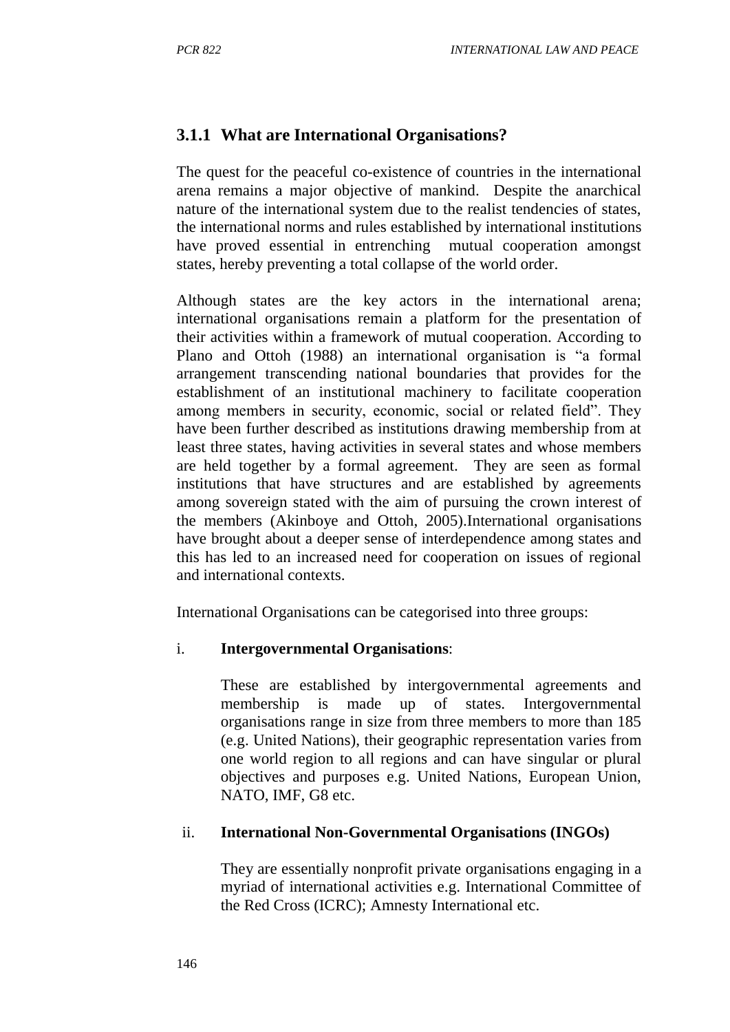### 3.1.1 What are International Organisations?

The quest for the peaceful co-existence of countries in the international arena remains a major objective of mankind. Despite the anarchical nature of the international system due to the realist tendencies of states, the international norms and rules established by international institutions have proved essential in entrenching mutual cooperation amongst states, hereby preventing a total collapse of the world order.

Although states are the key actors in the international arena; international organisations remain a platform for the presentation of their activities within a framework of mutual cooperation. According to Plano and Ottoh (1988) an international organisation is "a formal arrangement transcending national boundaries that provides for the establishment of an institutional machinery to facilitate cooperation among members in security, economic, social or related field". They have been further described as institutions drawing membership from at least three states, having activities in several states and whose members are held together by a formal agreement. They are seen as formal institutions that have structures and are established by agreements among sovereign stated with the aim of pursuing the crown interest of the members (Akinboye and Ottoh, 2005).International organisations have brought about a deeper sense of interdependence among states and this has led to an increased need for cooperation on issues of regional and international contexts.

International Organisations can be categorised into three groups:

i. **Intergovernmental Organisations**:

   These are established by intergovernmental agreements and membership is made up of states. Intergovernmental organisations range in size from three members to more than 185 (e.g. United Nations), their geographic representation varies from one world region to all regions and can have singular or plural objectives and purposes e.g. United Nations, European Union, NATO, IMF, G8 etc.

ii. **International Non-Governmental Organisations (INGOs)**

   They are essentially nonprofit private organisations engaging in a myriad of international activities e.g. International Committee of the Red Cross (ICRC); Amnesty International etc.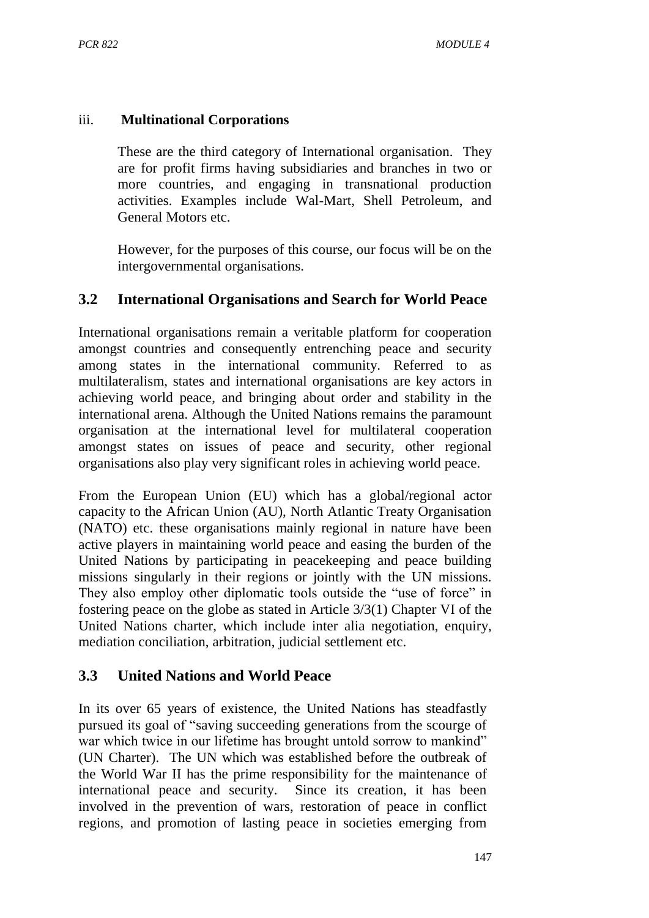iii. **Multinational Corporations**

These are the third category of International organisation. They are for profit firms having subsidiaries and branches in two or more countries, and engaging in transnational production activities. Examples include Wal-Mart, Shell Petroleum, and General Motors etc.

However, for the purposes of this course, our focus will be on the intergovernmental organisations.

## 3.2 International Organisations and Search for World Peace

International organisations remain a veritable platform for cooperation amongst countries and consequently entrenching peace and security among states in the international community. Referred to as multilateralism, states and international organisations are key actors in achieving world peace, and bringing about order and stability in the international arena. Although the United Nations remains the paramount organisation at the international level for multilateral cooperation amongst states on issues of peace and security, other regional organisations also play very significant roles in achieving world peace.

From the European Union (EU) which has a global/regional actor capacity to the African Union (AU), North Atlantic Treaty Organisation (NATO) etc. these organisations mainly regional in nature have been active players in maintaining world peace and easing the burden of the United Nations by participating in peacekeeping and peace building missions singularly in their regions or jointly with the UN missions. They also employ other diplomatic tools outside the "use of force" in fostering peace on the globe as stated in Article 3/3(1) Chapter VI of the United Nations charter, which include inter alia negotiation, enquiry, mediation conciliation, arbitration, judicial settlement etc.

## 3.3 United Nations and World Peace

In its over 65 years of existence, the United Nations has steadfastly pursued its goal of "saving succeeding generations from the scourge of war which twice in our lifetime has brought untold sorrow to mankind" (UN Charter). The UN which was established before the outbreak of the World War II has the prime responsibility for the maintenance of international peace and security. Since its creation, it has been involved in the prevention of wars, restoration of peace in conflict regions, and promotion of lasting peace in societies emerging from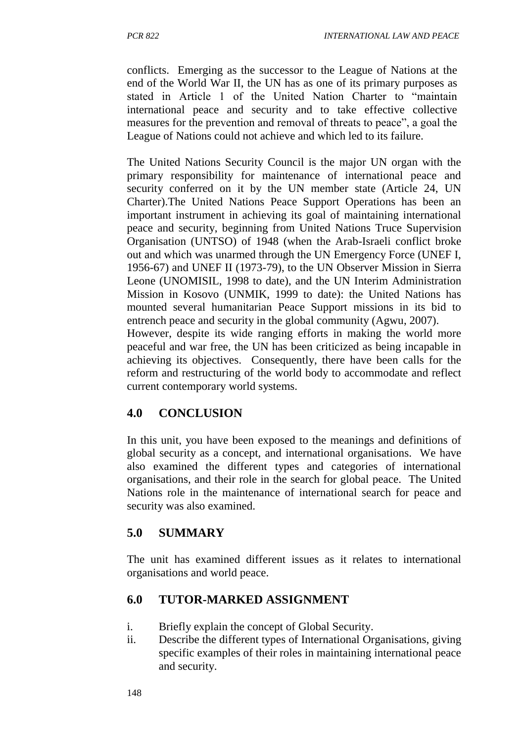conflicts. Emerging as the successor to the League of Nations at the end of the World War II, the UN has as one of its primary purposes as stated in Article 1 of the United Nation Charter to "maintain international peace and security and to take effective collective measures for the prevention and removal of threats to peace", a goal the League of Nations could not achieve and which led to its failure.

The United Nations Security Council is the major UN organ with the primary responsibility for maintenance of international peace and security conferred on it by the UN member state (Article 24, UN Charter).The United Nations Peace Support Operations has been an important instrument in achieving its goal of maintaining international peace and security, beginning from United Nations Truce Supervision Organisation (UNTSO) of 1948 (when the Arab-Israeli conflict broke out and which was unarmed through the UN Emergency Force (UNEF I, 1956-67) and UNEF II (1973-79), to the UN Observer Mission in Sierra Leone (UNOMISIL, 1998 to date), and the UN Interim Administration Mission in Kosovo (UNMIK, 1999 to date): the United Nations has mounted several humanitarian Peace Support missions in its bid to entrench peace and security in the global community (Agwu, 2007).
However, despite its wide ranging efforts in making the world more peaceful and war free, the UN has been criticized as being incapable in achieving its objectives. Consequently, there have been calls for the reform and restructuring of the world body to accommodate and reflect current contemporary world systems.

## 4.0 CONCLUSION

In this unit, you have been exposed to the meanings and definitions of global security as a concept, and international organisations. We have also examined the different types and categories of international organisations, and their role in the search for global peace. The United Nations role in the maintenance of international search for peace and security was also examined.

## 5.0 SUMMARY

The unit has examined different issues as it relates to international organisations and world peace.

## 6.0 TUTOR-MARKED ASSIGNMENT

i. Briefly explain the concept of Global Security.
ii. Describe the different types of International Organisations, giving specific examples of their roles in maintaining international peace and security.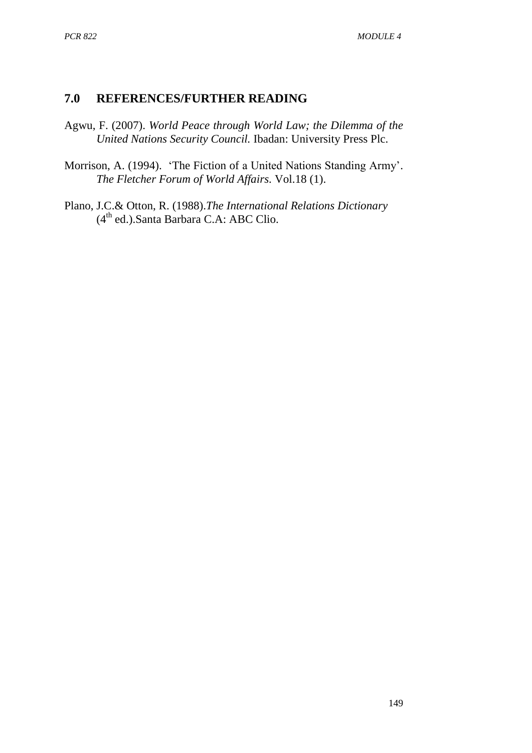## 7.0 REFERENCES/FURTHER READING

Agwu, F. (2007). *World Peace through World Law; the Dilemma of the United Nations Security Council.* Ibadan: University Press Plc.

Morrison, A. (1994). 'The Fiction of a United Nations Standing Army'. *The Fletcher Forum of World Affairs.* Vol.18 (1).

Plano, J.C.& Otton, R. (1988).*The International Relations Dictionary* (4th ed.).Santa Barbara C.A: ABC Clio.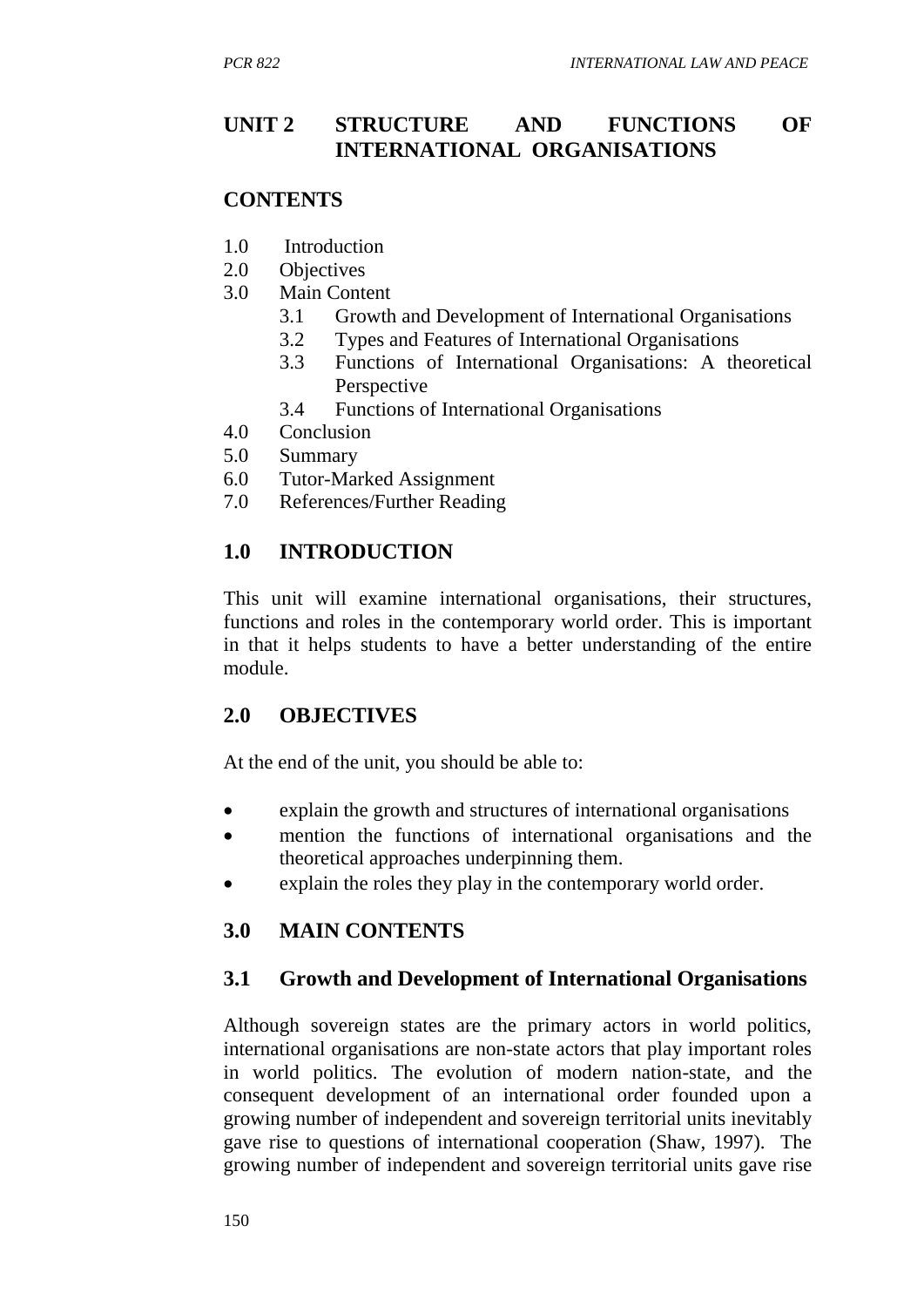## UNIT 2 STRUCTURE AND FUNCTIONS OF INTERNATIONAL ORGANISATIONS

### CONTENTS

1.0 Introduction
2.0 Objectives
3.0 Main Content
   3.1 Growth and Development of International Organisations
   3.2 Types and Features of International Organisations
   3.3 Functions of International Organisations: A theoretical Perspective
   3.4 Functions of International Organisations
4.0 Conclusion
5.0 Summary
6.0 Tutor-Marked Assignment
7.0 References/Further Reading

### 1.0 INTRODUCTION

This unit will examine international organisations, their structures, functions and roles in the contemporary world order. This is important in that it helps students to have a better understanding of the entire module.

### 2.0 OBJECTIVES

At the end of the unit, you should be able to:

- explain the growth and structures of international organisations
- mention the functions of international organisations and the theoretical approaches underpinning them.
- explain the roles they play in the contemporary world order.

### 3.0 MAIN CONTENTS

### 3.1 Growth and Development of International Organisations

Although sovereign states are the primary actors in world politics, international organisations are non-state actors that play important roles in world politics. The evolution of modern nation-state, and the consequent development of an international order founded upon a growing number of independent and sovereign territorial units inevitably gave rise to questions of international cooperation (Shaw, 1997). The growing number of independent and sovereign territorial units gave rise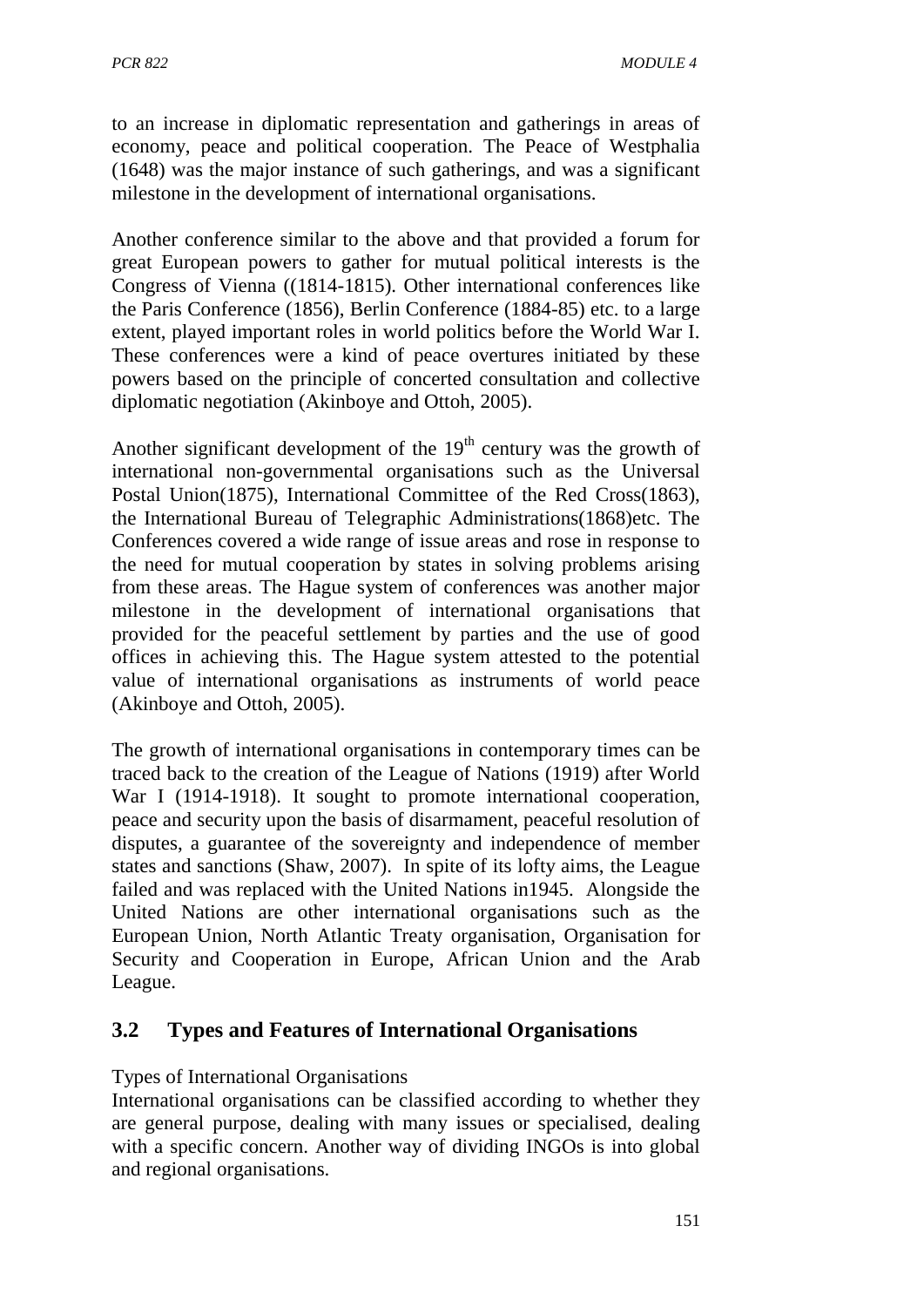to an increase in diplomatic representation and gatherings in areas of economy, peace and political cooperation. The Peace of Westphalia (1648) was the major instance of such gatherings, and was a significant milestone in the development of international organisations.

Another conference similar to the above and that provided a forum for great European powers to gather for mutual political interests is the Congress of Vienna ((1814-1815). Other international conferences like the Paris Conference (1856), Berlin Conference (1884-85) etc. to a large extent, played important roles in world politics before the World War I. These conferences were a kind of peace overtures initiated by these powers based on the principle of concerted consultation and collective diplomatic negotiation (Akinboye and Ottoh, 2005).

Another significant development of the 19th century was the growth of international non-governmental organisations such as the Universal Postal Union(1875), International Committee of the Red Cross(1863), the International Bureau of Telegraphic Administrations(1868)etc. The Conferences covered a wide range of issue areas and rose in response to the need for mutual cooperation by states in solving problems arising from these areas. The Hague system of conferences was another major milestone in the development of international organisations that provided for the peaceful settlement by parties and the use of good offices in achieving this. The Hague system attested to the potential value of international organisations as instruments of world peace (Akinboye and Ottoh, 2005).

The growth of international organisations in contemporary times can be traced back to the creation of the League of Nations (1919) after World War I (1914-1918). It sought to promote international cooperation, peace and security upon the basis of disarmament, peaceful resolution of disputes, a guarantee of the sovereignty and independence of member states and sanctions (Shaw, 2007). In spite of its lofty aims, the League failed and was replaced with the United Nations in1945. Alongside the United Nations are other international organisations such as the European Union, North Atlantic Treaty organisation, Organisation for Security and Cooperation in Europe, African Union and the Arab League.

## 3.2 Types and Features of International Organisations

Types of International Organisations

International organisations can be classified according to whether they are general purpose, dealing with many issues or specialised, dealing with a specific concern. Another way of dividing INGOs is into global and regional organisations.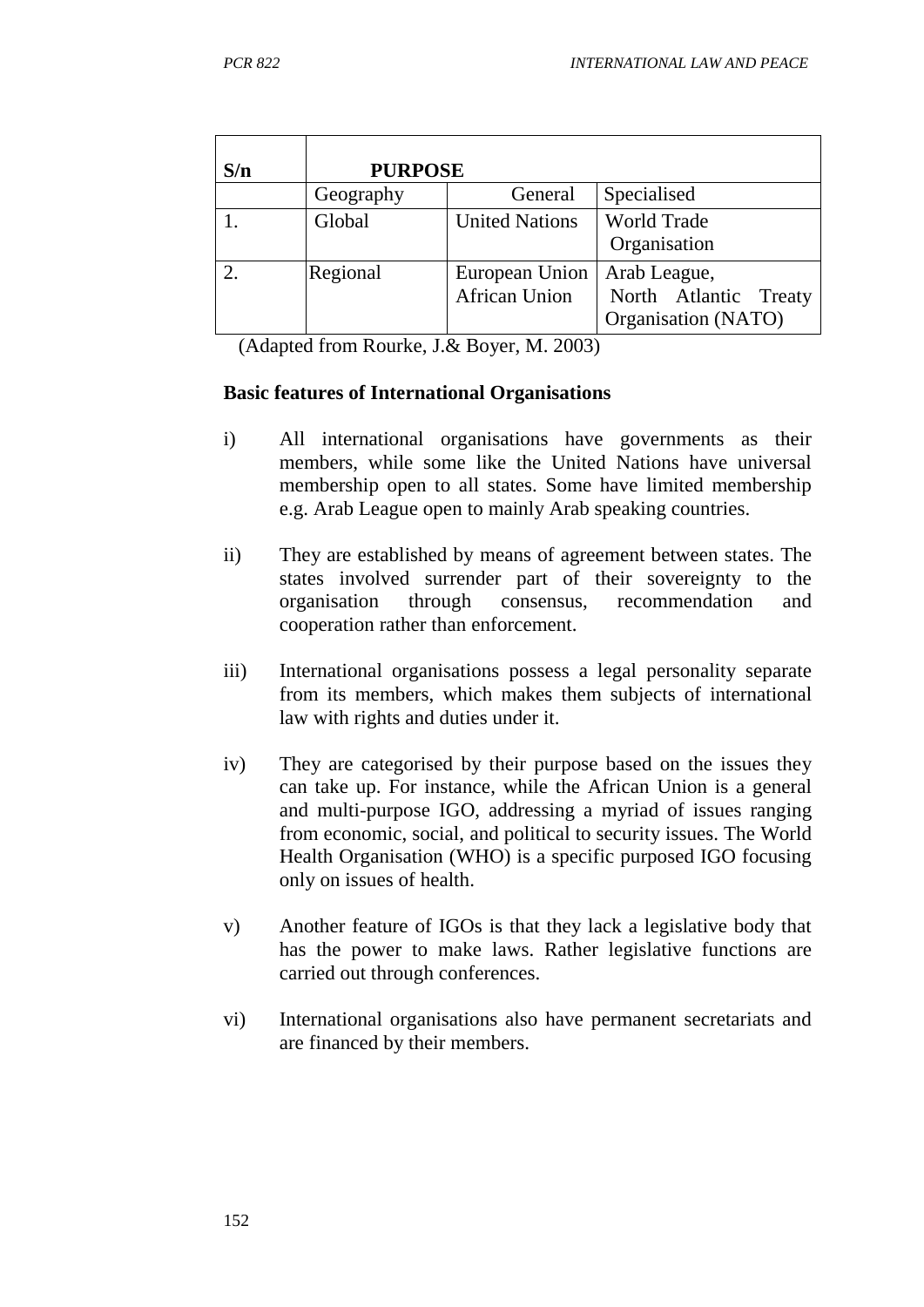| S/n | PURPOSE | | |
|---|---|---|---|
| | Geography | General | Specialised |
| 1. | Global | United Nations | World Trade Organisation |
| 2. | Regional | European Union African Union | Arab League, North Atlantic Treaty Organisation (NATO) |

(Adapted from Rourke, J.& Boyer, M. 2003)

**Basic features of International Organisations**

i) All international organisations have governments as their members, while some like the United Nations have universal membership open to all states. Some have limited membership e.g. Arab League open to mainly Arab speaking countries.

ii) They are established by means of agreement between states. The states involved surrender part of their sovereignty to the organisation through consensus, recommendation and cooperation rather than enforcement.

iii) International organisations possess a legal personality separate from its members, which makes them subjects of international law with rights and duties under it.

iv) They are categorised by their purpose based on the issues they can take up. For instance, while the African Union is a general and multi-purpose IGO, addressing a myriad of issues ranging from economic, social, and political to security issues. The World Health Organisation (WHO) is a specific purposed IGO focusing only on issues of health.

v) Another feature of IGOs is that they lack a legislative body that has the power to make laws. Rather legislative functions are carried out through conferences.

vi) International organisations also have permanent secretariats and are financed by their members.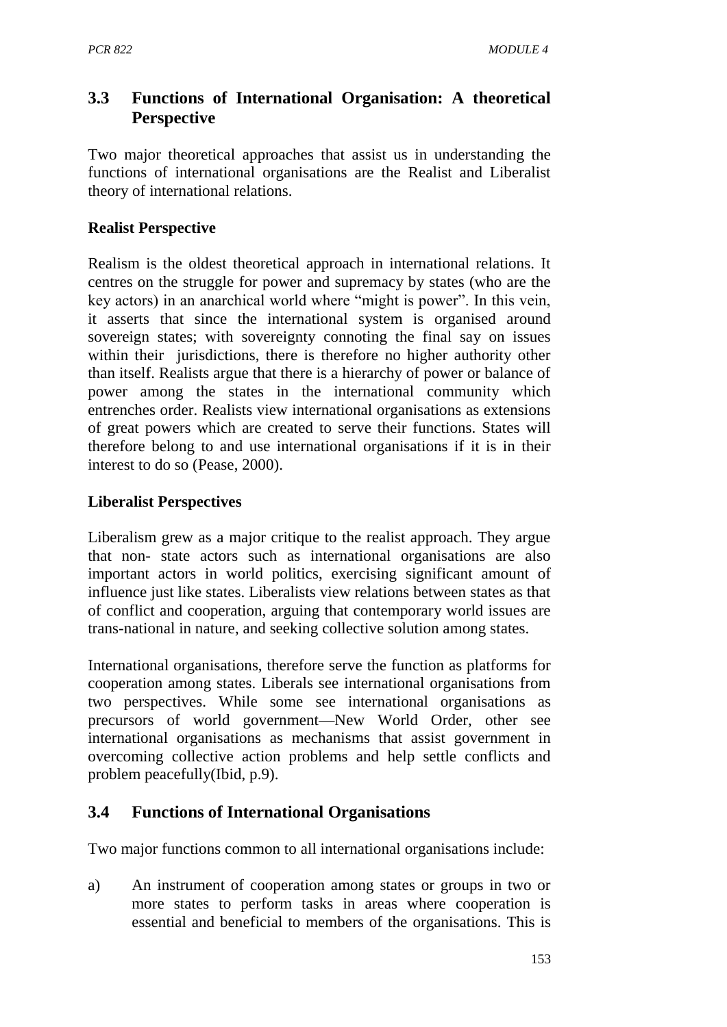## 3.3 Functions of International Organisation: A theoretical Perspective

Two major theoretical approaches that assist us in understanding the functions of international organisations are the Realist and Liberalist theory of international relations.

**Realist Perspective**

Realism is the oldest theoretical approach in international relations. It centres on the struggle for power and supremacy by states (who are the key actors) in an anarchical world where "might is power". In this vein, it asserts that since the international system is organised around sovereign states; with sovereignty connoting the final say on issues within their jurisdictions, there is therefore no higher authority other than itself. Realists argue that there is a hierarchy of power or balance of power among the states in the international community which entrenches order. Realists view international organisations as extensions of great powers which are created to serve their functions. States will therefore belong to and use international organisations if it is in their interest to do so (Pease, 2000).

**Liberalist Perspectives**

Liberalism grew as a major critique to the realist approach. They argue that non- state actors such as international organisations are also important actors in world politics, exercising significant amount of influence just like states. Liberalists view relations between states as that of conflict and cooperation, arguing that contemporary world issues are trans-national in nature, and seeking collective solution among states.

International organisations, therefore serve the function as platforms for cooperation among states. Liberals see international organisations from two perspectives. While some see international organisations as precursors of world government—New World Order, other see international organisations as mechanisms that assist government in overcoming collective action problems and help settle conflicts and problem peacefully(Ibid, p.9).

## 3.4 Functions of International Organisations

Two major functions common to all international organisations include:

a) An instrument of cooperation among states or groups in two or more states to perform tasks in areas where cooperation is essential and beneficial to members of the organisations. This is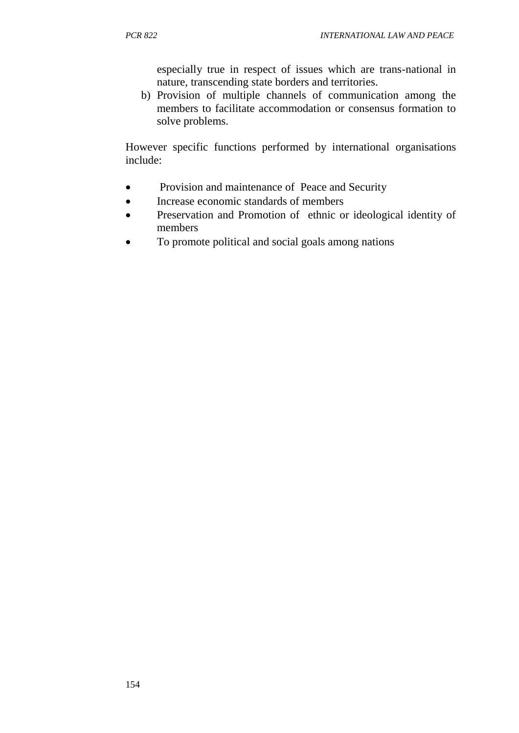especially true in respect of issues which are trans-national in nature, transcending state borders and territories.

b) Provision of multiple channels of communication among the members to facilitate accommodation or consensus formation to solve problems.

However specific functions performed by international organisations include:

- Provision and maintenance of Peace and Security
- Increase economic standards of members
- Preservation and Promotion of ethnic or ideological identity of members
- To promote political and social goals among nations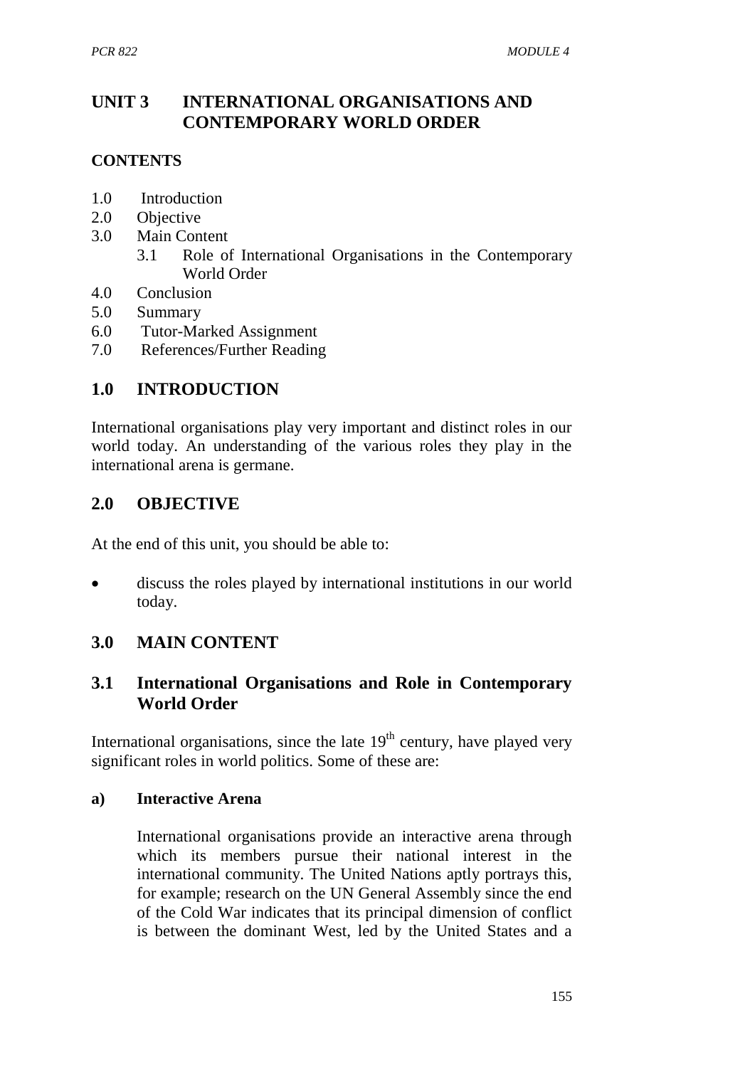# UNIT 3 INTERNATIONAL ORGANISATIONS AND CONTEMPORARY WORLD ORDER

## CONTENTS

1.0 Introduction
2.0 Objective
3.0 Main Content
  3.1 Role of International Organisations in the Contemporary World Order
4.0 Conclusion
5.0 Summary
6.0 Tutor-Marked Assignment
7.0 References/Further Reading

## 1.0 INTRODUCTION

International organisations play very important and distinct roles in our world today. An understanding of the various roles they play in the international arena is germane.

## 2.0 OBJECTIVE

At the end of this unit, you should be able to:

- discuss the roles played by international institutions in our world today.

## 3.0 MAIN CONTENT

### 3.1 International Organisations and Role in Contemporary World Order

International organisations, since the late 19th century, have played very significant roles in world politics. Some of these are:

#### a) Interactive Arena

International organisations provide an interactive arena through which its members pursue their national interest in the international community. The United Nations aptly portrays this, for example; research on the UN General Assembly since the end of the Cold War indicates that its principal dimension of conflict is between the dominant West, led by the United States and a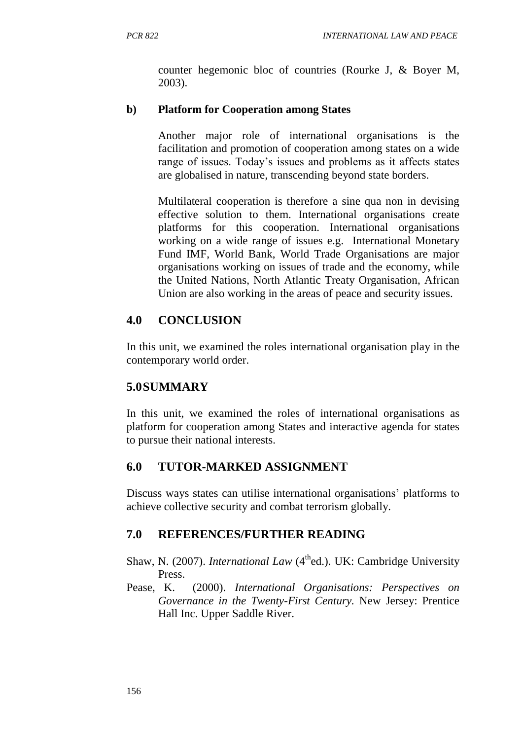counter hegemonic bloc of countries (Rourke J, & Boyer M, 2003).

**b) Platform for Cooperation among States**

Another major role of international organisations is the facilitation and promotion of cooperation among states on a wide range of issues. Today's issues and problems as it affects states are globalised in nature, transcending beyond state borders.

Multilateral cooperation is therefore a sine qua non in devising effective solution to them. International organisations create platforms for this cooperation. International organisations working on a wide range of issues e.g. International Monetary Fund IMF, World Bank, World Trade Organisations are major organisations working on issues of trade and the economy, while the United Nations, North Atlantic Treaty Organisation, African Union are also working in the areas of peace and security issues.

## 4.0 CONCLUSION

In this unit, we examined the roles international organisation play in the contemporary world order.

## 5.0 SUMMARY

In this unit, we examined the roles of international organisations as platform for cooperation among States and interactive agenda for states to pursue their national interests.

## 6.0 TUTOR-MARKED ASSIGNMENT

Discuss ways states can utilise international organisations' platforms to achieve collective security and combat terrorism globally.

## 7.0 REFERENCES/FURTHER READING

Shaw, N. (2007). *International Law* (4th ed.). UK: Cambridge University Press.

Pease, K. (2000). *International Organisations: Perspectives on Governance in the Twenty-First Century.* New Jersey: Prentice Hall Inc. Upper Saddle River.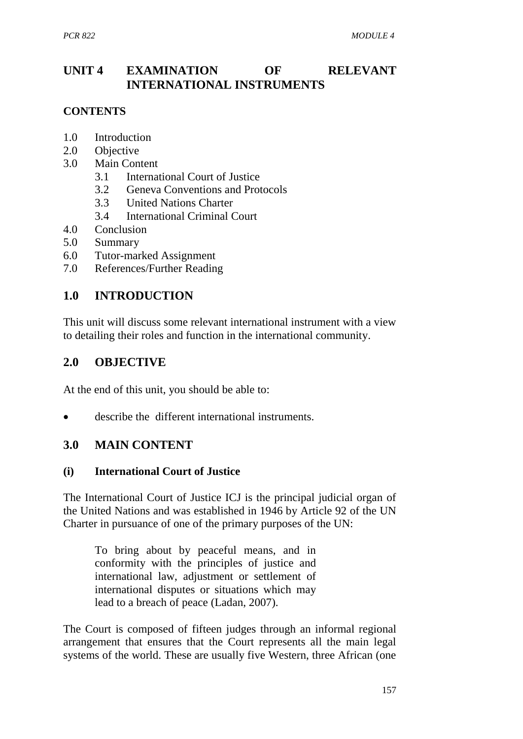# UNIT 4 EXAMINATION OF RELEVANT INTERNATIONAL INSTRUMENTS

## CONTENTS

1.0 Introduction
2.0 Objective
3.0 Main Content
 3.1 International Court of Justice
 3.2 Geneva Conventions and Protocols
 3.3 United Nations Charter
 3.4 International Criminal Court
4.0 Conclusion
5.0 Summary
6.0 Tutor-marked Assignment
7.0 References/Further Reading

## 1.0 INTRODUCTION

This unit will discuss some relevant international instrument with a view to detailing their roles and function in the international community.

## 2.0 OBJECTIVE

At the end of this unit, you should be able to:

- describe the different international instruments.

## 3.0 MAIN CONTENT

### (i) International Court of Justice

The International Court of Justice ICJ is the principal judicial organ of the United Nations and was established in 1946 by Article 92 of the UN Charter in pursuance of one of the primary purposes of the UN:

> To bring about by peaceful means, and in conformity with the principles of justice and international law, adjustment or settlement of international disputes or situations which may lead to a breach of peace (Ladan, 2007).

The Court is composed of fifteen judges through an informal regional arrangement that ensures that the Court represents all the main legal systems of the world. These are usually five Western, three African (one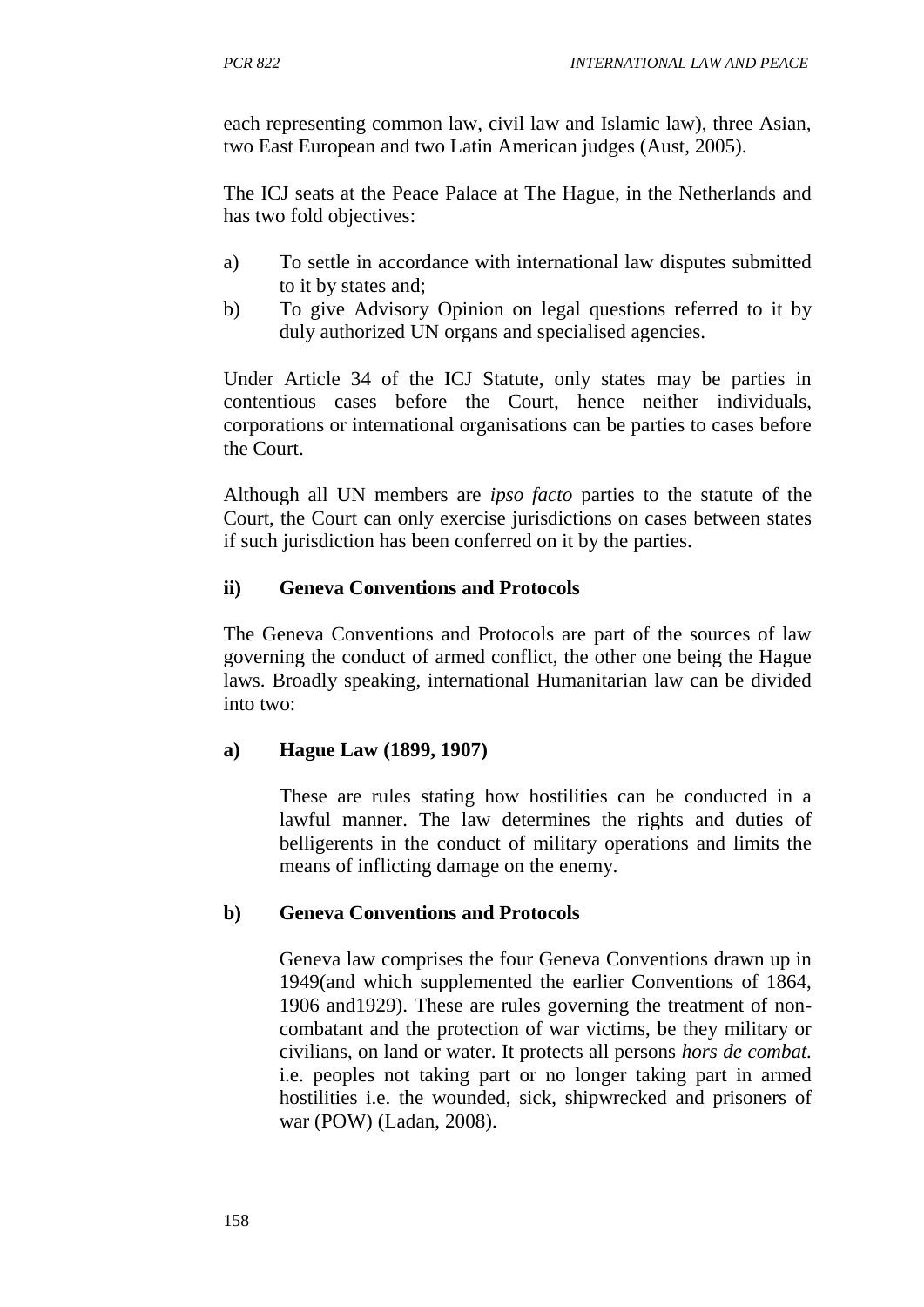each representing common law, civil law and Islamic law), three Asian, two East European and two Latin American judges (Aust, 2005).

The ICJ seats at the Peace Palace at The Hague, in the Netherlands and has two fold objectives:

a) To settle in accordance with international law disputes submitted to it by states and;
b) To give Advisory Opinion on legal questions referred to it by duly authorized UN organs and specialised agencies.

Under Article 34 of the ICJ Statute, only states may be parties in contentious cases before the Court, hence neither individuals, corporations or international organisations can be parties to cases before the Court.

Although all UN members are *ipso facto* parties to the statute of the Court, the Court can only exercise jurisdictions on cases between states if such jurisdiction has been conferred on it by the parties.

**ii) Geneva Conventions and Protocols**

The Geneva Conventions and Protocols are part of the sources of law governing the conduct of armed conflict, the other one being the Hague laws. Broadly speaking, international Humanitarian law can be divided into two:

**a) Hague Law (1899, 1907)**

These are rules stating how hostilities can be conducted in a lawful manner. The law determines the rights and duties of belligerents in the conduct of military operations and limits the means of inflicting damage on the enemy.

**b) Geneva Conventions and Protocols**

Geneva law comprises the four Geneva Conventions drawn up in 1949(and which supplemented the earlier Conventions of 1864, 1906 and1929). These are rules governing the treatment of non-combatant and the protection of war victims, be they military or civilians, on land or water. It protects all persons *hors de combat.* i.e. peoples not taking part or no longer taking part in armed hostilities i.e. the wounded, sick, shipwrecked and prisoners of war (POW) (Ladan, 2008).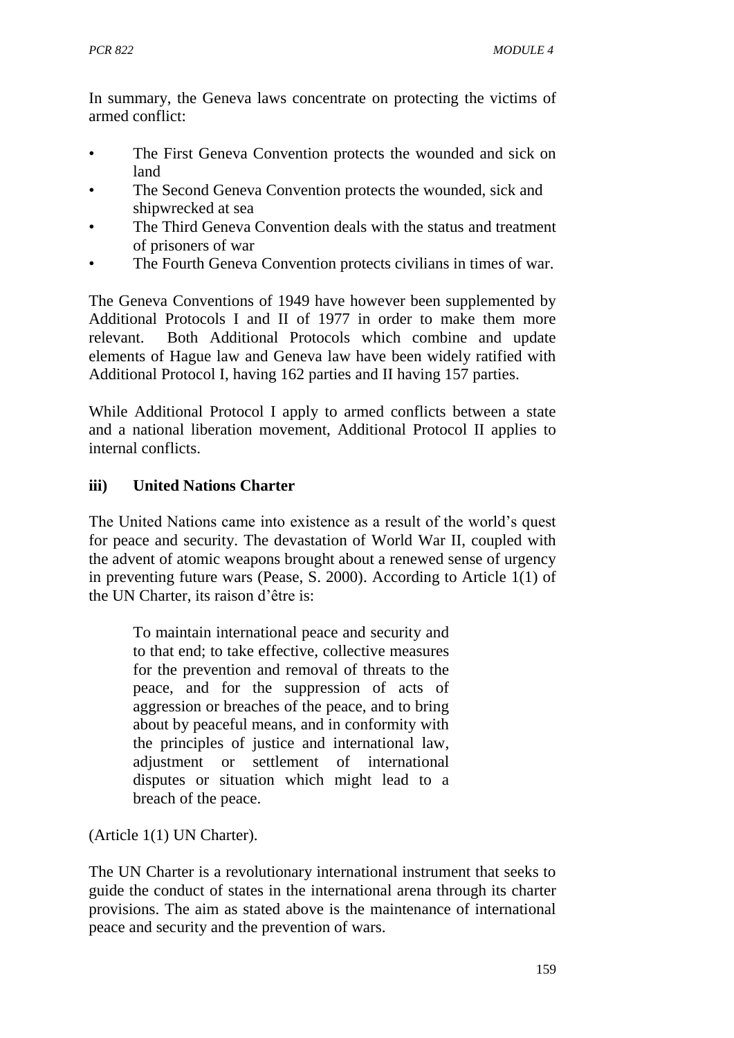In summary, the Geneva laws concentrate on protecting the victims of armed conflict:

- The First Geneva Convention protects the wounded and sick on land
- The Second Geneva Convention protects the wounded, sick and shipwrecked at sea
- The Third Geneva Convention deals with the status and treatment of prisoners of war
- The Fourth Geneva Convention protects civilians in times of war.

The Geneva Conventions of 1949 have however been supplemented by Additional Protocols I and II of 1977 in order to make them more relevant. Both Additional Protocols which combine and update elements of Hague law and Geneva law have been widely ratified with Additional Protocol I, having 162 parties and II having 157 parties.

While Additional Protocol I apply to armed conflicts between a state and a national liberation movement, Additional Protocol II applies to internal conflicts.

### iii) United Nations Charter

The United Nations came into existence as a result of the world's quest for peace and security. The devastation of World War II, coupled with the advent of atomic weapons brought about a renewed sense of urgency in preventing future wars (Pease, S. 2000). According to Article 1(1) of the UN Charter, its raison d'être is:

> To maintain international peace and security and to that end; to take effective, collective measures for the prevention and removal of threats to the peace, and for the suppression of acts of aggression or breaches of the peace, and to bring about by peaceful means, and in conformity with the principles of justice and international law, adjustment or settlement of international disputes or situation which might lead to a breach of the peace.

(Article 1(1) UN Charter).

The UN Charter is a revolutionary international instrument that seeks to guide the conduct of states in the international arena through its charter provisions. The aim as stated above is the maintenance of international peace and security and the prevention of wars.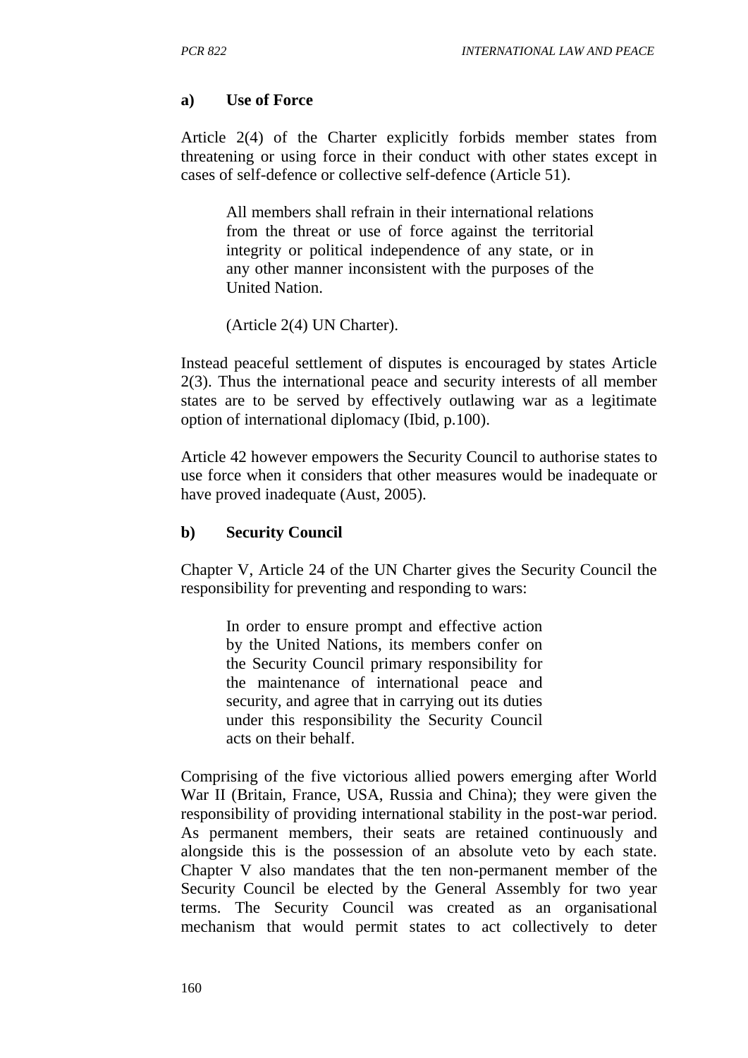#### a) Use of Force

Article 2(4) of the Charter explicitly forbids member states from threatening or using force in their conduct with other states except in cases of self-defence or collective self-defence (Article 51).

> All members shall refrain in their international relations from the threat or use of force against the territorial integrity or political independence of any state, or in any other manner inconsistent with the purposes of the United Nation.
>
> (Article 2(4) UN Charter).

Instead peaceful settlement of disputes is encouraged by states Article 2(3). Thus the international peace and security interests of all member states are to be served by effectively outlawing war as a legitimate option of international diplomacy (Ibid, p.100).

Article 42 however empowers the Security Council to authorise states to use force when it considers that other measures would be inadequate or have proved inadequate (Aust, 2005).

#### b) Security Council

Chapter V, Article 24 of the UN Charter gives the Security Council the responsibility for preventing and responding to wars:

> In order to ensure prompt and effective action by the United Nations, its members confer on the Security Council primary responsibility for the maintenance of international peace and security, and agree that in carrying out its duties under this responsibility the Security Council acts on their behalf.

Comprising of the five victorious allied powers emerging after World War II (Britain, France, USA, Russia and China); they were given the responsibility of providing international stability in the post-war period. As permanent members, their seats are retained continuously and alongside this is the possession of an absolute veto by each state. Chapter V also mandates that the ten non-permanent member of the Security Council be elected by the General Assembly for two year terms. The Security Council was created as an organisational mechanism that would permit states to act collectively to deter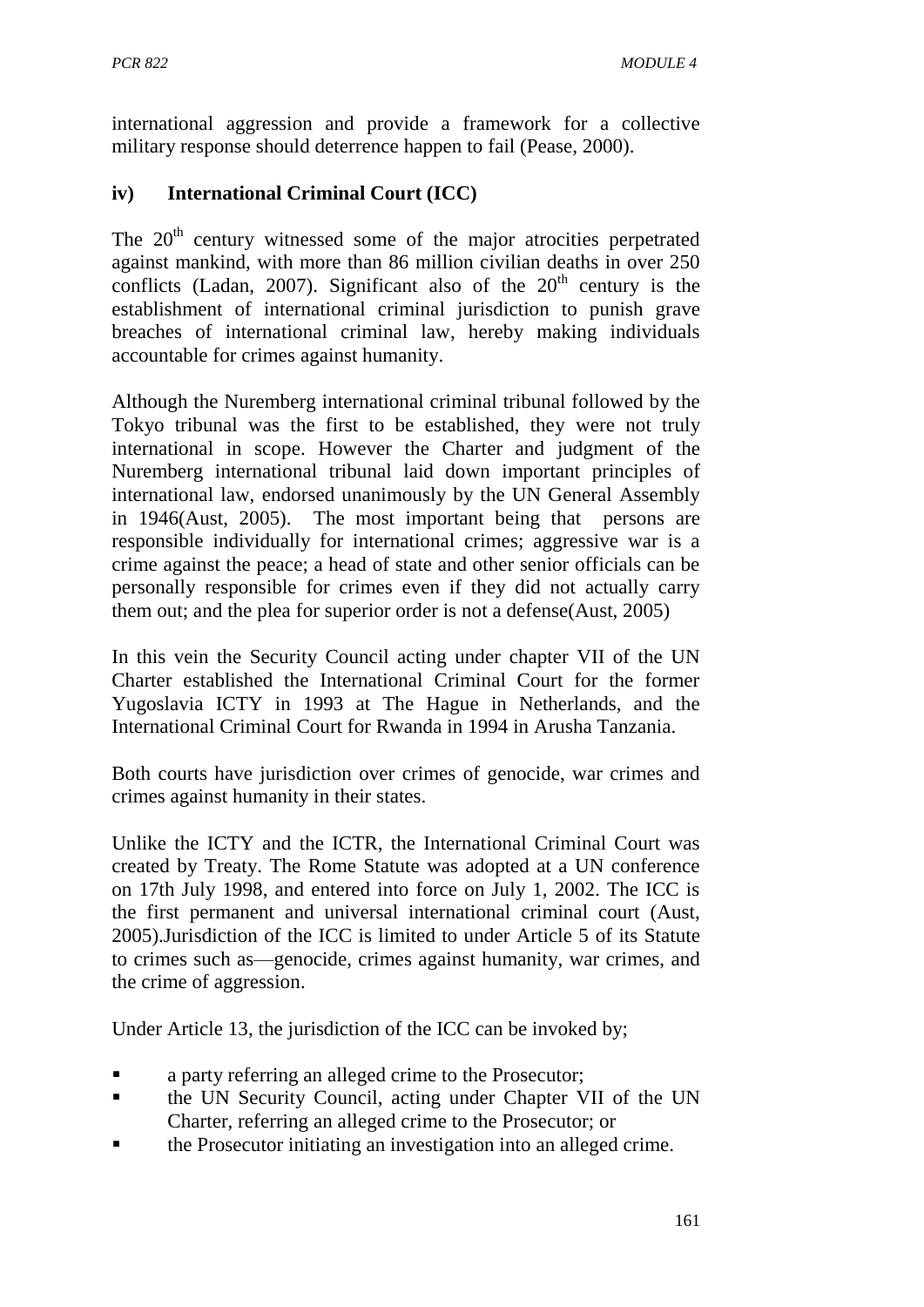international aggression and provide a framework for a collective military response should deterrence happen to fail (Pease, 2000).

### iv) International Criminal Court (ICC)

The 20th century witnessed some of the major atrocities perpetrated against mankind, with more than 86 million civilian deaths in over 250 conflicts (Ladan, 2007). Significant also of the 20th century is the establishment of international criminal jurisdiction to punish grave breaches of international criminal law, hereby making individuals accountable for crimes against humanity.

Although the Nuremberg international criminal tribunal followed by the Tokyo tribunal was the first to be established, they were not truly international in scope. However the Charter and judgment of the Nuremberg international tribunal laid down important principles of international law, endorsed unanimously by the UN General Assembly in 1946(Aust, 2005). The most important being that persons are responsible individually for international crimes; aggressive war is a crime against the peace; a head of state and other senior officials can be personally responsible for crimes even if they did not actually carry them out; and the plea for superior order is not a defense(Aust, 2005)

In this vein the Security Council acting under chapter VII of the UN Charter established the International Criminal Court for the former Yugoslavia ICTY in 1993 at The Hague in Netherlands, and the International Criminal Court for Rwanda in 1994 in Arusha Tanzania.

Both courts have jurisdiction over crimes of genocide, war crimes and crimes against humanity in their states.

Unlike the ICTY and the ICTR, the International Criminal Court was created by Treaty. The Rome Statute was adopted at a UN conference on 17th July 1998, and entered into force on July 1, 2002. The ICC is the first permanent and universal international criminal court (Aust, 2005).Jurisdiction of the ICC is limited to under Article 5 of its Statute to crimes such as—genocide, crimes against humanity, war crimes, and the crime of aggression.

Under Article 13, the jurisdiction of the ICC can be invoked by;

- a party referring an alleged crime to the Prosecutor;
- the UN Security Council, acting under Chapter VII of the UN Charter, referring an alleged crime to the Prosecutor; or
- the Prosecutor initiating an investigation into an alleged crime.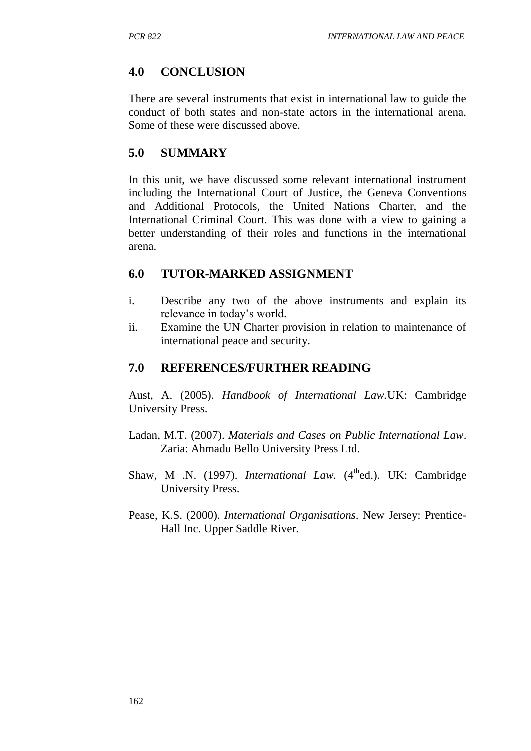## 4.0 CONCLUSION

There are several instruments that exist in international law to guide the conduct of both states and non-state actors in the international arena. Some of these were discussed above.

## 5.0 SUMMARY

In this unit, we have discussed some relevant international instrument including the International Court of Justice, the Geneva Conventions and Additional Protocols, the United Nations Charter, and the International Criminal Court. This was done with a view to gaining a better understanding of their roles and functions in the international arena.

## 6.0 TUTOR-MARKED ASSIGNMENT

i. Describe any two of the above instruments and explain its relevance in today's world.
ii. Examine the UN Charter provision in relation to maintenance of international peace and security.

## 7.0 REFERENCES/FURTHER READING

Aust, A. (2005). *Handbook of International Law.*UK: Cambridge University Press.

Ladan, M.T. (2007). *Materials and Cases on Public International Law*. Zaria: Ahmadu Bello University Press Ltd.

Shaw, M .N. (1997). *International Law.* (4thed.). UK: Cambridge University Press.

Pease, K.S. (2000). *International Organisations*. New Jersey: Prentice-Hall Inc. Upper Saddle River.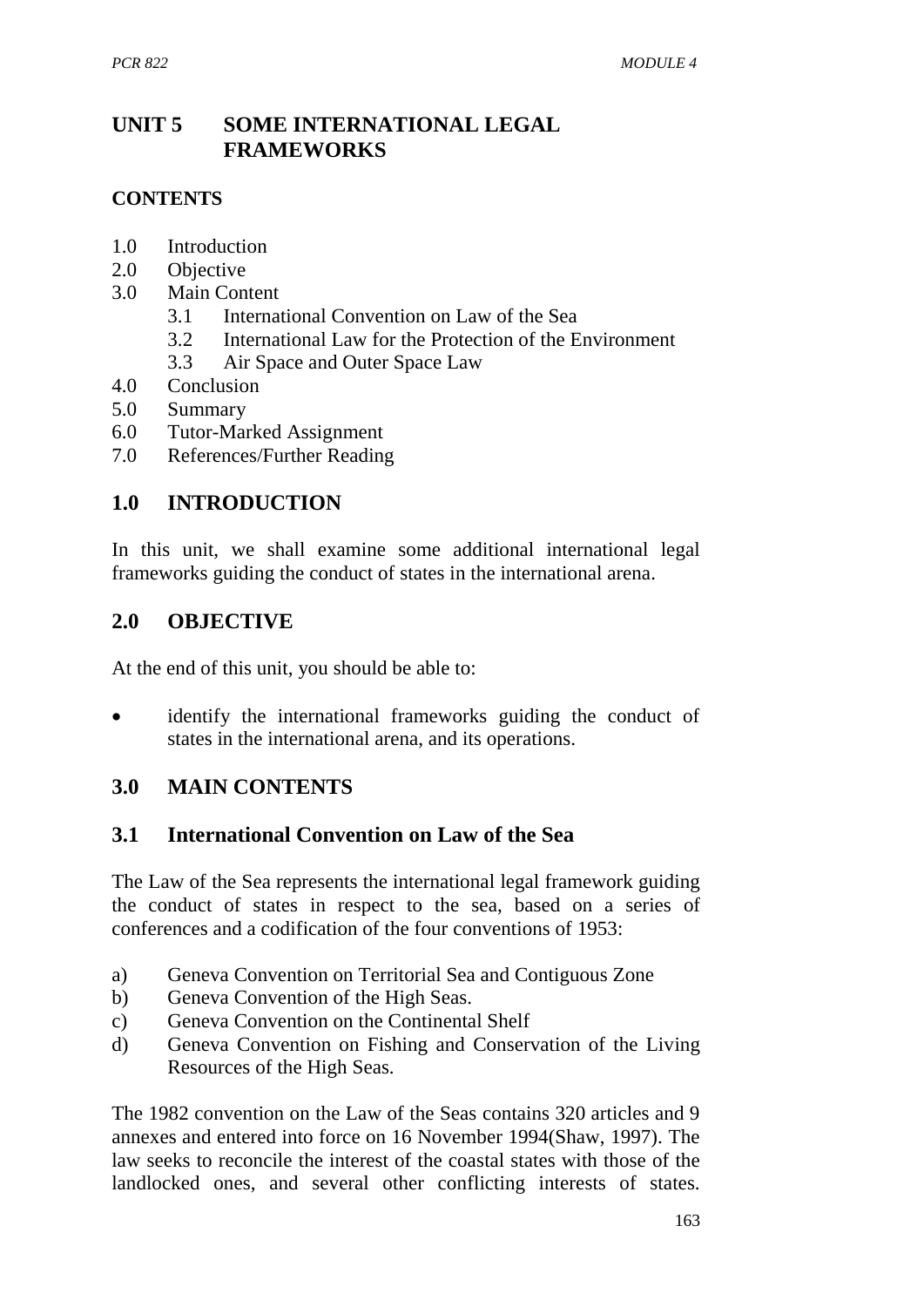# UNIT 5 SOME INTERNATIONAL LEGAL FRAMEWORKS

**CONTENTS**

1.0 Introduction
2.0 Objective
3.0 Main Content
  3.1 International Convention on Law of the Sea
  3.2 International Law for the Protection of the Environment
  3.3 Air Space and Outer Space Law
4.0 Conclusion
5.0 Summary
6.0 Tutor-Marked Assignment
7.0 References/Further Reading

## 1.0 INTRODUCTION

In this unit, we shall examine some additional international legal frameworks guiding the conduct of states in the international arena.

## 2.0 OBJECTIVE

At the end of this unit, you should be able to:

- identify the international frameworks guiding the conduct of states in the international arena, and its operations.

## 3.0 MAIN CONTENTS

### 3.1 International Convention on Law of the Sea

The Law of the Sea represents the international legal framework guiding the conduct of states in respect to the sea, based on a series of conferences and a codification of the four conventions of 1953:

a) Geneva Convention on Territorial Sea and Contiguous Zone
b) Geneva Convention of the High Seas.
c) Geneva Convention on the Continental Shelf
d) Geneva Convention on Fishing and Conservation of the Living Resources of the High Seas.

The 1982 convention on the Law of the Seas contains 320 articles and 9 annexes and entered into force on 16 November 1994(Shaw, 1997). The law seeks to reconcile the interest of the coastal states with those of the landlocked ones, and several other conflicting interests of states.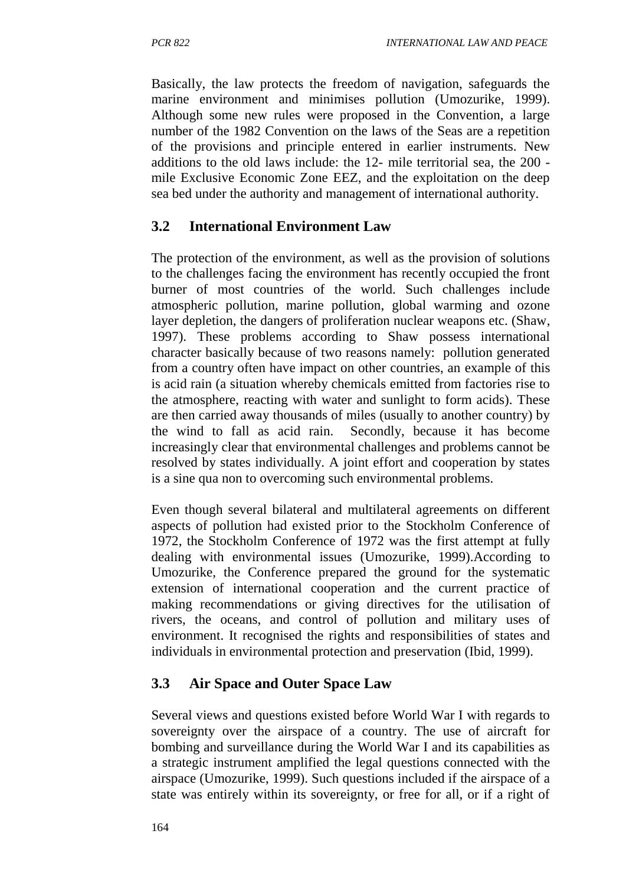Basically, the law protects the freedom of navigation, safeguards the marine environment and minimises pollution (Umozurike, 1999). Although some new rules were proposed in the Convention, a large number of the 1982 Convention on the laws of the Seas are a repetition of the provisions and principle entered in earlier instruments. New additions to the old laws include: the 12- mile territorial sea, the 200 - mile Exclusive Economic Zone EEZ, and the exploitation on the deep sea bed under the authority and management of international authority.

## 3.2 International Environment Law

The protection of the environment, as well as the provision of solutions to the challenges facing the environment has recently occupied the front burner of most countries of the world. Such challenges include atmospheric pollution, marine pollution, global warming and ozone layer depletion, the dangers of proliferation nuclear weapons etc. (Shaw, 1997). These problems according to Shaw possess international character basically because of two reasons namely: pollution generated from a country often have impact on other countries, an example of this is acid rain (a situation whereby chemicals emitted from factories rise to the atmosphere, reacting with water and sunlight to form acids). These are then carried away thousands of miles (usually to another country) by the wind to fall as acid rain. Secondly, because it has become increasingly clear that environmental challenges and problems cannot be resolved by states individually. A joint effort and cooperation by states is a sine qua non to overcoming such environmental problems.

Even though several bilateral and multilateral agreements on different aspects of pollution had existed prior to the Stockholm Conference of 1972, the Stockholm Conference of 1972 was the first attempt at fully dealing with environmental issues (Umozurike, 1999).According to Umozurike, the Conference prepared the ground for the systematic extension of international cooperation and the current practice of making recommendations or giving directives for the utilisation of rivers, the oceans, and control of pollution and military uses of environment. It recognised the rights and responsibilities of states and individuals in environmental protection and preservation (Ibid, 1999).

## 3.3 Air Space and Outer Space Law

Several views and questions existed before World War I with regards to sovereignty over the airspace of a country. The use of aircraft for bombing and surveillance during the World War I and its capabilities as a strategic instrument amplified the legal questions connected with the airspace (Umozurike, 1999). Such questions included if the airspace of a state was entirely within its sovereignty, or free for all, or if a right of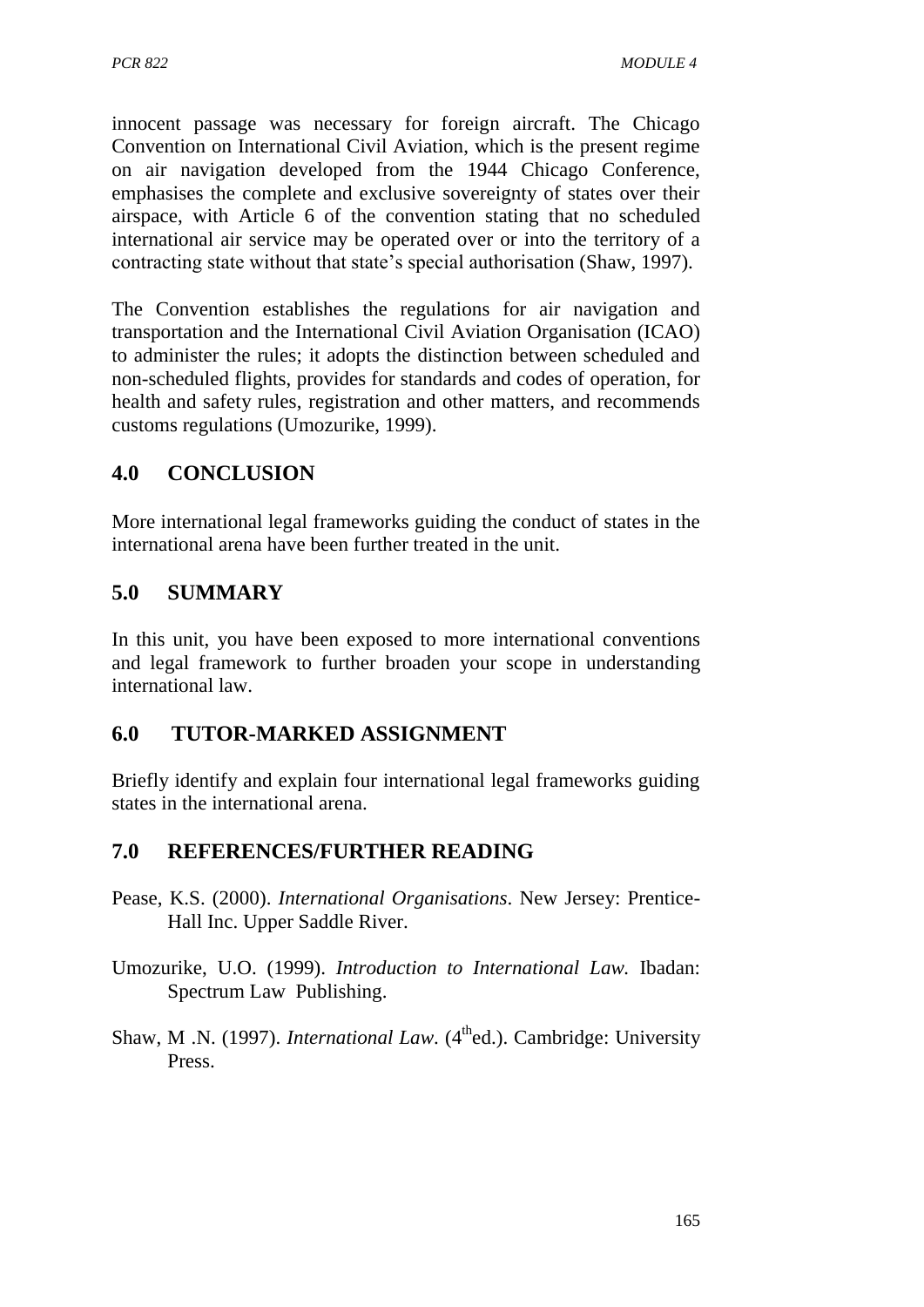innocent passage was necessary for foreign aircraft. The Chicago Convention on International Civil Aviation, which is the present regime on air navigation developed from the 1944 Chicago Conference, emphasises the complete and exclusive sovereignty of states over their airspace, with Article 6 of the convention stating that no scheduled international air service may be operated over or into the territory of a contracting state without that state's special authorisation (Shaw, 1997).

The Convention establishes the regulations for air navigation and transportation and the International Civil Aviation Organisation (ICAO) to administer the rules; it adopts the distinction between scheduled and non-scheduled flights, provides for standards and codes of operation, for health and safety rules, registration and other matters, and recommends customs regulations (Umozurike, 1999).

## 4.0 CONCLUSION

More international legal frameworks guiding the conduct of states in the international arena have been further treated in the unit.

## 5.0 SUMMARY

In this unit, you have been exposed to more international conventions and legal framework to further broaden your scope in understanding international law.

## 6.0 TUTOR-MARKED ASSIGNMENT

Briefly identify and explain four international legal frameworks guiding states in the international arena.

## 7.0 REFERENCES/FURTHER READING

Pease, K.S. (2000). *International Organisations*. New Jersey: Prentice-Hall Inc. Upper Saddle River.

Umozurike, U.O. (1999). *Introduction to International Law.* Ibadan: Spectrum Law Publishing.

Shaw, M .N. (1997). *International Law*. (4th ed.). Cambridge: University Press.